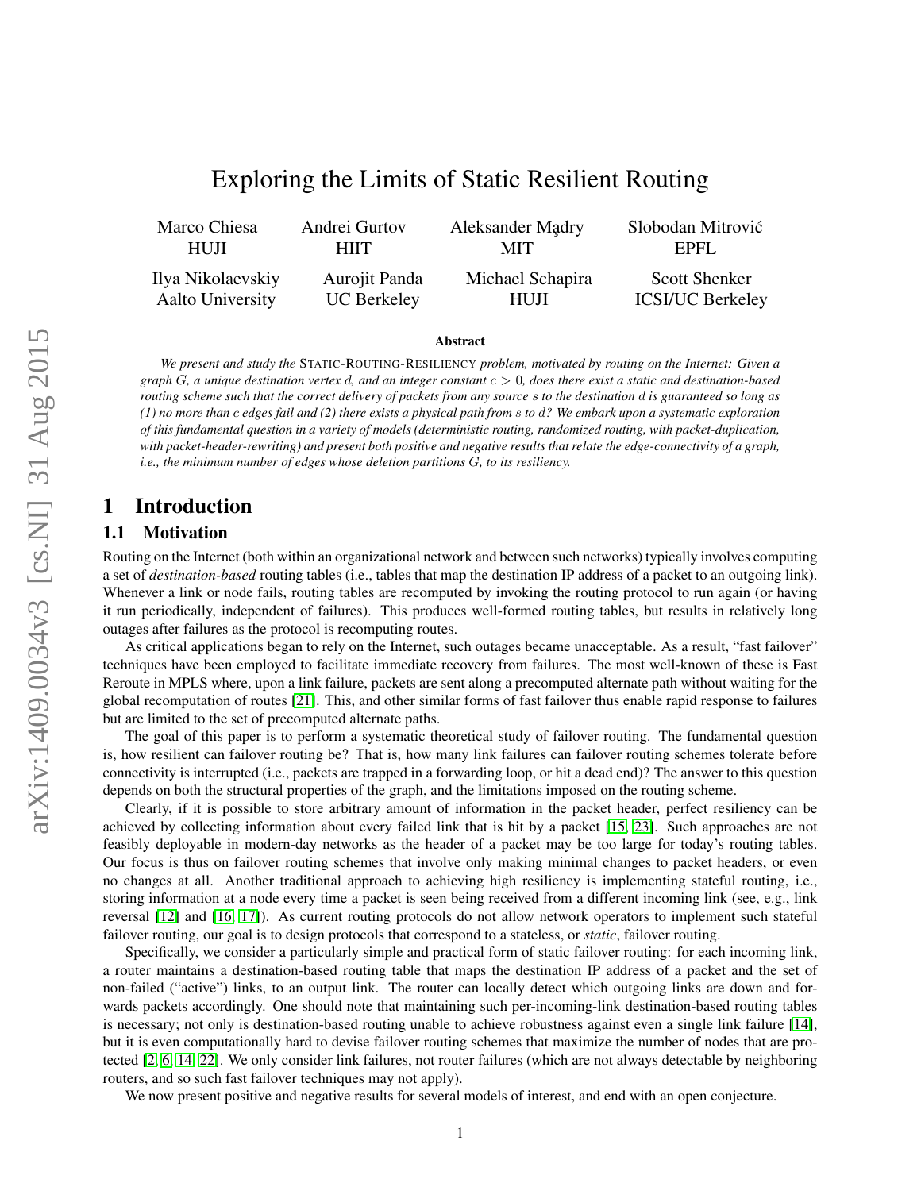# Exploring the Limits of Static Resilient Routing

| | | | |
|---|---|---|---|
| Marco Chiesa | Andrei Gurtov | Aleksander Mądry | Slobodan Mitrović |
| HUJI | HIIT | MIT | EPFL |
| Ilya Nikolaevskiy | Aurojit Panda | Michael Schapira | Scott Shenker |
| Aalto University | UC Berkeley | HUJI | ICSI/UC Berkeley |

### Abstract

*We present and study the* STATIC-ROUTING-RESILIENCY *problem, motivated by routing on the Internet: Given a graph $G$, a unique destination vertex $d$, and an integer constant $c > 0$, does there exist a static and destination-based routing scheme such that the correct delivery of packets from any source $s$ to the destination $d$ is guaranteed so long as (1) no more than $c$ edges fail and (2) there exists a physical path from $s$ to $d$? We embark upon a systematic exploration of this fundamental question in a variety of models (deterministic routing, randomized routing, with packet-duplication, with packet-header-rewriting) and present both positive and negative results that relate the edge-connectivity of a graph, i.e., the minimum number of edges whose deletion partitions $G$, to its resiliency.*

## 1 Introduction

### 1.1 Motivation

Routing on the Internet (both within an organizational network and between such networks) typically involves computing a set of *destination-based* routing tables (i.e., tables that map the destination IP address of a packet to an outgoing link). Whenever a link or node fails, routing tables are recomputed by invoking the routing protocol to run again (or having it run periodically, independent of failures). This produces well-formed routing tables, but results in relatively long outages after failures as the protocol is recomputing routes.

As critical applications began to rely on the Internet, such outages became unacceptable. As a result, "fast failover" techniques have been employed to facilitate immediate recovery from failures. The most well-known of these is Fast Reroute in MPLS where, upon a link failure, packets are sent along a precomputed alternate path without waiting for the global recomputation of routes [21]. This, and other similar forms of fast failover thus enable rapid response to failures but are limited to the set of precomputed alternate paths.

The goal of this paper is to perform a systematic theoretical study of failover routing. The fundamental question is, how resilient can failover routing be? That is, how many link failures can failover routing schemes tolerate before connectivity is interrupted (i.e., packets are trapped in a forwarding loop, or hit a dead end)? The answer to this question depends on both the structural properties of the graph, and the limitations imposed on the routing scheme.

Clearly, if it is possible to store arbitrary amount of information in the packet header, perfect resiliency can be achieved by collecting information about every failed link that is hit by a packet [15, 23]. Such approaches are not feasibly deployable in modern-day networks as the header of a packet may be too large for today's routing tables. Our focus is thus on failover routing schemes that involve only making minimal changes to packet headers, or even no changes at all. Another traditional approach to achieving high resiliency is implementing stateful routing, i.e., storing information at a node every time a packet is seen being received from a different incoming link (see, e.g., link reversal [12] and [16, 17]). As current routing protocols do not allow network operators to implement such stateful failover routing, our goal is to design protocols that correspond to a stateless, or *static*, failover routing.

Specifically, we consider a particularly simple and practical form of static failover routing: for each incoming link, a router maintains a destination-based routing table that maps the destination IP address of a packet and the set of non-failed ("active") links, to an output link. The router can locally detect which outgoing links are down and forwards packets accordingly. One should note that maintaining such per-incoming-link destination-based routing tables is necessary; not only is destination-based routing unable to achieve robustness against even a single link failure [14], but it is even computationally hard to devise failover routing schemes that maximize the number of nodes that are protected [2, 6, 14, 22]. We only consider link failures, not router failures (which are not always detectable by neighboring routers, and so such fast failover techniques may not apply).

We now present positive and negative results for several models of interest, and end with an open conjecture.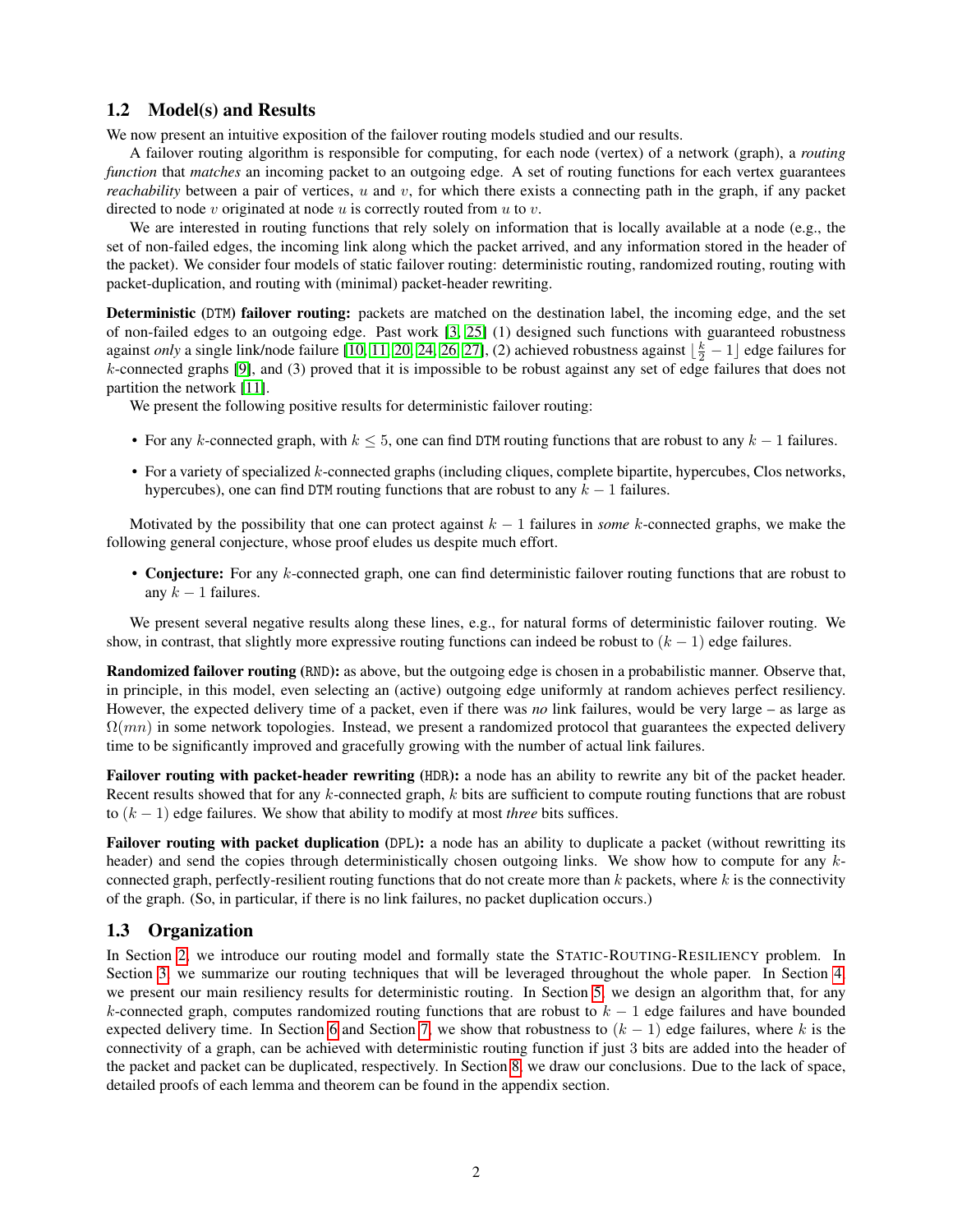## 1.2 Model(s) and Results

We now present an intuitive exposition of the failover routing models studied and our results.

A failover routing algorithm is responsible for computing, for each node (vertex) of a network (graph), a *routing function* that *matches* an incoming packet to an outgoing edge. A set of routing functions for each vertex guarantees *reachability* between a pair of vertices, $u$ and $v$, for which there exists a connecting path in the graph, if any packet directed to node $v$ originated at node $u$ is correctly routed from $u$ to $v$.

We are interested in routing functions that rely solely on information that is locally available at a node (e.g., the set of non-failed edges, the incoming link along which the packet arrived, and any information stored in the header of the packet). We consider four models of static failover routing: deterministic routing, randomized routing, routing with packet-duplication, and routing with (minimal) packet-header rewriting.

**Deterministic (DTM) failover routing:** packets are matched on the destination label, the incoming edge, and the set of non-failed edges to an outgoing edge. Past work [3, 25] (1) designed such functions with guaranteed robustness against *only* a single link/node failure [10, 11, 20, 24, 26, 27], (2) achieved robustness against $\lfloor \frac{k}{2} - 1 \rfloor$ edge failures for $k$-connected graphs [9], and (3) proved that it is impossible to be robust against any set of edge failures that does not partition the network [11].

We present the following positive results for deterministic failover routing:

- For any $k$-connected graph, with $k \leq 5$, one can find DTM routing functions that are robust to any $k-1$ failures.
- For a variety of specialized $k$-connected graphs (including cliques, complete bipartite, hypercubes, Clos networks, hypercubes), one can find DTM routing functions that are robust to any $k-1$ failures.

Motivated by the possibility that one can protect against $k-1$ failures in *some* $k$-connected graphs, we make the following general conjecture, whose proof eludes us despite much effort.

- **Conjecture:** For any $k$-connected graph, one can find deterministic failover routing functions that are robust to any $k-1$ failures.

We present several negative results along these lines, e.g., for natural forms of deterministic failover routing. We show, in contrast, that slightly more expressive routing functions can indeed be robust to $(k-1)$ edge failures.

**Randomized failover routing (RND):** as above, but the outgoing edge is chosen in a probabilistic manner. Observe that, in principle, in this model, even selecting an (active) outgoing edge uniformly at random achieves perfect resiliency. However, the expected delivery time of a packet, even if there was *no* link failures, would be very large – as large as $\Omega(mn)$ in some network topologies. Instead, we present a randomized protocol that guarantees the expected delivery time to be significantly improved and gracefully growing with the number of actual link failures.

**Failover routing with packet-header rewriting (HDR):** a node has an ability to rewrite any bit of the packet header. Recent results showed that for any $k$-connected graph, $k$ bits are sufficient to compute routing functions that are robust to $(k-1)$ edge failures. We show that ability to modify at most *three* bits suffices.

**Failover routing with packet duplication (DPL):** a node has an ability to duplicate a packet (without rewritting its header) and send the copies through deterministically chosen outgoing links. We show how to compute for any $k$-connected graph, perfectly-resilient routing functions that do not create more than $k$ packets, where $k$ is the connectivity of the graph. (So, in particular, if there is no link failures, no packet duplication occurs.)

## 1.3 Organization

In Section 2, we introduce our routing model and formally state the STATIC-ROUTING-RESILIENCY problem. In Section 3, we summarize our routing techniques that will be leveraged throughout the whole paper. In Section 4, we present our main resiliency results for deterministic routing. In Section 5, we design an algorithm that, for any $k$-connected graph, computes randomized routing functions that are robust to $k-1$ edge failures and have bounded expected delivery time. In Section 6 and Section 7, we show that robustness to $(k-1)$ edge failures, where $k$ is the connectivity of a graph, can be achieved with deterministic routing function if just 3 bits are added into the header of the packet and packet can be duplicated, respectively. In Section 8, we draw our conclusions. Due to the lack of space, detailed proofs of each lemma and theorem can be found in the appendix section.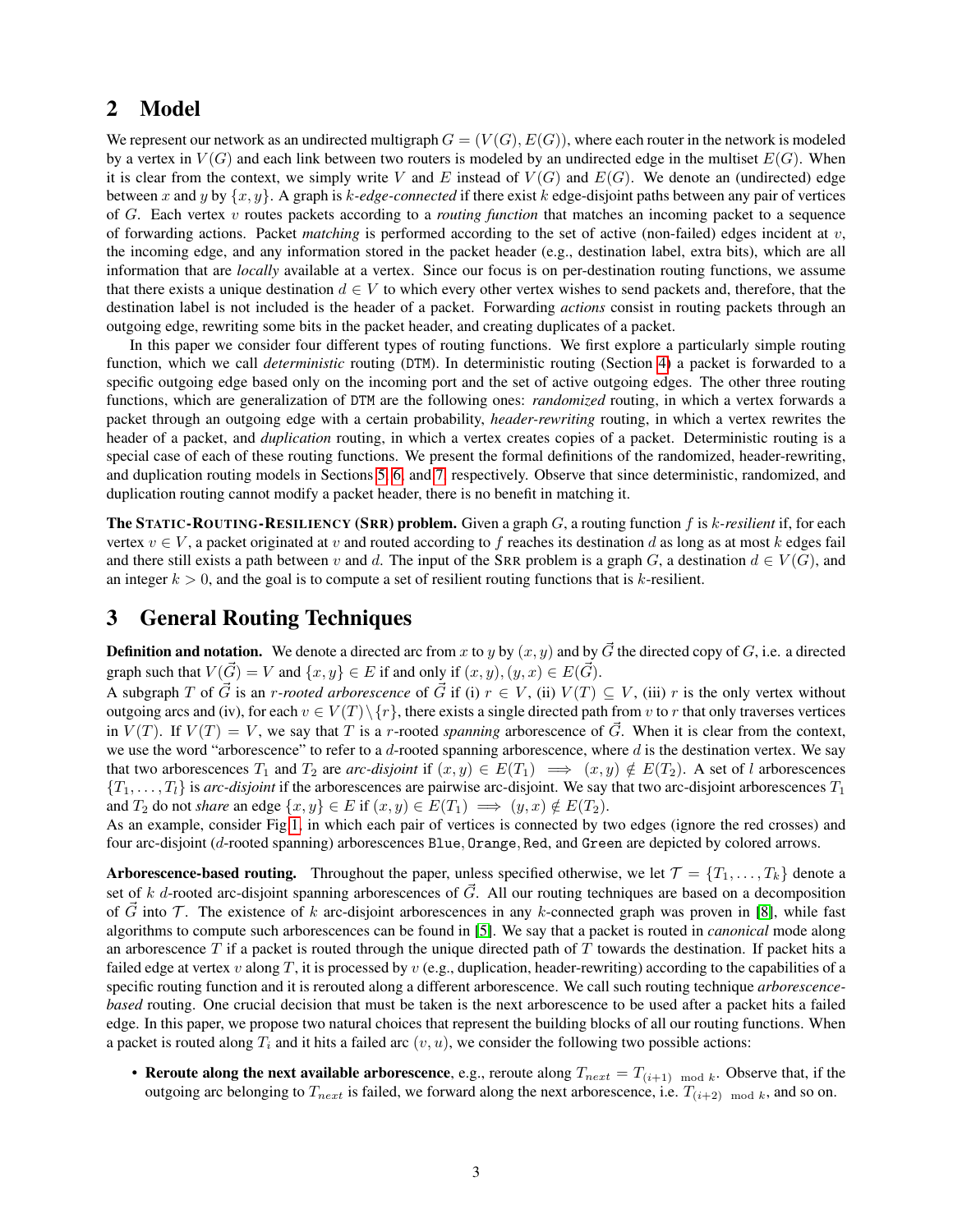## 2 Model

We represent our network as an undirected multigraph $G = (V(G), E(G))$, where each router in the network is modeled by a vertex in $V(G)$ and each link between two routers is modeled by an undirected edge in the multiset $E(G)$. When it is clear from the context, we simply write $V$ and $E$ instead of $V(G)$ and $E(G)$. We denote an (undirected) edge between $x$ and $y$ by $\{x, y\}$. A graph is *k-edge-connected* if there exist $k$ edge-disjoint paths between any pair of vertices of $G$. Each vertex $v$ routes packets according to a *routing function* that matches an incoming packet to a sequence of forwarding actions. Packet *matching* is performed according to the set of active (non-failed) edges incident at $v$, the incoming edge, and any information stored in the packet header (e.g., destination label, extra bits), which are all information that are *locally* available at a vertex. Since our focus is on per-destination routing functions, we assume that there exists a unique destination $d \in V$ to which every other vertex wishes to send packets and, therefore, that the destination label is not included is the header of a packet. Forwarding *actions* consist in routing packets through an outgoing edge, rewriting some bits in the packet header, and creating duplicates of a packet.

In this paper we consider four different types of routing functions. We first explore a particularly simple routing function, which we call *deterministic* routing (DTM). In deterministic routing (Section 4) a packet is forwarded to a specific outgoing edge based only on the incoming port and the set of active outgoing edges. The other three routing functions, which are generalization of DTM are the following ones: *randomized* routing, in which a vertex forwards a packet through an outgoing edge with a certain probability, *header-rewriting* routing, in which a vertex rewrites the header of a packet, and *duplication* routing, in which a vertex creates copies of a packet. Deterministic routing is a special case of each of these routing functions. We present the formal definitions of the randomized, header-rewriting, and duplication routing models in Sections 5, 6, and 7, respectively. Observe that since deterministic, randomized, and duplication routing cannot modify a packet header, there is no benefit in matching it.

**The STATIC-ROUTING-RESILIENCY (SRR) problem.** Given a graph $G$, a routing function $f$ is *k-resilient* if, for each vertex $v \in V$, a packet originated at $v$ and routed according to $f$ reaches its destination $d$ as long as at most $k$ edges fail and there still exists a path between $v$ and $d$. The input of the SRR problem is a graph $G$, a destination $d \in V(G)$, and an integer $k > 0$, and the goal is to compute a set of resilient routing functions that is $k$-resilient.

## 3 General Routing Techniques

**Definition and notation.** We denote a directed arc from $x$ to $y$ by $(x, y)$ and by $\vec{G}$ the directed copy of $G$, i.e. a directed graph such that $V(\vec{G}) = V$ and $\{x, y\} \in E$ if and only if $(x, y), (y, x) \in E(\vec{G})$.

A subgraph $T$ of $\vec{G}$ is an *r-rooted arborescence* of $\vec{G}$ if (i) $r \in V$, (ii) $V(T) \subseteq V$, (iii) $r$ is the only vertex without outgoing arcs and (iv), for each $v \in V(T) \setminus \{r\}$, there exists a single directed path from $v$ to $r$ that only traverses vertices in $V(T)$. If $V(T) = V$, we say that $T$ is a $r$-rooted *spanning* arborescence of $\vec{G}$. When it is clear from the context, we use the word "arborescence" to refer to a $d$-rooted spanning arborescence, where $d$ is the destination vertex. We say that two arborescences $T_1$ and $T_2$ are *arc-disjoint* if $(x, y) \in E(T_1) \implies (x, y) \notin E(T_2)$. A set of $l$ arborescences $\{T_1, \ldots, T_l\}$ is *arc-disjoint* if the arborescences are pairwise arc-disjoint. We say that two arc-disjoint arborescences $T_1$ and $T_2$ do not *share* an edge $\{x, y\} \in E$ if $(x, y) \in E(T_1) \implies (y, x) \notin E(T_2)$.

As an example, consider Fig 1, in which each pair of vertices is connected by two edges (ignore the red crosses) and four arc-disjoint ($d$-rooted spanning) arborescences Blue, Orange, Red, and Green are depicted by colored arrows.

**Arborescence-based routing.** Throughout the paper, unless specified otherwise, we let $\mathcal{T} = \{T_1, \ldots, T_k\}$ denote a set of $k$ $d$-rooted arc-disjoint spanning arborescences of $\vec{G}$. All our routing techniques are based on a decomposition of $\vec{G}$ into $\mathcal{T}$. The existence of $k$ arc-disjoint arborescences in any $k$-connected graph was proven in [8], while fast algorithms to compute such arborescences can be found in [5]. We say that a packet is routed in *canonical* mode along an arborescence $T$ if a packet is routed through the unique directed path of $T$ towards the destination. If packet hits a failed edge at vertex $v$ along $T$, it is processed by $v$ (e.g., duplication, header-rewriting) according to the capabilities of a specific routing function and it is rerouted along a different arborescence. We call such routing technique *arborescence-based* routing. One crucial decision that must be taken is the next arborescence to be used after a packet hits a failed edge. In this paper, we propose two natural choices that represent the building blocks of all our routing functions. When a packet is routed along $T_i$ and it hits a failed arc $(v, u)$, we consider the following two possible actions:

- **Reroute along the next available arborescence**, e.g., reroute along $T_{next} = T_{(i+1) \mod k}$. Observe that, if the outgoing arc belonging to $T_{next}$ is failed, we forward along the next arborescence, i.e. $T_{(i+2) \mod k}$, and so on.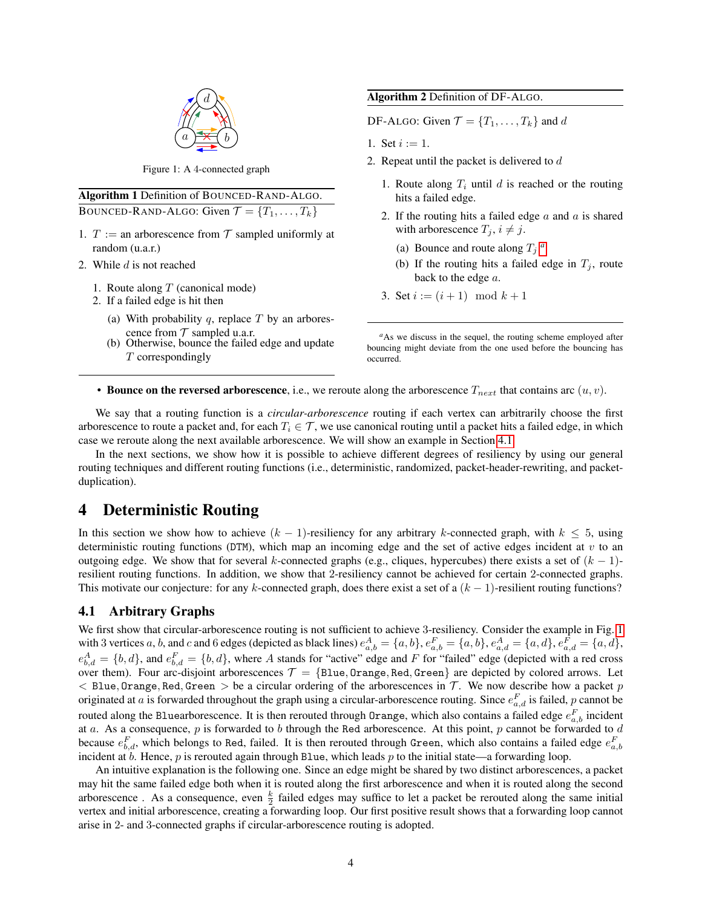Figure 1: A 4-connected graph

**Algorithm 1** Definition of BOUNCED-RAND-ALGO.

BOUNCED-RAND-ALGO: Given $\mathcal{T} = \{T_1, \ldots, T_k\}$

1. $T$ := an arborescence from $\mathcal{T}$ sampled uniformly at random (u.a.r.)
2. While $d$ is not reached
   1. Route along $T$ (canonical mode)
   2. If a failed edge is hit then
      (a) With probability $q$, replace $T$ by an arborescence from $\mathcal{T}$ sampled u.a.r.
      (b) Otherwise, bounce the failed edge and update $T$ correspondingly

**Algorithm 2** Definition of DF-ALGO.

DF-ALGO: Given $\mathcal{T} = \{T_1, \ldots, T_k\}$ and $d$

1. Set $i := 1$.
2. Repeat until the packet is delivered to $d$
   1. Route along $T_i$ until $d$ is reached or the routing hits a failed edge.
   2. If the routing hits a failed edge $a$ and $a$ is shared with arborescence $T_j$, $i \neq j$.
      (a) Bounce and route along $T_j$ [a]
      (b) If the routing hits a failed edge in $T_j$, route back to the edge $a$.
   3. Set $i := (i + 1) \mod k + 1$

[a] As we discuss in the sequel, the routing scheme employed after bouncing might deviate from the one used before the bouncing has occurred.

- **Bounce on the reversed arborescence**, i.e., we reroute along the arborescence $T_{next}$ that contains arc $(u, v)$.

We say that a routing function is a *circular-arborescence* routing if each vertex can arbitrarily choose the first arborescence to route a packet and, for each $T_i \in \mathcal{T}$, we use canonical routing until a packet hits a failed edge, in which case we reroute along the next available arborescence. We will show an example in Section 4.1.

In the next sections, we show how it is possible to achieve different degrees of resiliency by using our general routing techniques and different routing functions (i.e., deterministic, randomized, packet-header-rewriting, and packet-duplication).

# 4 Deterministic Routing

In this section we show how to achieve $(k-1)$-resiliency for any arbitrary $k$-connected graph, with $k \leq 5$, using deterministic routing functions (DTM), which map an incoming edge and the set of active edges incident at $v$ to an outgoing edge. We show that for several $k$-connected graphs (e.g., cliques, hypercubes) there exists a set of $(k-1)$-resilient routing functions. In addition, we show that 2-resiliency cannot be achieved for certain 2-connected graphs. This motivate our conjecture: for any $k$-connected graph, does there exist a set of a $(k-1)$-resilient routing functions?

## 4.1 Arbitrary Graphs

We first show that circular-arborescence routing is not sufficient to achieve 3-resiliency. Consider the example in Fig. 1 with 3 vertices $a$, $b$, and $c$ and 6 edges (depicted as black lines) $e^A_{a,b} = \{a, b\}$, $e^F_{a,b} = \{a, b\}$, $e^A_{a,d} = \{a, d\}$, $e^F_{a,d} = \{a, d\}$, $e^A_{b,d} = \{b, d\}$, and $e^F_{b,d} = \{b, d\}$, where $A$ stands for "active" edge and $F$ for "failed" edge (depicted with a red cross over them). Four arc-disjoint arborescences $\mathcal{T} = \{$`Blue`, `Orange`, `Red`, `Green`$\}$ are depicted by colored arrows. Let $<$ `Blue`, `Orange`, `Red`, `Green` $>$ be a circular ordering of the arborescences in $\mathcal{T}$. We now describe how a packet $p$ originated at $a$ is forwarded throughout the graph using a circular-arborescence routing. Since $e^F_{a,d}$ is failed, $p$ cannot be routed along the `Blue`arborescence. It is then rerouted through `Orange`, which also contains a failed edge $e^F_{a,b}$ incident at $a$. As a consequence, $p$ is forwarded to $b$ through the `Red` arborescence. At this point, $p$ cannot be forwarded to $d$ because $e^F_{b,d}$, which belongs to `Red`, failed. It is then rerouted through `Green`, which also contains a failed edge $e^F_{a,b}$ incident at $b$. Hence, $p$ is rerouted again through `Blue`, which leads $p$ to the initial state—a forwarding loop.

An intuitive explanation is the following one. Since an edge might be shared by two distinct arborescences, a packet may hit the same failed edge both when it is routed along the first arborescence and when it is routed along the second arborescence . As a consequence, even $\frac{k}{2}$ failed edges may suffice to let a packet be rerouted along the same initial vertex and initial arborescence, creating a forwarding loop. Our first positive result shows that a forwarding loop cannot arise in 2- and 3-connected graphs if circular-arborescence routing is adopted.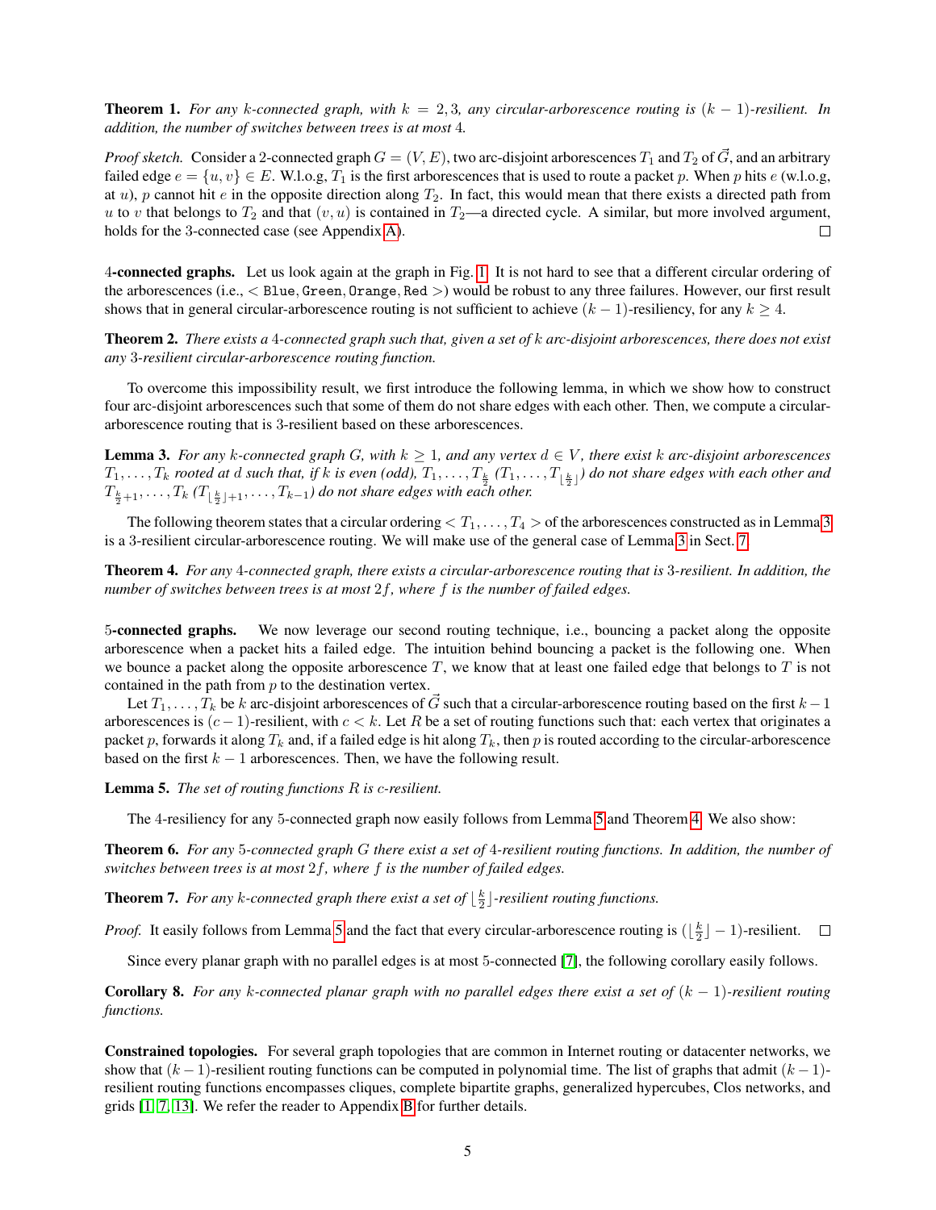**Theorem 1.** *For any $k$-connected graph, with $k = 2, 3$, any circular-arborescence routing is $(k-1)$-resilient. In addition, the number of switches between trees is at most 4.*

*Proof sketch.* Consider a 2-connected graph $G = (V, E)$, two arc-disjoint arborescences $T_1$ and $T_2$ of $\vec{G}$, and an arbitrary failed edge $e = \{u, v\} \in E$. W.l.o.g, $T_1$ is the first arborescences that is used to route a packet $p$. When $p$ hits $e$ (w.l.o.g, at $u$), $p$ cannot hit $e$ in the opposite direction along $T_2$. In fact, this would mean that there exists a directed path from $u$ to $v$ that belongs to $T_2$ and that $(v, u)$ is contained in $T_2$—a directed cycle. A similar, but more involved argument, holds for the 3-connected case (see Appendix A). $\square$

**4-connected graphs.** Let us look again at the graph in Fig. 1. It is not hard to see that a different circular ordering of the arborescences (i.e., $<$ `Blue`, `Green`, `Orange`, `Red` $>$) would be robust to any three failures. However, our first result shows that in general circular-arborescence routing is not sufficient to achieve $(k-1)$-resiliency, for any $k \geq 4$.

**Theorem 2.** *There exists a 4-connected graph such that, given a set of $k$ arc-disjoint arborescences, there does not exist any 3-resilient circular-arborescence routing function.*

To overcome this impossibility result, we first introduce the following lemma, in which we show how to construct four arc-disjoint arborescences such that some of them do not share edges with each other. Then, we compute a circular-arborescence routing that is 3-resilient based on these arborescences.

**Lemma 3.** *For any $k$-connected graph $G$, with $k \geq 1$, and any vertex $d \in V$, there exist $k$ arc-disjoint arborescences $T_1, \ldots, T_k$ rooted at $d$ such that, if $k$ is even (odd), $T_1, \ldots, T_{\frac{k}{2}}$ ($T_1, \ldots, T_{\lfloor \frac{k}{2} \rfloor}$) do not share edges with each other and $T_{\frac{k}{2}+1}, \ldots, T_k$ ($T_{\lfloor \frac{k}{2} \rfloor + 1}, \ldots, T_{k-1}$) do not share edges with each other.*

The following theorem states that a circular ordering $< T_1, \ldots, T_4 >$ of the arborescences constructed as in Lemma 3 is a 3-resilient circular-arborescence routing. We will make use of the general case of Lemma 3 in Sect. 7.

**Theorem 4.** *For any 4-connected graph, there exists a circular-arborescence routing that is 3-resilient. In addition, the number of switches between trees is at most $2f$, where $f$ is the number of failed edges.*

**5-connected graphs.** We now leverage our second routing technique, i.e., bouncing a packet along the opposite arborescence when a packet hits a failed edge. The intuition behind bouncing a packet is the following one. When we bounce a packet along the opposite arborescence $T$, we know that at least one failed edge that belongs to $T$ is not contained in the path from $p$ to the destination vertex.

Let $T_1, \ldots, T_k$ be $k$ arc-disjoint arborescences of $\vec{G}$ such that a circular-arborescence routing based on the first $k-1$ arborescences is $(c-1)$-resilient, with $c < k$. Let $R$ be a set of routing functions such that: each vertex that originates a packet $p$, forwards it along $T_k$ and, if a failed edge is hit along $T_k$, then $p$ is routed according to the circular-arborescence based on the first $k-1$ arborescences. Then, we have the following result.

**Lemma 5.** *The set of routing functions $R$ is $c$-resilient.*

The 4-resiliency for any 5-connected graph now easily follows from Lemma 5 and Theorem 4. We also show:

**Theorem 6.** *For any 5-connected graph $G$ there exist a set of 4-resilient routing functions. In addition, the number of switches between trees is at most $2f$, where $f$ is the number of failed edges.*

**Theorem 7.** *For any $k$-connected graph there exist a set of $\lfloor \frac{k}{2} \rfloor$-resilient routing functions.*

*Proof.* It easily follows from Lemma 5 and the fact that every circular-arborescence routing is $(\lfloor \frac{k}{2} \rfloor - 1)$-resilient. $\square$

Since every planar graph with no parallel edges is at most 5-connected [7], the following corollary easily follows.

**Corollary 8.** *For any $k$-connected planar graph with no parallel edges there exist a set of $(k-1)$-resilient routing functions.*

**Constrained topologies.** For several graph topologies that are common in Internet routing or datacenter networks, we show that $(k-1)$-resilient routing functions can be computed in polynomial time. The list of graphs that admit $(k-1)$-resilient routing functions encompasses cliques, complete bipartite graphs, generalized hypercubes, Clos networks, and grids [1, 7, 13]. We refer the reader to Appendix B for further details.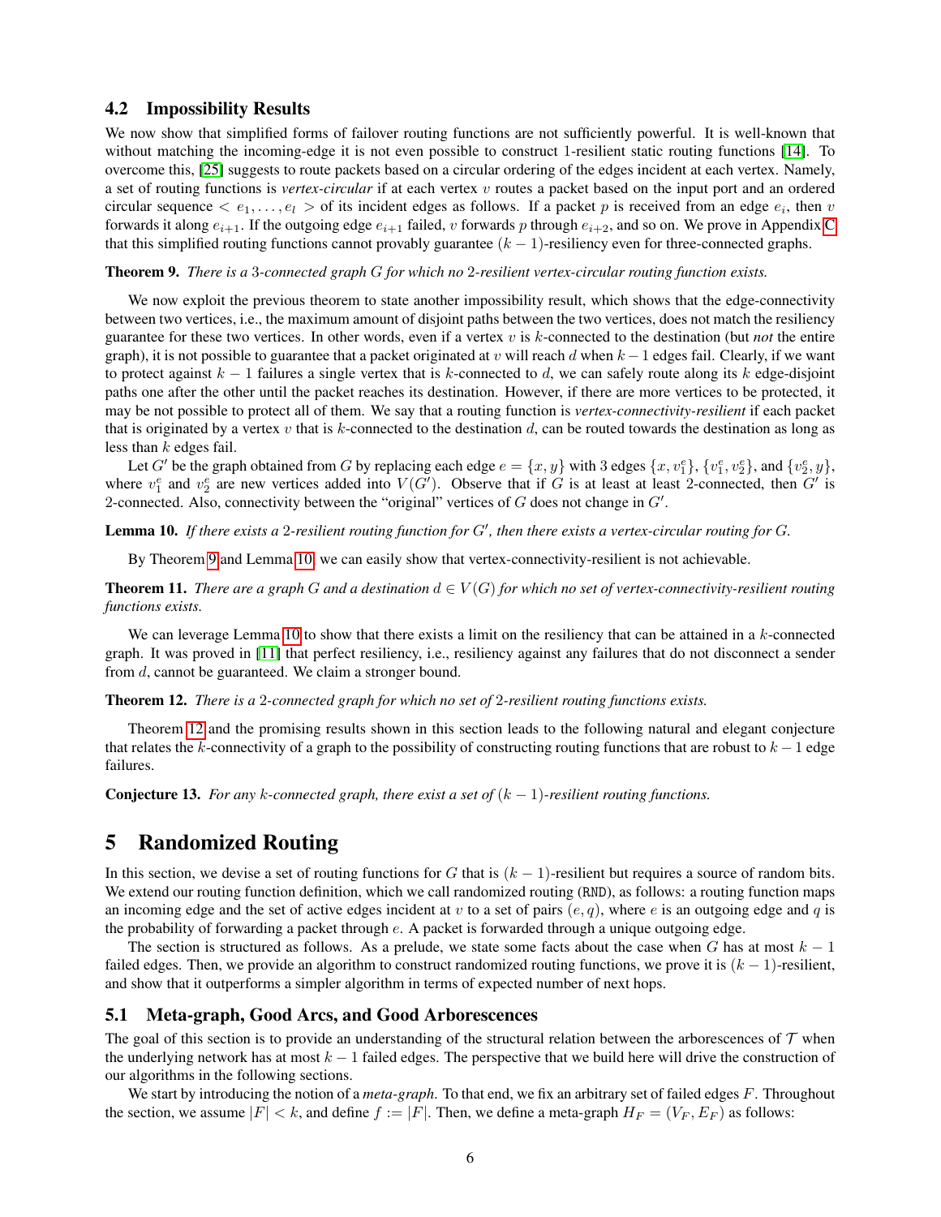### 4.2 Impossibility Results

We now show that simplified forms of failover routing functions are not sufficiently powerful. It is well-known that without matching the incoming-edge it is not even possible to construct 1-resilient static routing functions [14]. To overcome this, [25] suggests to route packets based on a circular ordering of the edges incident at each vertex. Namely, a set of routing functions is *vertex-circular* if at each vertex $v$ routes a packet based on the input port and an ordered circular sequence $< e_1, \dots, e_l >$ of its incident edges as follows. If a packet $p$ is received from an edge $e_i$, then $v$ forwards it along $e_{i+1}$. If the outgoing edge $e_{i+1}$ failed, $v$ forwards $p$ through $e_{i+2}$, and so on. We prove in Appendix C that this simplified routing functions cannot provably guarantee $(k-1)$-resiliency even for three-connected graphs.

**Theorem 9.** *There is a 3-connected graph $G$ for which no 2-resilient vertex-circular routing function exists.*

We now exploit the previous theorem to state another impossibility result, which shows that the edge-connectivity between two vertices, i.e., the maximum amount of disjoint paths between the two vertices, does not match the resiliency guarantee for these two vertices. In other words, even if a vertex $v$ is $k$-connected to the destination (but *not* the entire graph), it is not possible to guarantee that a packet originated at $v$ will reach $d$ when $k-1$ edges fail. Clearly, if we want to protect against $k-1$ failures a single vertex that is $k$-connected to $d$, we can safely route along its $k$ edge-disjoint paths one after the other until the packet reaches its destination. However, if there are more vertices to be protected, it may be not possible to protect all of them. We say that a routing function is *vertex-connectivity-resilient* if each packet that is originated by a vertex $v$ that is $k$-connected to the destination $d$, can be routed towards the destination as long as less than $k$ edges fail.

Let $G'$ be the graph obtained from $G$ by replacing each edge $e = \{x, y\}$ with 3 edges $\{x, v_1^e\}$, $\{v_1^e, v_2^e\}$, and $\{v_2^e, y\}$, where $v_1^e$ and $v_2^e$ are new vertices added into $V(G')$. Observe that if $G$ is at least at least 2-connected, then $G'$ is 2-connected. Also, connectivity between the "original" vertices of $G$ does not change in $G'$.

**Lemma 10.** *If there exists a 2-resilient routing function for $G'$, then there exists a vertex-circular routing for $G$.*

By Theorem 9 and Lemma 10, we can easily show that vertex-connectivity-resilient is not achievable.

**Theorem 11.** *There are a graph $G$ and a destination $d \in V(G)$ for which no set of vertex-connectivity-resilient routing functions exists.*

We can leverage Lemma 10 to show that there exists a limit on the resiliency that can be attained in a $k$-connected graph. It was proved in [11] that perfect resiliency, i.e., resiliency against any failures that do not disconnect a sender from $d$, cannot be guaranteed. We claim a stronger bound.

**Theorem 12.** *There is a 2-connected graph for which no set of 2-resilient routing functions exists.*

Theorem 12 and the promising results shown in this section leads to the following natural and elegant conjecture that relates the $k$-connectivity of a graph to the possibility of constructing routing functions that are robust to $k-1$ edge failures.

**Conjecture 13.** *For any $k$-connected graph, there exist a set of $(k-1)$-resilient routing functions.*

## 5 Randomized Routing

In this section, we devise a set of routing functions for $G$ that is $(k-1)$-resilient but requires a source of random bits. We extend our routing function definition, which we call randomized routing (RND), as follows: a routing function maps an incoming edge and the set of active edges incident at $v$ to a set of pairs $(e, q)$, where $e$ is an outgoing edge and $q$ is the probability of forwarding a packet through $e$. A packet is forwarded through a unique outgoing edge.

The section is structured as follows. As a prelude, we state some facts about the case when $G$ has at most $k-1$ failed edges. Then, we provide an algorithm to construct randomized routing functions, we prove it is $(k-1)$-resilient, and show that it outperforms a simpler algorithm in terms of expected number of next hops.

### 5.1 Meta-graph, Good Arcs, and Good Arborescences

The goal of this section is to provide an understanding of the structural relation between the arborescences of $\mathcal{T}$ when the underlying network has at most $k-1$ failed edges. The perspective that we build here will drive the construction of our algorithms in the following sections.

We start by introducing the notion of a *meta-graph*. To that end, we fix an arbitrary set of failed edges $F$. Throughout the section, we assume $|F| < k$, and define $f := |F|$. Then, we define a meta-graph $H_F = (V_F, E_F)$ as follows: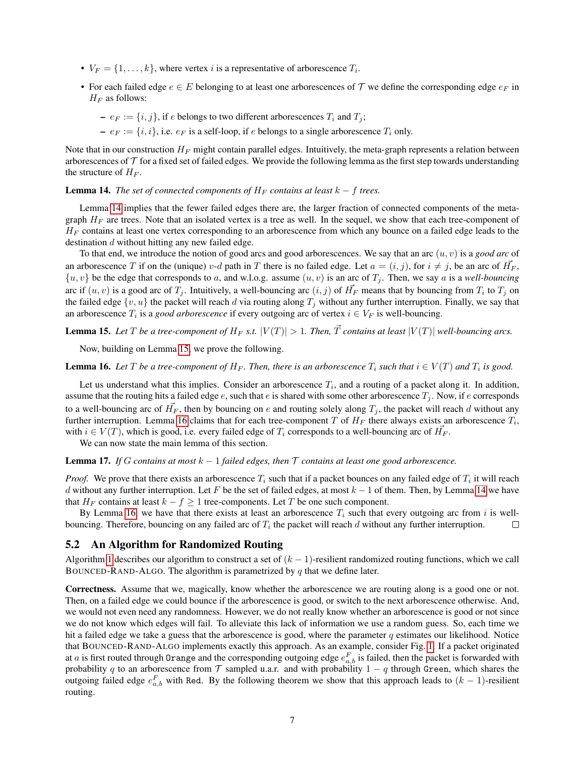- $V_F = \{1, \ldots, k\}$, where vertex $i$ is a representative of arborescence $T_i$.
- For each failed edge $e \in E$ belonging to at least one arborescences of $\mathcal{T}$ we define the corresponding edge $e_F$ in $H_F$ as follows:
  - $e_F := \{i, j\}$, if $e$ belongs to two different arborescences $T_i$ and $T_j$;
  - $e_F := \{i, i\}$, i.e. $e_F$ is a self-loop, if $e$ belongs to a single arborescence $T_i$ only.

Note that in our construction $H_F$ might contain parallel edges. Intuitively, the meta-graph represents a relation between arborescences of $\mathcal{T}$ for a fixed set of failed edges. We provide the following lemma as the first step towards understanding the structure of $H_F$.

**Lemma 14.** *The set of connected components of $H_F$ contains at least $k - f$ trees.*

Lemma 14 implies that the fewer failed edges there are, the larger fraction of connected components of the meta-graph $H_F$ are trees. Note that an isolated vertex is a tree as well. In the sequel, we show that each tree-component of $H_F$ contains at least one vertex corresponding to an arborescence from which any bounce on a failed edge leads to the destination $d$ without hitting any new failed edge.

To that end, we introduce the notion of good arcs and good arborescences. We say that an arc $(u, v)$ is a *good arc* of an arborescence $T$ if on the (unique) $v$-$d$ path in $T$ there is no failed edge. Let $a = (i, j)$, for $i \neq j$, be an arc of $\vec{H_F}$, $\{u, v\}$ be the edge that corresponds to $a$, and w.l.o.g. assume $(u, v)$ is an arc of $T_j$. Then, we say $a$ is a *well-bouncing* arc if $(u, v)$ is a good arc of $T_j$. Intuitively, a well-bouncing arc $(i, j)$ of $\vec{H_F}$ means that by bouncing from $T_i$ to $T_j$ on the failed edge $\{v, u\}$ the packet will reach $d$ via routing along $T_j$ without any further interruption. Finally, we say that an arborescence $T_i$ is a *good arborescence* if every outgoing arc of vertex $i \in V_F$ is well-bouncing.

**Lemma 15.** *Let $T$ be a tree-component of $H_F$ s.t. $|V(T)| > 1$. Then, $\vec{T}$ contains at least $|V(T)|$ well-bouncing arcs.*

Now, building on Lemma 15, we prove the following.

**Lemma 16.** *Let $T$ be a tree-component of $H_F$. Then, there is an arborescence $T_i$ such that $i \in V(T)$ and $T_i$ is good.*

Let us understand what this implies. Consider an arborescence $T_i$, and a routing of a packet along it. In addition, assume that the routing hits a failed edge $e$, such that $e$ is shared with some other arborescence $T_j$. Now, if $e$ corresponds to a well-bouncing arc of $\vec{H_F}$, then by bouncing on $e$ and routing solely along $T_j$, the packet will reach $d$ without any further interruption. Lemma 16 claims that for each tree-component $T$ of $H_F$ there always exists an arborescence $T_i$, with $i \in V(T)$, which is good, i.e. every failed edge of $T_i$ corresponds to a well-bouncing arc of $\vec{H_F}$.

We can now state the main lemma of this section.

**Lemma 17.** *If $G$ contains at most $k - 1$ failed edges, then $\mathcal{T}$ contains at least one good arborescence.*

*Proof.* We prove that there exists an arborescence $T_i$ such that if a packet bounces on any failed edge of $T_i$ it will reach $d$ without any further interruption. Let $F$ be the set of failed edges, at most $k - 1$ of them. Then, by Lemma 14 we have that $H_F$ contains at least $k - f \geq 1$ tree-components. Let $T$ be one such component.

By Lemma 16, we have that there exists at least an arborescence $T_i$ such that every outgoing arc from $i$ is well-bouncing. Therefore, bouncing on any failed arc of $T_i$ the packet will reach $d$ without any further interruption. □

## 5.2 An Algorithm for Randomized Routing

Algorithm 1 describes our algorithm to construct a set of $(k - 1)$-resilient randomized routing functions, which we call BOUNCED-RAND-ALGO. The algorithm is parametrized by $q$ that we define later.

**Correctness.** Assume that we, magically, know whether the arborescence we are routing along is a good one or not. Then, on a failed edge we could bounce if the arborescence is good, or switch to the next arborescence otherwise. And, we would not even need any randomness. However, we do not really know whether an arborescence is good or not since we do not know which edges will fail. To alleviate this lack of information we use a random guess. So, each time we hit a failed edge we take a guess that the arborescence is good, where the parameter $q$ estimates our likelihood. Notice that BOUNCED-RAND-ALGO implements exactly this approach. As an example, consider Fig. 1. If a packet originated at $a$ is first routed through `Orange` and the corresponding outgoing edge $e^F_{a,b}$ is failed, then the packet is forwarded with probability $q$ to an arborescence from $\mathcal{T}$ sampled u.a.r. and with probability $1 - q$ through `Green`, which shares the outgoing failed edge $e^F_{a,b}$ with `Red`. By the following theorem we show that this approach leads to $(k - 1)$-resilient routing.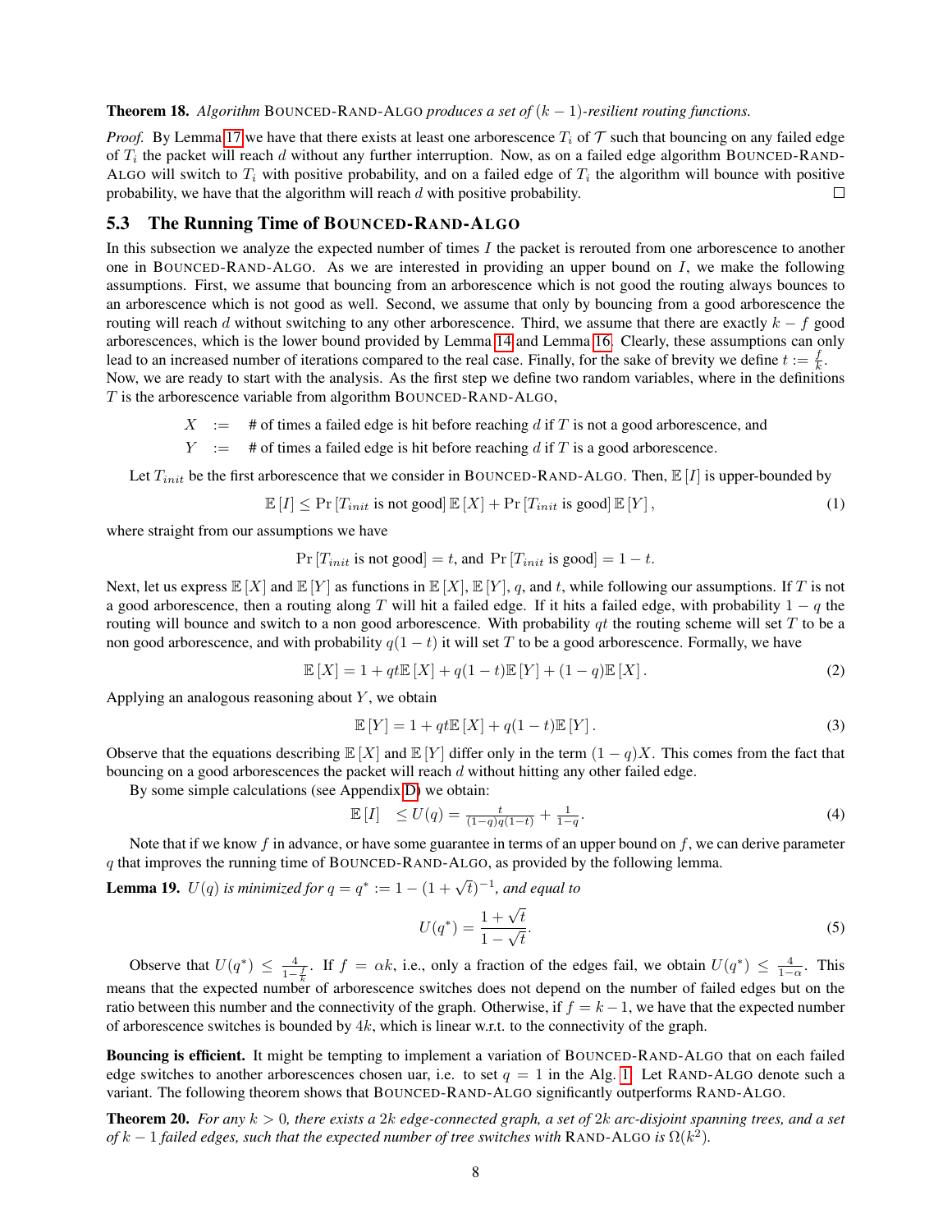**Theorem 18.** *Algorithm* Bounced-Rand-Algo *produces a set of* $(k-1)$*-resilient routing functions.*

*Proof.* By Lemma 17 we have that there exists at least one arborescence $T_i$ of $\mathcal{T}$ such that bouncing on any failed edge of $T_i$ the packet will reach $d$ without any further interruption. Now, as on a failed edge algorithm Bounced-Rand-Algo will switch to $T_i$ with positive probability, and on a failed edge of $T_i$ the algorithm will bounce with positive probability, we have that the algorithm will reach $d$ with positive probability. □

## 5.3 The Running Time of Bounced-Rand-Algo

In this subsection we analyze the expected number of times $I$ the packet is rerouted from one arborescence to another one in Bounced-Rand-Algo. As we are interested in providing an upper bound on $I$, we make the following assumptions. First, we assume that bouncing from an arborescence which is not good the routing always bounces to an arborescence which is not good as well. Second, we assume that only by bouncing from a good arborescence the routing will reach $d$ without switching to any other arborescence. Third, we assume that there are exactly $k-f$ good arborescences, which is the lower bound provided by Lemma 14 and Lemma 16. Clearly, these assumptions can only lead to an increased number of iterations compared to the real case. Finally, for the sake of brevity we define $t := \frac{f}{k}$. Now, we are ready to start with the analysis. As the first step we define two random variables, where in the definitions $T$ is the arborescence variable from algorithm Bounced-Rand-Algo,

$$
\begin{aligned}
X &:= \text{ \# of times a failed edge is hit before reaching } d \text{ if } T \text{ is not a good arborescence, and} \\
Y &:= \text{ \# of times a failed edge is hit before reaching } d \text{ if } T \text{ is a good arborescence.}
\end{aligned}
$$

Let $T_{init}$ be the first arborescence that we consider in Bounced-Rand-Algo. Then, $\mathbb{E}[I]$ is upper-bounded by

$$
\mathbb{E}[I] \leq \Pr[T_{init} \text{ is not good}]\, \mathbb{E}[X] + \Pr[T_{init} \text{ is good}]\, \mathbb{E}[Y], \tag{1}
$$

where straight from our assumptions we have

$$
\Pr[T_{init} \text{ is not good}] = t, \text{ and } \Pr[T_{init} \text{ is good}] = 1-t.
$$

Next, let us express $\mathbb{E}[X]$ and $\mathbb{E}[Y]$ as functions in $\mathbb{E}[X]$, $\mathbb{E}[Y]$, $q$, and $t$, while following our assumptions. If $T$ is not a good arborescence, then a routing along $T$ will hit a failed edge. If it hits a failed edge, with probability $1-q$ the routing will bounce and switch to a non good arborescence. With probability $qt$ the routing scheme will set $T$ to be a non good arborescence, and with probability $q(1-t)$ it will set $T$ to be a good arborescence. Formally, we have

$$
\mathbb{E}[X] = 1 + qt\mathbb{E}[X] + q(1-t)\mathbb{E}[Y] + (1-q)\mathbb{E}[X]. \tag{2}
$$

Applying an analogous reasoning about $Y$, we obtain

$$
\mathbb{E}[Y] = 1 + qt\mathbb{E}[X] + q(1-t)\mathbb{E}[Y]. \tag{3}
$$

Observe that the equations describing $\mathbb{E}[X]$ and $\mathbb{E}[Y]$ differ only in the term $(1-q)X$. This comes from the fact that bouncing on a good arborescences the packet will reach $d$ without hitting any other failed edge.

By some simple calculations (see Appendix D) we obtain:

$$
\mathbb{E}[I] \quad \leq U(q) = \tfrac{t}{(1-q)q(1-t)} + \tfrac{1}{1-q}. \tag{4}
$$

Note that if we know $f$ in advance, or have some guarantee in terms of an upper bound on $f$, we can derive parameter $q$ that improves the running time of Bounced-Rand-Algo, as provided by the following lemma.

**Lemma 19.** *$U(q)$ is minimized for $q = q^* := 1 - (1+\sqrt{t})^{-1}$, and equal to*

$$
U(q^*) = \frac{1+\sqrt{t}}{1-\sqrt{t}}. \tag{5}
$$

Observe that $U(q^*) \leq \frac{4}{1-\frac{f}{k}}$. If $f = \alpha k$, i.e., only a fraction of the edges fail, we obtain $U(q^*) \leq \frac{4}{1-\alpha}$. This means that the expected number of arborescence switches does not depend on the number of failed edges but on the ratio between this number and the connectivity of the graph. Otherwise, if $f = k-1$, we have that the expected number of arborescence switches is bounded by $4k$, which is linear w.r.t. to the connectivity of the graph.

**Bouncing is efficient.** It might be tempting to implement a variation of Bounced-Rand-Algo that on each failed edge switches to another arborescences chosen uar, i.e. to set $q = 1$ in the Alg. 1. Let Rand-Algo denote such a variant. The following theorem shows that Bounced-Rand-Algo significantly outperforms Rand-Algo.

**Theorem 20.** *For any $k > 0$, there exists a $2k$ edge-connected graph, a set of $2k$ arc-disjoint spanning trees, and a set of $k-1$ failed edges, such that the expected number of tree switches with* Rand-Algo *is $\Omega(k^2)$.*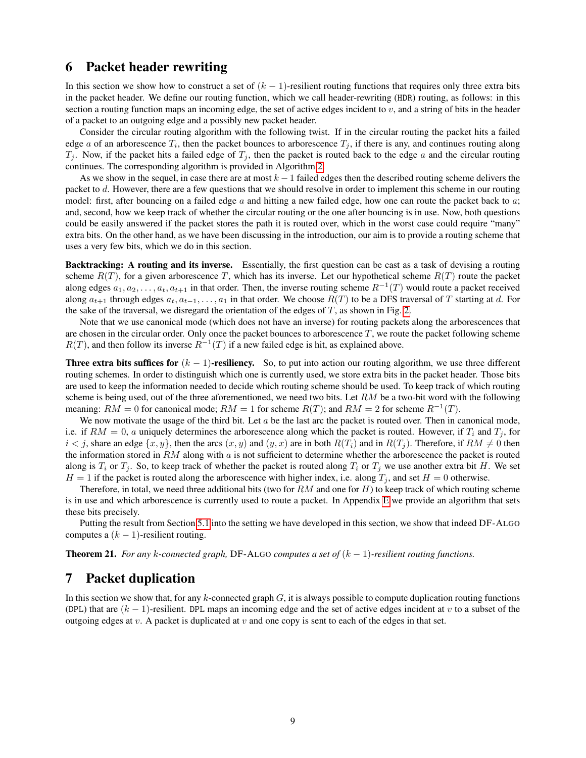## 6 Packet header rewriting

In this section we show how to construct a set of $(k-1)$-resilient routing functions that requires only three extra bits in the packet header. We define our routing function, which we call header-rewriting (HDR) routing, as follows: in this section a routing function maps an incoming edge, the set of active edges incident to $v$, and a string of bits in the header of a packet to an outgoing edge and a possibly new packet header.

Consider the circular routing algorithm with the following twist. If in the circular routing the packet hits a failed edge $a$ of an arborescence $T_i$, then the packet bounces to arborescence $T_j$, if there is any, and continues routing along $T_j$. Now, if the packet hits a failed edge of $T_j$, then the packet is routed back to the edge $a$ and the circular routing continues. The corresponding algorithm is provided in Algorithm 2.

As we show in the sequel, in case there are at most $k-1$ failed edges then the described routing scheme delivers the packet to $d$. However, there are a few questions that we should resolve in order to implement this scheme in our routing model: first, after bouncing on a failed edge $a$ and hitting a new failed edge, how one can route the packet back to $a$; and, second, how we keep track of whether the circular routing or the one after bouncing is in use. Now, both questions could be easily answered if the packet stores the path it is routed over, which in the worst case could require "many" extra bits. On the other hand, as we have been discussing in the introduction, our aim is to provide a routing scheme that uses a very few bits, which we do in this section.

**Backtracking: A routing and its inverse.** Essentially, the first question can be cast as a task of devising a routing scheme $R(T)$, for a given arborescence $T$, which has its inverse. Let our hypothetical scheme $R(T)$ route the packet along edges $a_1, a_2, \ldots, a_t, a_{t+1}$ in that order. Then, the inverse routing scheme $R^{-1}(T)$ would route a packet received along $a_{t+1}$ through edges $a_t, a_{t-1}, \ldots, a_1$ in that order. We choose $R(T)$ to be a DFS traversal of $T$ starting at $d$. For the sake of the traversal, we disregard the orientation of the edges of $T$, as shown in Fig. 2.

Note that we use canonical mode (which does not have an inverse) for routing packets along the arborescences that are chosen in the circular order. Only once the packet bounces to arborescence $T$, we route the packet following scheme $R(T)$, and then follow its inverse $R^{-1}(T)$ if a new failed edge is hit, as explained above.

**Three extra bits suffices for $(k-1)$-resiliency.** So, to put into action our routing algorithm, we use three different routing schemes. In order to distinguish which one is currently used, we store extra bits in the packet header. Those bits are used to keep the information needed to decide which routing scheme should be used. To keep track of which routing scheme is being used, out of the three aforementioned, we need two bits. Let $RM$ be a two-bit word with the following meaning: $RM = 0$ for canonical mode; $RM = 1$ for scheme $R(T)$; and $RM = 2$ for scheme $R^{-1}(T)$.

We now motivate the usage of the third bit. Let $a$ be the last arc the packet is routed over. Then in canonical mode, i.e. if $RM = 0$, $a$ uniquely determines the arborescence along which the packet is routed. However, if $T_i$ and $T_j$, for $i < j$, share an edge $\{x, y\}$, then the arcs $(x, y)$ and $(y, x)$ are in both $R(T_i)$ and in $R(T_j)$. Therefore, if $RM \neq 0$ then the information stored in $RM$ along with $a$ is not sufficient to determine whether the arborescence the packet is routed along is $T_i$ or $T_j$. So, to keep track of whether the packet is routed along $T_i$ or $T_j$ we use another extra bit $H$. We set $H = 1$ if the packet is routed along the arborescence with higher index, i.e. along $T_j$, and set $H = 0$ otherwise.

Therefore, in total, we need three additional bits (two for $RM$ and one for $H$) to keep track of which routing scheme is in use and which arborescence is currently used to route a packet. In Appendix E we provide an algorithm that sets these bits precisely.

Putting the result from Section 5.1 into the setting we have developed in this section, we show that indeed DF-ALGO computes a $(k-1)$-resilient routing.

**Theorem 21.** *For any $k$-connected graph,* DF-ALGO *computes a set of $(k-1)$-resilient routing functions.*

## 7 Packet duplication

In this section we show that, for any $k$-connected graph $G$, it is always possible to compute duplication routing functions (DPL) that are $(k-1)$-resilient. DPL maps an incoming edge and the set of active edges incident at $v$ to a subset of the outgoing edges at $v$. A packet is duplicated at $v$ and one copy is sent to each of the edges in that set.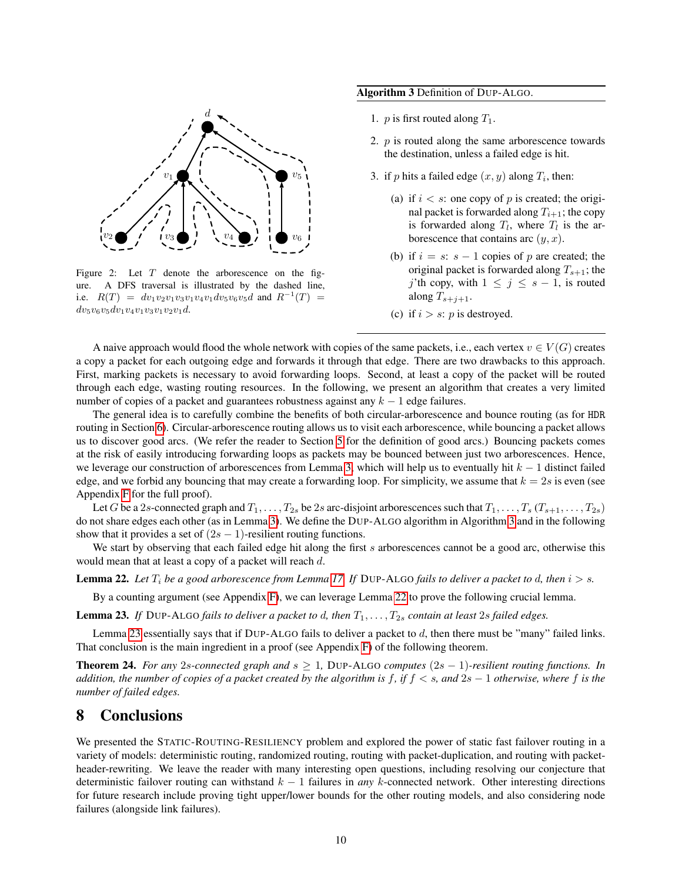Figure 2: Let $T$ denote the arborescence on the figure. A DFS traversal is illustrated by the dashed line, i.e. $R(T) = dv_1v_2v_1v_3v_1v_4v_1dv_5v_6v_5d$ and $R^{-1}(T) = dv_5v_6v_5dv_1v_4v_1v_3v_1v_2v_1d$.

**Algorithm 3** Definition of DUP-ALGO.

1. $p$ is first routed along $T_1$.
2. $p$ is routed along the same arborescence towards the destination, unless a failed edge is hit.
3. if $p$ hits a failed edge $(x, y)$ along $T_i$, then:
   (a) if $i < s$: one copy of $p$ is created; the original packet is forwarded along $T_{i+1}$; the copy is forwarded along $T_l$, where $T_l$ is the arborescence that contains arc $(y, x)$.
   (b) if $i = s$: $s - 1$ copies of $p$ are created; the original packet is forwarded along $T_{s+1}$; the $j$'th copy, with $1 \le j \le s - 1$, is routed along $T_{s+j+1}$.
   (c) if $i > s$: $p$ is destroyed.

A naive approach would flood the whole network with copies of the same packets, i.e., each vertex $v \in V(G)$ creates a copy a packet for each outgoing edge and forwards it through that edge. There are two drawbacks to this approach. First, marking packets is necessary to avoid forwarding loops. Second, at least a copy of the packet will be routed through each edge, wasting routing resources. In the following, we present an algorithm that creates a very limited number of copies of a packet and guarantees robustness against any $k - 1$ edge failures.

The general idea is to carefully combine the benefits of both circular-arborescence and bounce routing (as for HDR routing in Section 6). Circular-arborescence routing allows us to visit each arborescence, while bouncing a packet allows us to discover good arcs. (We refer the reader to Section 5 for the definition of good arcs.) Bouncing packets comes at the risk of easily introducing forwarding loops as packets may be bounced between just two arborescences. Hence, we leverage our construction of arborescences from Lemma 3, which will help us to eventually hit $k - 1$ distinct failed edge, and we forbid any bouncing that may create a forwarding loop. For simplicity, we assume that $k = 2s$ is even (see Appendix F for the full proof).

Let $G$ be a $2s$-connected graph and $T_1, \ldots, T_{2s}$ be $2s$ arc-disjoint arborescences such that $T_1, \ldots, T_s$ ($T_{s+1}, \ldots, T_{2s}$) do not share edges each other (as in Lemma 3). We define the DUP-ALGO algorithm in Algorithm 3 and in the following show that it provides a set of $(2s - 1)$-resilient routing functions.

We start by observing that each failed edge hit along the first $s$ arborescences cannot be a good arc, otherwise this would mean that at least a copy of a packet will reach $d$.

**Lemma 22.** *Let $T_i$ be a good arborescence from Lemma 17. If* DUP-ALGO *fails to deliver a packet to $d$, then $i > s$.*

By a counting argument (see Appendix F), we can leverage Lemma 22 to prove the following crucial lemma.

**Lemma 23.** *If* DUP-ALGO *fails to deliver a packet to $d$, then $T_1, \ldots, T_{2s}$ contain at least $2s$ failed edges.*

Lemma 23 essentially says that if DUP-ALGO fails to deliver a packet to $d$, then there must be "many" failed links. That conclusion is the main ingredient in a proof (see Appendix F) of the following theorem.

**Theorem 24.** *For any $2s$-connected graph and $s \ge 1$,* DUP-ALGO *computes $(2s - 1)$-resilient routing functions. In addition, the number of copies of a packet created by the algorithm is $f$, if $f < s$, and $2s - 1$ otherwise, where $f$ is the number of failed edges.*

# 8 Conclusions

We presented the STATIC-ROUTING-RESILIENCY problem and explored the power of static fast failover routing in a variety of models: deterministic routing, randomized routing, routing with packet-duplication, and routing with packet-header-rewriting. We leave the reader with many interesting open questions, including resolving our conjecture that deterministic failover routing can withstand $k - 1$ failures in *any* $k$-connected network. Other interesting directions for future research include proving tight upper/lower bounds for the other routing models, and also considering node failures (alongside link failures).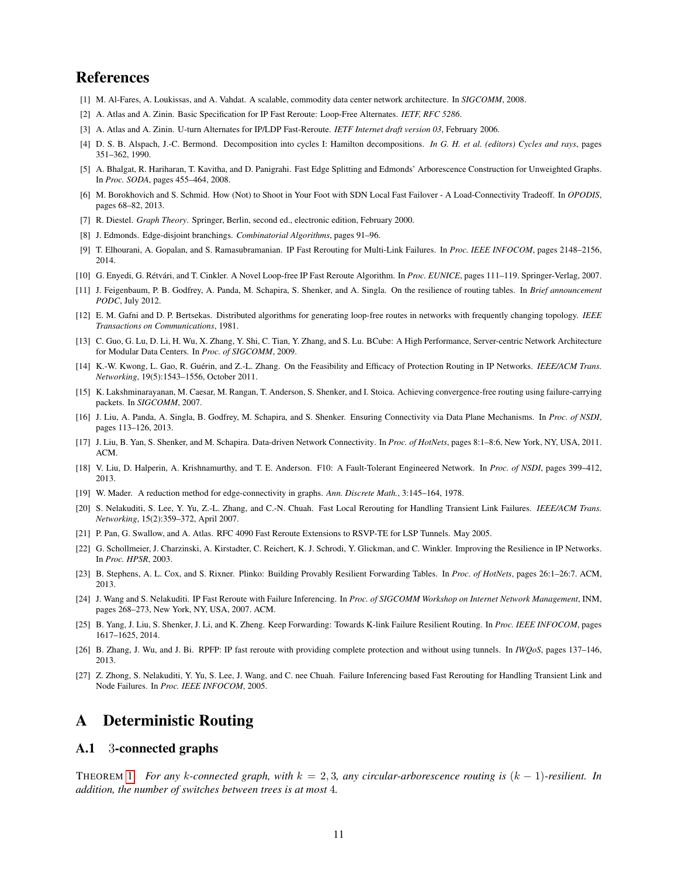# References

[1] M. Al-Fares, A. Loukissas, and A. Vahdat. A scalable, commodity data center network architecture. In *SIGCOMM*, 2008.

[2] A. Atlas and A. Zinin. Basic Specification for IP Fast Reroute: Loop-Free Alternates. *IETF, RFC 5286*.

[3] A. Atlas and A. Zinin. U-turn Alternates for IP/LDP Fast-Reroute. *IETF Internet draft version 03*, February 2006.

[4] D. S. B. Alspach, J.-C. Bermond. Decomposition into cycles I: Hamilton decompositions. *In G. H. et al. (editors) Cycles and rays*, pages 351–362, 1990.

[5] A. Bhalgat, R. Hariharan, T. Kavitha, and D. Panigrahi. Fast Edge Splitting and Edmonds' Arborescence Construction for Unweighted Graphs. In *Proc. SODA*, pages 455–464, 2008.

[6] M. Borokhovich and S. Schmid. How (Not) to Shoot in Your Foot with SDN Local Fast Failover - A Load-Connectivity Tradeoff. In *OPODIS*, pages 68–82, 2013.

[7] R. Diestel. *Graph Theory*. Springer, Berlin, second ed., electronic edition, February 2000.

[8] J. Edmonds. Edge-disjoint branchings. *Combinatorial Algorithms*, pages 91–96.

[9] T. Elhourani, A. Gopalan, and S. Ramasubramanian. IP Fast Rerouting for Multi-Link Failures. In *Proc. IEEE INFOCOM*, pages 2148–2156, 2014.

[10] G. Enyedi, G. Rétvári, and T. Cinkler. A Novel Loop-free IP Fast Reroute Algorithm. In *Proc. EUNICE*, pages 111–119. Springer-Verlag, 2007.

[11] J. Feigenbaum, P. B. Godfrey, A. Panda, M. Schapira, S. Shenker, and A. Singla. On the resilience of routing tables. In *Brief announcement PODC*, July 2012.

[12] E. M. Gafni and D. P. Bertsekas. Distributed algorithms for generating loop-free routes in networks with frequently changing topology. *IEEE Transactions on Communications*, 1981.

[13] C. Guo, G. Lu, D. Li, H. Wu, X. Zhang, Y. Shi, C. Tian, Y. Zhang, and S. Lu. BCube: A High Performance, Server-centric Network Architecture for Modular Data Centers. In *Proc. of SIGCOMM*, 2009.

[14] K.-W. Kwong, L. Gao, R. Guérin, and Z.-L. Zhang. On the Feasibility and Efficacy of Protection Routing in IP Networks. *IEEE/ACM Trans. Networking*, 19(5):1543–1556, October 2011.

[15] K. Lakshminarayanan, M. Caesar, M. Rangan, T. Anderson, S. Shenker, and I. Stoica. Achieving convergence-free routing using failure-carrying packets. In *SIGCOMM*, 2007.

[16] J. Liu, A. Panda, A. Singla, B. Godfrey, M. Schapira, and S. Shenker. Ensuring Connectivity via Data Plane Mechanisms. In *Proc. of NSDI*, pages 113–126, 2013.

[17] J. Liu, B. Yan, S. Shenker, and M. Schapira. Data-driven Network Connectivity. In *Proc. of HotNets*, pages 8:1–8:6, New York, NY, USA, 2011. ACM.

[18] V. Liu, D. Halperin, A. Krishnamurthy, and T. E. Anderson. F10: A Fault-Tolerant Engineered Network. In *Proc. of NSDI*, pages 399–412, 2013.

[19] W. Mader. A reduction method for edge-connectivity in graphs. *Ann. Discrete Math.*, 3:145–164, 1978.

[20] S. Nelakuditi, S. Lee, Y. Yu, Z.-L. Zhang, and C.-N. Chuah. Fast Local Rerouting for Handling Transient Link Failures. *IEEE/ACM Trans. Networking*, 15(2):359–372, April 2007.

[21] P. Pan, G. Swallow, and A. Atlas. RFC 4090 Fast Reroute Extensions to RSVP-TE for LSP Tunnels. May 2005.

[22] G. Schollmeier, J. Charzinski, A. Kirstadter, C. Reichert, K. J. Schrodi, Y. Glickman, and C. Winkler. Improving the Resilience in IP Networks. In *Proc. HPSR*, 2003.

[23] B. Stephens, A. L. Cox, and S. Rixner. Plinko: Building Provably Resilient Forwarding Tables. In *Proc. of HotNets*, pages 26:1–26:7. ACM, 2013.

[24] J. Wang and S. Nelakuditi. IP Fast Reroute with Failure Inferencing. In *Proc. of SIGCOMM Workshop on Internet Network Management*, INM, pages 268–273, New York, NY, USA, 2007. ACM.

[25] B. Yang, J. Liu, S. Shenker, J. Li, and K. Zheng. Keep Forwarding: Towards K-link Failure Resilient Routing. In *Proc. IEEE INFOCOM*, pages 1617–1625, 2014.

[26] B. Zhang, J. Wu, and J. Bi. RPFP: IP fast reroute with providing complete protection and without using tunnels. In *IWQoS*, pages 137–146, 2013.

[27] Z. Zhong, S. Nelakuditi, Y. Yu, S. Lee, J. Wang, and C. nee Chuah. Failure Inferencing based Fast Rerouting for Handling Transient Link and Node Failures. In *Proc. IEEE INFOCOM*, 2005.

# A Deterministic Routing

## A.1 $3$-connected graphs

THEOREM 1 *For any $k$-connected graph, with $k = 2, 3$, any circular-arborescence routing is $(k-1)$-resilient. In addition, the number of switches between trees is at most $4$.*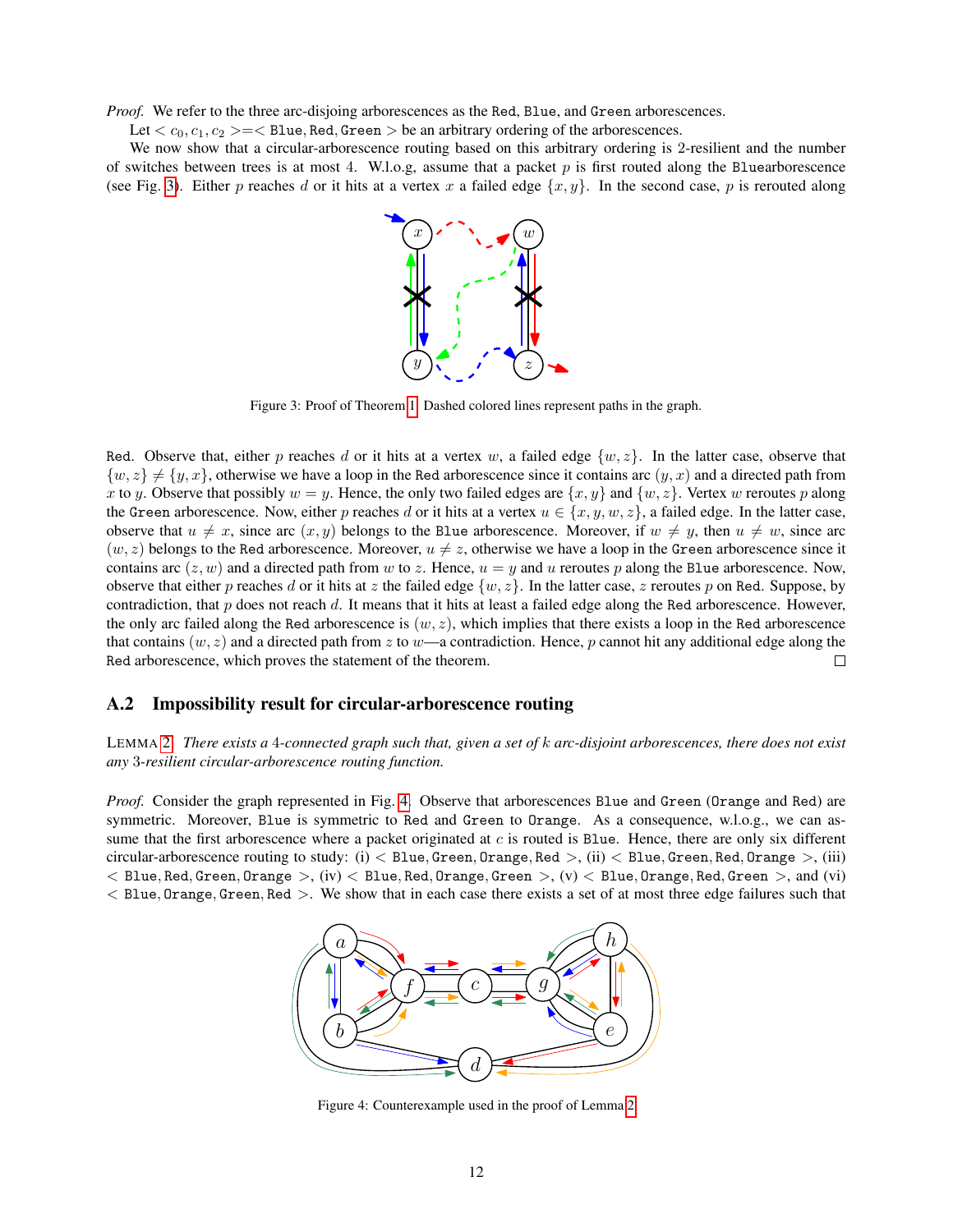*Proof.* We refer to the three arc-disjoing arborescences as the `Red`, `Blue`, and `Green` arborescences.

Let $< c_0, c_1, c_2 > = <$ `Blue`, `Red`, `Green` $>$ be an arbitrary ordering of the arborescences.

We now show that a circular-arborescence routing based on this arbitrary ordering is 2-resilient and the number of switches between trees is at most 4. W.l.o.g, assume that a packet $p$ is first routed along the `Blue`arborescence (see Fig. 3). Either $p$ reaches $d$ or it hits at a vertex $x$ a failed edge $\{x, y\}$. In the second case, $p$ is rerouted along `Red`. Observe that, either $p$ reaches $d$ or it hits at a vertex $w$, a failed edge $\{w, z\}$. In the latter case, observe that $\{w, z\} \neq \{y, x\}$, otherwise we have a loop in the `Red` arborescence since it contains arc $(y, x)$ and a directed path from $x$ to $y$. Observe that possibly $w = y$. Hence, the only two failed edges are $\{x, y\}$ and $\{w, z\}$. Vertex $w$ reroutes $p$ along the `Green` arborescence. Now, either $p$ reaches $d$ or it hits at a vertex $u \in \{x, y, w, z\}$, a failed edge. In the latter case, observe that $u \neq x$, since arc $(x, y)$ belongs to the `Blue` arborescence. Moreover, if $w \neq y$, then $u \neq w$, since arc $(w, z)$ belongs to the `Red` arborescence. Moreover, $u \neq z$, otherwise we have a loop in the `Green` arborescence since it contains arc $(z, w)$ and a directed path from $w$ to $z$. Hence, $u = y$ and $u$ reroutes $p$ along the `Blue` arborescence. Now, observe that either $p$ reaches $d$ or it hits at $z$ the failed edge $\{w, z\}$. In the latter case, $z$ reroutes $p$ on `Red`. Suppose, by contradiction, that $p$ does not reach $d$. It means that it hits at least a failed edge along the `Red` arborescence. However, the only arc failed along the `Red` arborescence is $(w, z)$, which implies that there exists a loop in the `Red` arborescence that contains $(w, z)$ and a directed path from $z$ to $w$—a contradiction. Hence, $p$ cannot hit any additional edge along the `Red` arborescence, which proves the statement of the theorem. □

Figure 3: Proof of Theorem 1. Dashed colored lines represent paths in the graph.

## A.2 Impossibility result for circular-arborescence routing

LEMMA 2. *There exists a 4-connected graph such that, given a set of $k$ arc-disjoint arborescences, there does not exist any 3-resilient circular-arborescence routing function.*

*Proof.* Consider the graph represented in Fig. 4. Observe that arborescences `Blue` and `Green` (`Orange` and `Red`) are symmetric. Moreover, `Blue` is symmetric to `Red` and `Green` to `Orange`. As a consequence, w.l.o.g., we can assume that the first arborescence where a packet originated at $c$ is routed is `Blue`. Hence, there are only six different circular-arborescence routing to study: (i) $<$ `Blue`, `Green`, `Orange`, `Red` $>$, (ii) $<$ `Blue`, `Green`, `Red`, `Orange` $>$, (iii) $<$ `Blue`, `Red`, `Green`, `Orange` $>$, (iv) $<$ `Blue`, `Red`, `Orange`, `Green` $>$, (v) $<$ `Blue`, `Orange`, `Red`, `Green` $>$, and (vi) $<$ `Blue`, `Orange`, `Green`, `Red` $>$. We show that in each case there exists a set of at most three edge failures such that

Figure 4: Counterexample used in the proof of Lemma 2.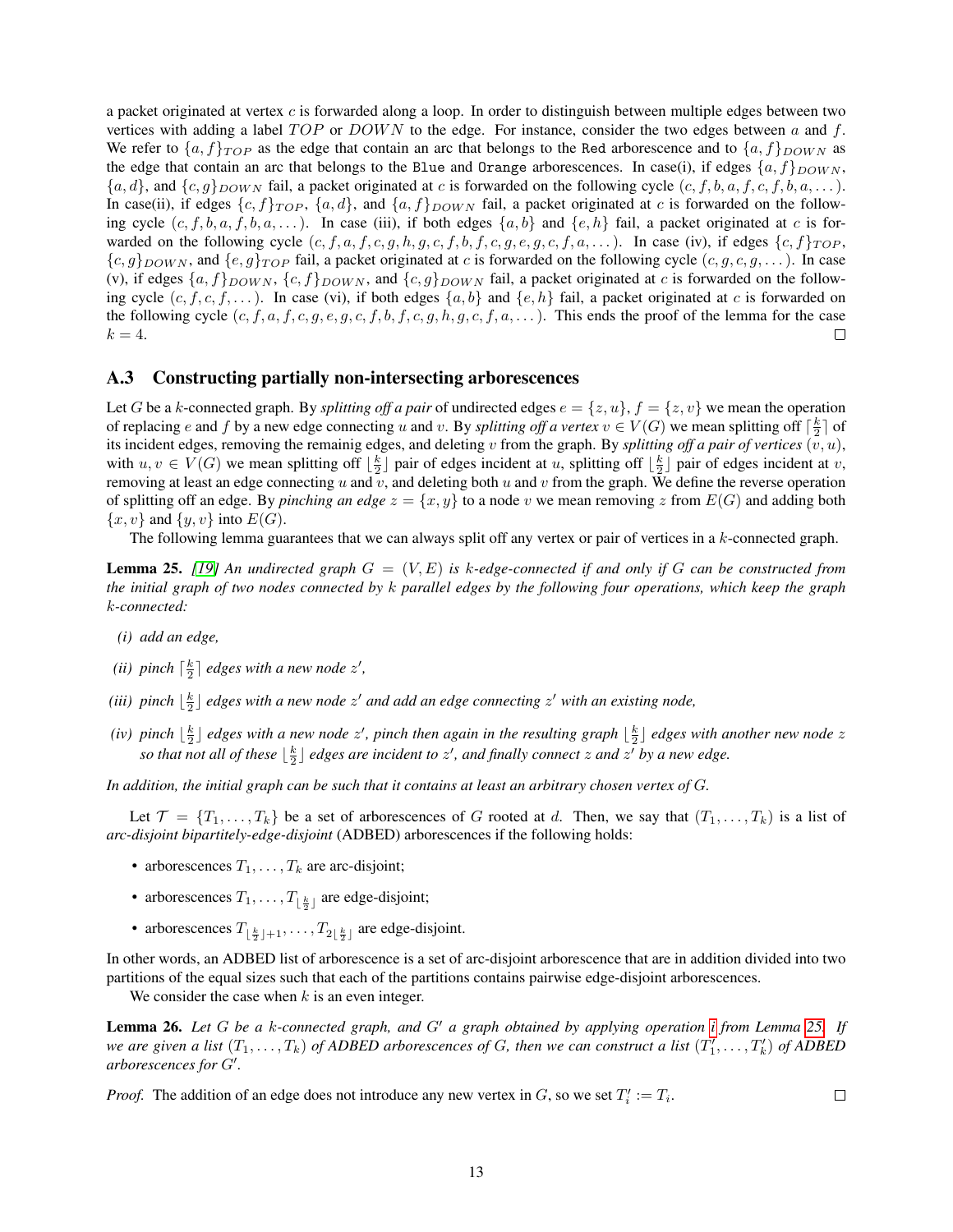a packet originated at vertex $c$ is forwarded along a loop. In order to distinguish between multiple edges between two vertices with adding a label $TOP$ or $DOWN$ to the edge. For instance, consider the two edges between $a$ and $f$. We refer to $\{a, f\}_{TOP}$ as the edge that contain an arc that belongs to the Red arborescence and to $\{a, f\}_{DOWN}$ as the edge that contain an arc that belongs to the Blue and Orange arborescences. In case(i), if edges $\{a, f\}_{DOWN}$, $\{a, d\}$, and $\{c, g\}_{DOWN}$ fail, a packet originated at $c$ is forwarded on the following cycle $(c, f, b, a, f, c, f, b, a, \dots)$. In case(ii), if edges $\{c, f\}_{TOP}$, $\{a, d\}$, and $\{a, f\}_{DOWN}$ fail, a packet originated at $c$ is forwarded on the following cycle $(c, f, b, a, f, b, a, \dots)$. In case (iii), if both edges $\{a, b\}$ and $\{e, h\}$ fail, a packet originated at $c$ is forwarded on the following cycle $(c, f, a, f, c, g, h, g, c, f, b, f, c, g, e, g, c, f, a, \dots)$. In case (iv), if edges $\{c, f\}_{TOP}$, $\{c, g\}_{DOWN}$, and $\{e, g\}_{TOP}$ fail, a packet originated at $c$ is forwarded on the following cycle $(c, g, c, g, \dots)$. In case (v), if edges $\{a, f\}_{DOWN}$, $\{c, f\}_{DOWN}$, and $\{c, g\}_{DOWN}$ fail, a packet originated at $c$ is forwarded on the following cycle $(c, f, c, f, \dots)$. In case (vi), if both edges $\{a, b\}$ and $\{e, h\}$ fail, a packet originated at $c$ is forwarded on the following cycle $(c, f, a, f, c, g, e, g, c, f, b, f, c, g, h, g, c, f, a, \dots)$. This ends the proof of the lemma for the case $k = 4$. □

### A.3 Constructing partially non-intersecting arborescences

Let $G$ be a $k$-connected graph. By *splitting off a pair* of undirected edges $e = \{z, u\}$, $f = \{z, v\}$ we mean the operation of replacing $e$ and $f$ by a new edge connecting $u$ and $v$. By *splitting off a vertex* $v \in V(G)$ we mean splitting off $\lceil \frac{k}{2} \rceil$ of its incident edges, removing the remainig edges, and deleting $v$ from the graph. By *splitting off a pair of vertices* $(v, u)$, with $u, v \in V(G)$ we mean splitting off $\lfloor \frac{k}{2} \rfloor$ pair of edges incident at $u$, splitting off $\lfloor \frac{k}{2} \rfloor$ pair of edges incident at $v$, removing at least an edge connecting $u$ and $v$, and deleting both $u$ and $v$ from the graph. We define the reverse operation of splitting off an edge. By *pinching an edge* $z = \{x, y\}$ to a node $v$ we mean removing $z$ from $E(G)$ and adding both $\{x, v\}$ and $\{y, v\}$ into $E(G)$.

The following lemma guarantees that we can always split off any vertex or pair of vertices in a $k$-connected graph.

**Lemma 25.** *[19] An undirected graph $G = (V, E)$ is $k$-edge-connected if and only if $G$ can be constructed from the initial graph of two nodes connected by $k$ parallel edges by the following four operations, which keep the graph $k$-connected:*

- *(i) add an edge,*
- *(ii) pinch $\lceil \frac{k}{2} \rceil$ edges with a new node $z'$,*
- *(iii) pinch $\lfloor \frac{k}{2} \rfloor$ edges with a new node $z'$ and add an edge connecting $z'$ with an existing node,*
- *(iv) pinch $\lfloor \frac{k}{2} \rfloor$ edges with a new node $z'$, pinch then again in the resulting graph $\lfloor \frac{k}{2} \rfloor$ edges with another new node $z$ so that not all of these $\lfloor \frac{k}{2} \rfloor$ edges are incident to $z'$, and finally connect $z$ and $z'$ by a new edge.*

*In addition, the initial graph can be such that it contains at least an arbitrary chosen vertex of $G$.*

Let $\mathcal{T} = \{T_1, \dots, T_k\}$ be a set of arborescences of $G$ rooted at $d$. Then, we say that $(T_1, \dots, T_k)$ is a list of *arc-disjoint bipartitely-edge-disjoint* (ADBED) arborescences if the following holds:

- arborescences $T_1, \dots, T_k$ are arc-disjoint;
- arborescences $T_1, \dots, T_{\lfloor \frac{k}{2} \rfloor}$ are edge-disjoint;
- arborescences $T_{\lfloor \frac{k}{2} \rfloor + 1}, \dots, T_{2\lfloor \frac{k}{2} \rfloor}$ are edge-disjoint.

In other words, an ADBED list of arborescence is a set of arc-disjoint arborescence that are in addition divided into two partitions of the equal sizes such that each of the partitions contains pairwise edge-disjoint arborescences.

We consider the case when $k$ is an even integer.

**Lemma 26.** *Let $G$ be a $k$-connected graph, and $G'$ a graph obtained by applying operation i from Lemma 25. If we are given a list $(T_1, \dots, T_k)$ of ADBED arborescences of $G$, then we can construct a list $(T'_1, \dots, T'_k)$ of ADBED arborescences for $G'$.*

*Proof.* The addition of an edge does not introduce any new vertex in $G$, so we set $T'_i := T_i$. □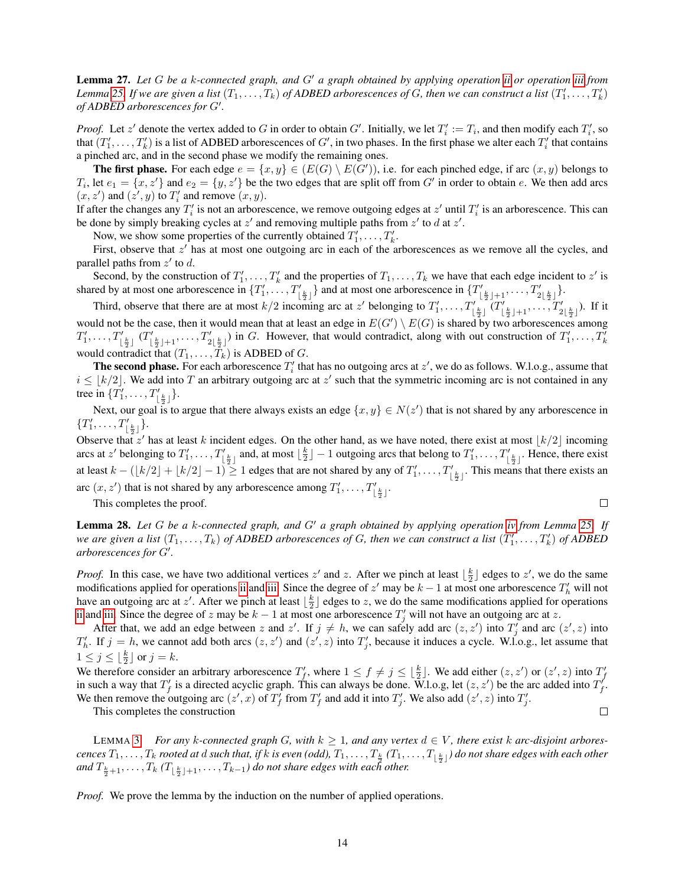**Lemma 27.** *Let $G$ be a $k$-connected graph, and $G'$ a graph obtained by applying operation ii or operation iii from Lemma 25. If we are given a list $(T_1, \dots, T_k)$ of ADBED arborescences of $G$, then we can construct a list $(T'_1, \dots, T'_k)$ of ADBED arborescences for $G'$.*

*Proof.* Let $z'$ denote the vertex added to $G$ in order to obtain $G'$. Initially, we let $T'_i := T_i$, and then modify each $T'_i$, so that $(T'_1, \dots, T'_k)$ is a list of ADBED arborescences of $G'$, in two phases. In the first phase we alter each $T'_i$ that contains a pinched arc, and in the second phase we modify the remaining ones.

**The first phase.** For each edge $e = \{x, y\} \in (E(G) \setminus E(G'))$, i.e. for each pinched edge, if arc $(x, y)$ belongs to $T_i$, let $e_1 = \{x, z'\}$ and $e_2 = \{y, z'\}$ be the two edges that are split off from $G'$ in order to obtain $e$. We then add arcs $(x, z')$ and $(z', y)$ to $T'_i$ and remove $(x, y)$.
If after the changes any $T'_i$ is not an arborescence, we remove outgoing edges at $z'$ until $T'_i$ is an arborescence. This can be done by simply breaking cycles at $z'$ and removing multiple paths from $z'$ to $d$ at $z'$.

Now, we show some properties of the currently obtained $T'_1, \dots, T'_k$.

First, observe that $z'$ has at most one outgoing arc in each of the arborescences as we remove all the cycles, and parallel paths from $z'$ to $d$.

Second, by the construction of $T'_1, \dots, T'_k$ and the properties of $T_1, \dots, T_k$ we have that each edge incident to $z'$ is shared by at most one arborescence in $\{T'_1, \dots, T'_{\lfloor \frac{k}{2} \rfloor}\}$ and at most one arborescence in $\{T'_{\lfloor \frac{k}{2} \rfloor+1}, \dots, T'_{2\lfloor \frac{k}{2} \rfloor}\}$.

Third, observe that there are at most $k/2$ incoming arc at $z'$ belonging to $T'_1, \dots, T'_{\lfloor \frac{k}{2} \rfloor}$ ($T'_{\lfloor \frac{k}{2} \rfloor+1}, \dots, T'_{2\lfloor \frac{k}{2} \rfloor}$). If it would not be the case, then it would mean that at least an edge in $E(G') \setminus E(G)$ is shared by two arborescences among $T'_1, \dots, T'_{\lfloor \frac{k}{2} \rfloor}$ ($T'_{\lfloor \frac{k}{2} \rfloor+1}, \dots, T'_{2\lfloor \frac{k}{2} \rfloor}$) in $G$. However, that would contradict, along with out construction of $T'_1, \dots, T'_k$ would contradict that $(T_1, \dots, T_k)$ is ADBED of $G$.

**The second phase.** For each arborescence $T'_i$ that has no outgoing arcs at $z'$, we do as follows. W.l.o.g., assume that $i \leq \lfloor k/2 \rfloor$. We add into $T$ an arbitrary outgoing arc at $z'$ such that the symmetric incoming arc is not contained in any tree in $\{T'_1, \dots, T'_{\lfloor \frac{k}{2} \rfloor}\}$.

Next, our goal is to argue that there always exists an edge $\{x, y\} \in N(z')$ that is not shared by any arborescence in $\{T'_1, \dots, T'_{\lfloor \frac{k}{2} \rfloor}\}$.
Observe that $z'$ has at least $k$ incident edges. On the other hand, as we have noted, there exist at most $\lfloor k/2 \rfloor$ incoming arcs at $z'$ belonging to $T'_1, \dots, T'_{\lfloor \frac{k}{2} \rfloor}$ and, at most $\lfloor \frac{k}{2} \rfloor - 1$ outgoing arcs that belong to $T'_1, \dots, T'_{\lfloor \frac{k}{2} \rfloor}$. Hence, there exist at least $k - (\lfloor k/2 \rfloor + \lfloor k/2 \rfloor - 1) \geq 1$ edges that are not shared by any of $T'_1, \dots, T'_{\lfloor \frac{k}{2} \rfloor}$. This means that there exists an arc $(x, z')$ that is not shared by any arborescence among $T'_1, \dots, T'_{\lfloor \frac{k}{2} \rfloor}$.

This completes the proof. □

**Lemma 28.** *Let $G$ be a $k$-connected graph, and $G'$ a graph obtained by applying operation iv from Lemma 25. If we are given a list $(T_1, \dots, T_k)$ of ADBED arborescences of $G$, then we can construct a list $(T'_1, \dots, T'_k)$ of ADBED arborescences for $G'$.*

*Proof.* In this case, we have two additional vertices $z'$ and $z$. After we pinch at least $\lfloor \frac{k}{2} \rfloor$ edges to $z'$, we do the same modifications applied for operations ii and iii. Since the degree of $z'$ may be $k-1$ at most one arborescence $T'_h$ will not have an outgoing arc at $z'$. After we pinch at least $\lfloor \frac{k}{2} \rfloor$ edges to $z$, we do the same modifications applied for operations ii and iii. Since the degree of $z$ may be $k-1$ at most one arborescence $T'_j$ will not have an outgoing arc at $z$.

After that, we add an edge between $z$ and $z'$. If $j \neq h$, we can safely add arc $(z, z')$ into $T'_j$ and arc $(z', z)$ into $T'_h$. If $j = h$, we cannot add both arcs $(z, z')$ and $(z', z)$ into $T'_j$, because it induces a cycle. W.l.o.g., let assume that $1 \leq j \leq \lfloor \frac{k}{2} \rfloor$ or $j = k$.
We therefore consider an arbitrary arborescence $T'_f$, where $1 \leq f \neq j \leq \lfloor \frac{k}{2} \rfloor$. We add either $(z, z')$ or $(z', z)$ into $T'_f$ in such a way that $T'_f$ is a directed acyclic graph. This can always be done. W.l.o.g, let $(z, z')$ be the arc added into $T'_f$. We then remove the outgoing arc $(z', x)$ of $T'_f$ from $T'_f$ and add it into $T'_j$. We also add $(z', z)$ into $T'_j$.

This completes the construction □

LEMMA 3. *For any $k$-connected graph $G$, with $k \geq 1$, and any vertex $d \in V$, there exist $k$ arc-disjoint arborescences $T_1, \dots, T_k$ rooted at $d$ such that, if $k$ is even (odd), $T_1, \dots, T_{\frac{k}{2}}$ ($T_1, \dots, T_{\lfloor \frac{k}{2} \rfloor}$) do not share edges with each other and $T_{\frac{k}{2}+1}, \dots, T_k$ ($T_{\lfloor \frac{k}{2} \rfloor+1}, \dots, T_{k-1}$) do not share edges with each other.*

*Proof.* We prove the lemma by the induction on the number of applied operations.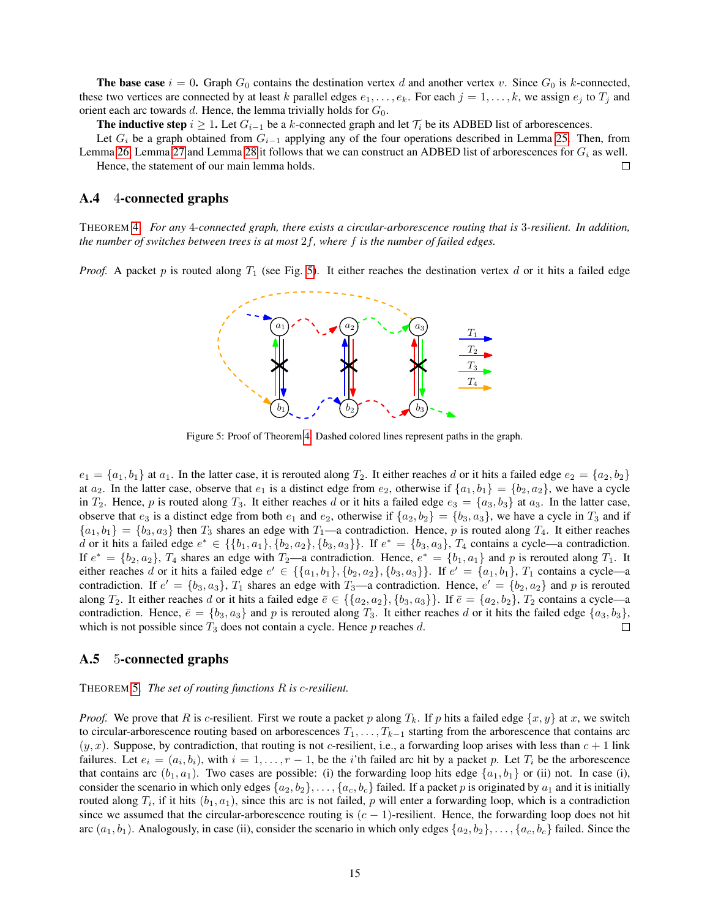**The base case** $i = 0$**.** Graph $G_0$ contains the destination vertex $d$ and another vertex $v$. Since $G_0$ is $k$-connected, these two vertices are connected by at least $k$ parallel edges $e_1, \ldots, e_k$. For each $j = 1, \ldots, k$, we assign $e_j$ to $T_j$ and orient each arc towards $d$. Hence, the lemma trivially holds for $G_0$.

**The inductive step** $i \geq 1$**.** Let $G_{i-1}$ be a $k$-connected graph and let $\mathcal{T}_i$ be its ADBED list of arborescences.

Let $G_i$ be a graph obtained from $G_{i-1}$ applying any of the four operations described in Lemma 25. Then, from Lemma 26, Lemma 27 and Lemma 28 it follows that we can construct an ADBED list of arborescences for $G_i$ as well.

Hence, the statement of our main lemma holds. □

## A.4 4-connected graphs

THEOREM 4. *For any 4-connected graph, there exists a circular-arborescence routing that is 3-resilient. In addition, the number of switches between trees is at most $2f$, where $f$ is the number of failed edges.*

*Proof.* A packet $p$ is routed along $T_1$ (see Fig. 5). It either reaches the destination vertex $d$ or it hits a failed edge $e_1 = \{a_1, b_1\}$ at $a_1$. In the latter case, it is rerouted along $T_2$. It either reaches $d$ or it hits a failed edge $e_2 = \{a_2, b_2\}$ at $a_2$. In the latter case, observe that $e_1$ is a distinct edge from $e_2$, otherwise if $\{a_1, b_1\} = \{b_2, a_2\}$, we have a cycle in $T_2$. Hence, $p$ is routed along $T_3$. It either reaches $d$ or it hits a failed edge $e_3 = \{a_3, b_3\}$ at $a_3$. In the latter case, observe that $e_3$ is a distinct edge from both $e_1$ and $e_2$, otherwise if $\{a_2, b_2\} = \{b_3, a_3\}$, we have a cycle in $T_3$ and if $\{a_1, b_1\} = \{b_3, a_3\}$ then $T_3$ shares an edge with $T_1$—a contradiction. Hence, $p$ is routed along $T_4$. It either reaches $d$ or it hits a failed edge $e^* \in \{\{b_1, a_1\}, \{b_2, a_2\}, \{b_3, a_3\}\}$. If $e^* = \{b_3, a_3\}$, $T_4$ contains a cycle—a contradiction. If $e^* = \{b_2, a_2\}$, $T_4$ shares an edge with $T_2$—a contradiction. Hence, $e^* = \{b_1, a_1\}$ and $p$ is rerouted along $T_1$. It either reaches $d$ or it hits a failed edge $e' \in \{\{a_1, b_1\}, \{b_2, a_2\}, \{b_3, a_3\}\}$. If $e' = \{a_1, b_1\}$, $T_1$ contains a cycle—a contradiction. If $e' = \{b_3, a_3\}$, $T_1$ shares an edge with $T_3$—a contradiction. Hence, $e' = \{b_2, a_2\}$ and $p$ is rerouted along $T_2$. It either reaches $d$ or it hits a failed edge $\bar{e} \in \{\{a_2, a_2\}, \{b_3, a_3\}\}$. If $\bar{e} = \{a_2, b_2\}$, $T_2$ contains a cycle—a contradiction. Hence, $\bar{e} = \{b_3, a_3\}$ and $p$ is rerouted along $T_3$. It either reaches $d$ or it hits the failed edge $\{a_3, b_3\}$, which is not possible since $T_3$ does not contain a cycle. Hence $p$ reaches $d$. □

Figure 5: Proof of Theorem 4. Dashed colored lines represent paths in the graph.

## A.5 5-connected graphs

THEOREM 5. *The set of routing functions $R$ is $c$-resilient.*

*Proof.* We prove that $R$ is $c$-resilient. First we route a packet $p$ along $T_k$. If $p$ hits a failed edge $\{x, y\}$ at $x$, we switch to circular-arborescence routing based on arborescences $T_1, \ldots, T_{k-1}$ starting from the arborescence that contains arc $(y, x)$. Suppose, by contradiction, that routing is not $c$-resilient, i.e., a forwarding loop arises with less than $c + 1$ link failures. Let $e_i = (a_i, b_i)$, with $i = 1, \ldots, r - 1$, be the $i$'th failed arc hit by a packet $p$. Let $T_i$ be the arborescence that contains arc $(b_1, a_1)$. Two cases are possible: (i) the forwarding loop hits edge $\{a_1, b_1\}$ or (ii) not. In case (i), consider the scenario in which only edges $\{a_2, b_2\}, \ldots, \{a_c, b_c\}$ failed. If a packet $p$ is originated by $a_1$ and it is initially routed along $T_i$, if it hits $(b_1, a_1)$, since this arc is not failed, $p$ will enter a forwarding loop, which is a contradiction since we assumed that the circular-arborescence routing is $(c-1)$-resilient. Hence, the forwarding loop does not hit arc $(a_1, b_1)$. Analogously, in case (ii), consider the scenario in which only edges $\{a_2, b_2\}, \ldots, \{a_c, b_c\}$ failed. Since the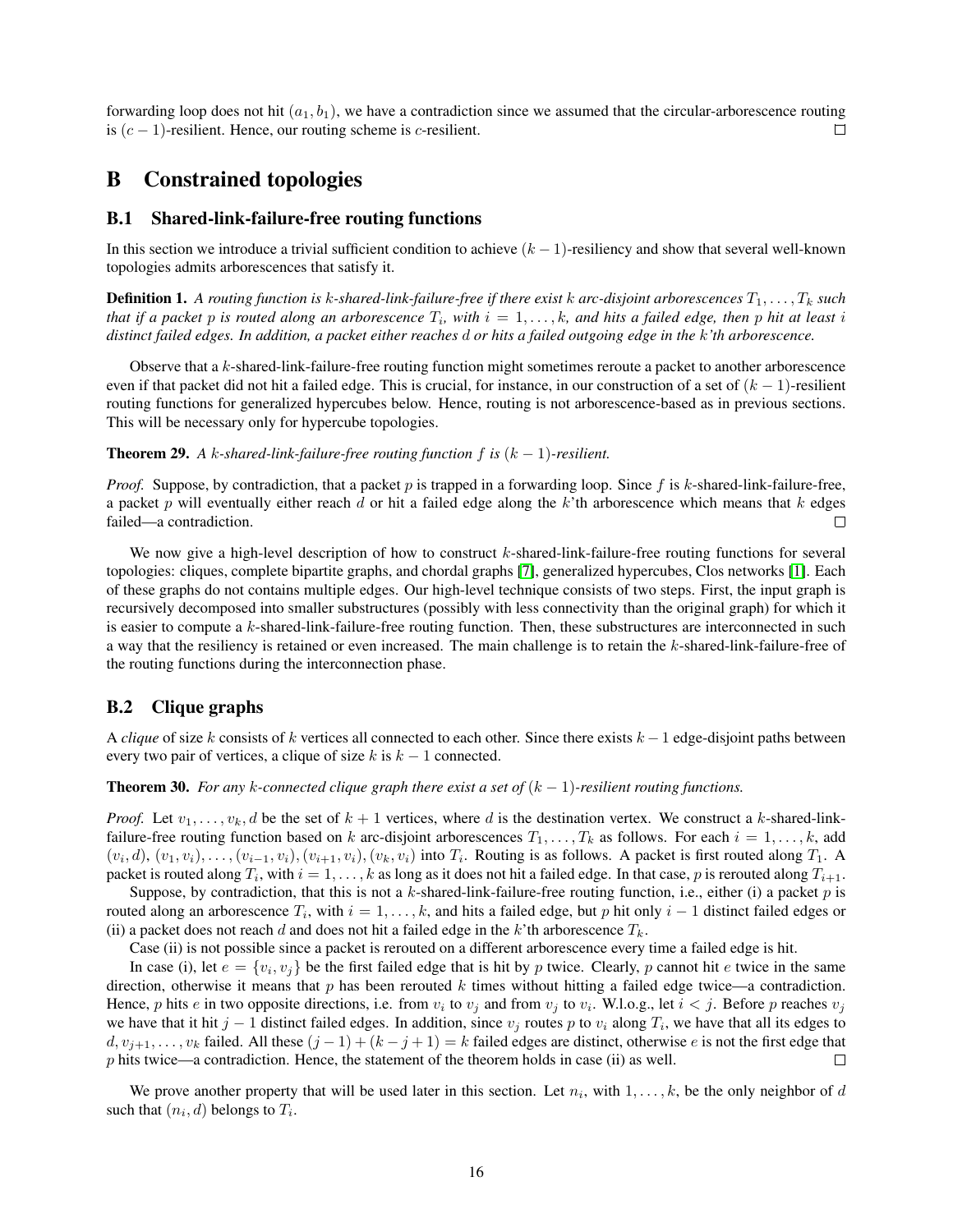forwarding loop does not hit $(a_1, b_1)$, we have a contradiction since we assumed that the circular-arborescence routing is $(c-1)$-resilient. Hence, our routing scheme is $c$-resilient. □

# B Constrained topologies

## B.1 Shared-link-failure-free routing functions

In this section we introduce a trivial sufficient condition to achieve $(k-1)$-resiliency and show that several well-known topologies admits arborescences that satisfy it.

**Definition 1.** *A routing function is $k$-shared-link-failure-free if there exist $k$ arc-disjoint arborescences $T_1, \ldots, T_k$ such that if a packet $p$ is routed along an arborescence $T_i$, with $i = 1, \ldots, k$, and hits a failed edge, then $p$ hit at least $i$ distinct failed edges. In addition, a packet either reaches $d$ or hits a failed outgoing edge in the $k$'th arborescence.*

Observe that a $k$-shared-link-failure-free routing function might sometimes reroute a packet to another arborescence even if that packet did not hit a failed edge. This is crucial, for instance, in our construction of a set of $(k-1)$-resilient routing functions for generalized hypercubes below. Hence, routing is not arborescence-based as in previous sections. This will be necessary only for hypercube topologies.

**Theorem 29.** *A $k$-shared-link-failure-free routing function $f$ is $(k-1)$-resilient.*

*Proof.* Suppose, by contradiction, that a packet $p$ is trapped in a forwarding loop. Since $f$ is $k$-shared-link-failure-free, a packet $p$ will eventually either reach $d$ or hit a failed edge along the $k$'th arborescence which means that $k$ edges failed—a contradiction. □

We now give a high-level description of how to construct $k$-shared-link-failure-free routing functions for several topologies: cliques, complete bipartite graphs, and chordal graphs [7], generalized hypercubes, Clos networks [1]. Each of these graphs do not contains multiple edges. Our high-level technique consists of two steps. First, the input graph is recursively decomposed into smaller substructures (possibly with less connectivity than the original graph) for which it is easier to compute a $k$-shared-link-failure-free routing function. Then, these substructures are interconnected in such a way that the resiliency is retained or even increased. The main challenge is to retain the $k$-shared-link-failure-free of the routing functions during the interconnection phase.

## B.2 Clique graphs

A *clique* of size $k$ consists of $k$ vertices all connected to each other. Since there exists $k-1$ edge-disjoint paths between every two pair of vertices, a clique of size $k$ is $k-1$ connected.

**Theorem 30.** *For any $k$-connected clique graph there exist a set of $(k-1)$-resilient routing functions.*

*Proof.* Let $v_1, \ldots, v_k, d$ be the set of $k+1$ vertices, where $d$ is the destination vertex. We construct a $k$-shared-link-failure-free routing function based on $k$ arc-disjoint arborescences $T_1, \ldots, T_k$ as follows. For each $i = 1, \ldots, k$, add $(v_i, d)$, $(v_1, v_i), \ldots, (v_{i-1}, v_i), (v_{i+1}, v_i), (v_k, v_i)$ into $T_i$. Routing is as follows. A packet is first routed along $T_1$. A packet is routed along $T_i$, with $i = 1, \ldots, k$ as long as it does not hit a failed edge. In that case, $p$ is rerouted along $T_{i+1}$.

Suppose, by contradiction, that this is not a $k$-shared-link-failure-free routing function, i.e., either (i) a packet $p$ is routed along an arborescence $T_i$, with $i = 1, \ldots, k$, and hits a failed edge, but $p$ hit only $i-1$ distinct failed edges or (ii) a packet does not reach $d$ and does not hit a failed edge in the $k$'th arborescence $T_k$.

Case (ii) is not possible since a packet is rerouted on a different arborescence every time a failed edge is hit.

In case (i), let $e = \{v_i, v_j\}$ be the first failed edge that is hit by $p$ twice. Clearly, $p$ cannot hit $e$ twice in the same direction, otherwise it means that $p$ has been rerouted $k$ times without hitting a failed edge twice—a contradiction. Hence, $p$ hits $e$ in two opposite directions, i.e. from $v_i$ to $v_j$ and from $v_j$ to $v_i$. W.l.o.g., let $i < j$. Before $p$ reaches $v_j$ we have that it hit $j-1$ distinct failed edges. In addition, since $v_j$ routes $p$ to $v_i$ along $T_i$, we have that all its edges to $d, v_{j+1}, \ldots, v_k$ failed. All these $(j-1) + (k-j+1) = k$ failed edges are distinct, otherwise $e$ is not the first edge that $p$ hits twice—a contradiction. Hence, the statement of the theorem holds in case (ii) as well. □

We prove another property that will be used later in this section. Let $n_i$, with $1, \ldots, k$, be the only neighbor of $d$ such that $(n_i, d)$ belongs to $T_i$.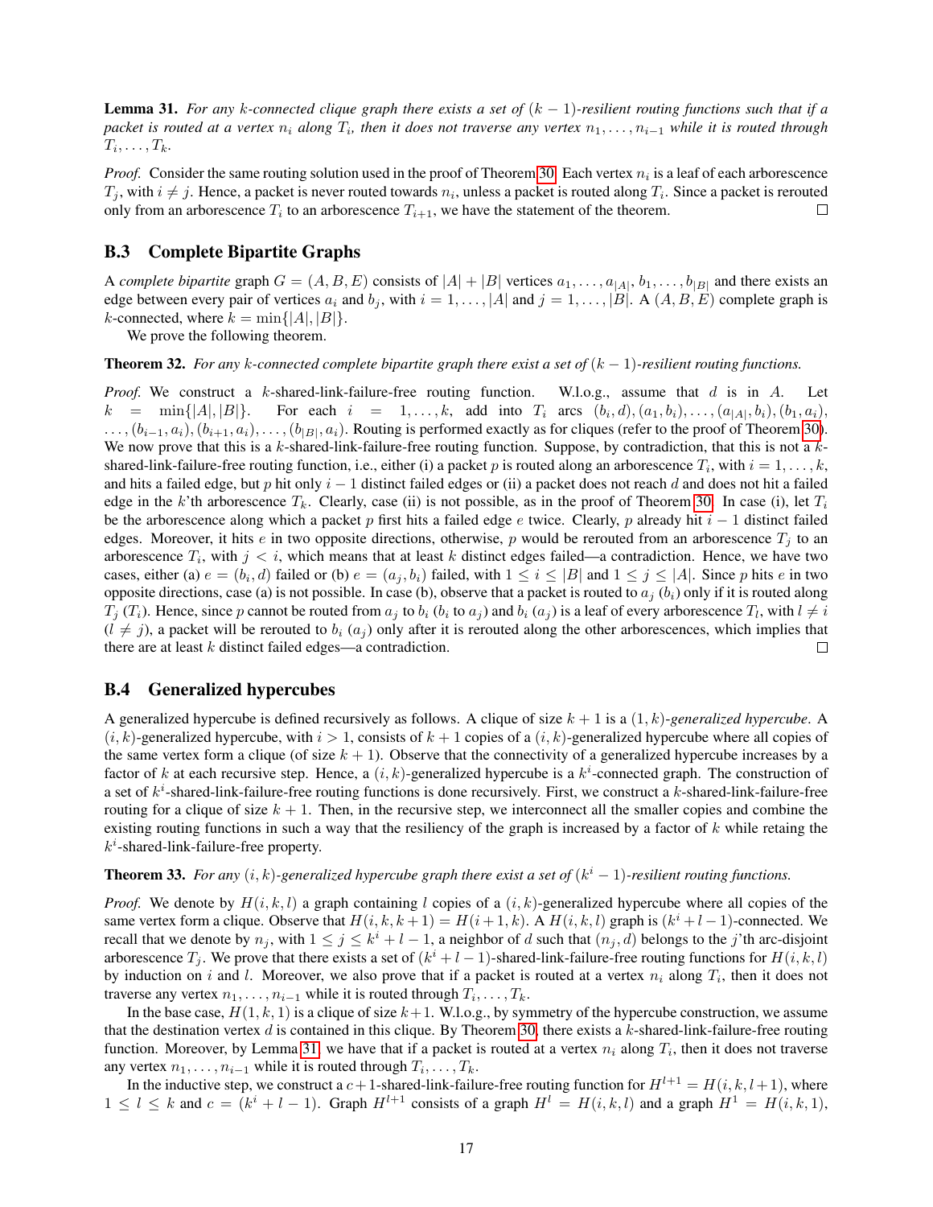**Lemma 31.** *For any $k$-connected clique graph there exists a set of $(k-1)$-resilient routing functions such that if a packet is routed at a vertex $n_i$ along $T_i$, then it does not traverse any vertex $n_1, \ldots, n_{i-1}$ while it is routed through $T_i, \ldots, T_k$.*

*Proof.* Consider the same routing solution used in the proof of Theorem 30. Each vertex $n_i$ is a leaf of each arborescence $T_j$, with $i \neq j$. Hence, a packet is never routed towards $n_i$, unless a packet is routed along $T_i$. Since a packet is rerouted only from an arborescence $T_i$ to an arborescence $T_{i+1}$, we have the statement of the theorem. □

### B.3 Complete Bipartite Graphs

A *complete bipartite* graph $G = (A, B, E)$ consists of $|A| + |B|$ vertices $a_1, \ldots, a_{|A|}, b_1, \ldots, b_{|B|}$ and there exists an edge between every pair of vertices $a_i$ and $b_j$, with $i = 1, \ldots, |A|$ and $j = 1, \ldots, |B|$. A $(A, B, E)$ complete graph is $k$-connected, where $k = \min\{|A|, |B|\}$.

We prove the following theorem.

**Theorem 32.** *For any $k$-connected complete bipartite graph there exist a set of $(k-1)$-resilient routing functions.*

*Proof.* We construct a $k$-shared-link-failure-free routing function. W.l.o.g., assume that $d$ is in $A$. Let $k = \min\{|A|, |B|\}$. For each $i = 1, \ldots, k$, add into $T_i$ arcs $(b_i, d), (a_1, b_i), \ldots, (a_{|A|}, b_i), (b_1, a_i), \ldots, (b_{i-1}, a_i), (b_{i+1}, a_i), \ldots, (b_{|B|}, a_i)$. Routing is performed exactly as for cliques (refer to the proof of Theorem 30). We now prove that this is a $k$-shared-link-failure-free routing function. Suppose, by contradiction, that this is not a $k$-shared-link-failure-free routing function, i.e., either (i) a packet $p$ is routed along an arborescence $T_i$, with $i = 1, \ldots, k$, and hits a failed edge, but $p$ hit only $i-1$ distinct failed edges or (ii) a packet does not reach $d$ and does not hit a failed edge in the $k$'th arborescence $T_k$. Clearly, case (ii) is not possible, as in the proof of Theorem 30. In case (i), let $T_i$ be the arborescence along which a packet $p$ first hits a failed edge $e$ twice. Clearly, $p$ already hit $i-1$ distinct failed edges. Moreover, it hits $e$ in two opposite directions, otherwise, $p$ would be rerouted from an arborescence $T_j$ to an arborescence $T_i$, with $j < i$, which means that at least $k$ distinct edges failed—a contradiction. Hence, we have two cases, either (a) $e = (b_i, d)$ failed or (b) $e = (a_j, b_i)$ failed, with $1 \le i \le |B|$ and $1 \le j \le |A|$. Since $p$ hits $e$ in two opposite directions, case (a) is not possible. In case (b), observe that a packet is routed to $a_j$ ($b_i$) only if it is routed along $T_j$ ($T_i$). Hence, since $p$ cannot be routed from $a_j$ to $b_i$ ($b_i$ to $a_j$) and $b_i$ ($a_j$) is a leaf of every arborescence $T_l$, with $l \neq i$ ($l \neq j$), a packet will be rerouted to $b_i$ ($a_j$) only after it is rerouted along the other arborescences, which implies that there are at least $k$ distinct failed edges—a contradiction. □

### B.4 Generalized hypercubes

A generalized hypercube is defined recursively as follows. A clique of size $k+1$ is a $(1, k)$-*generalized hypercube*. A $(i, k)$-generalized hypercube, with $i > 1$, consists of $k+1$ copies of a $(i, k)$-generalized hypercube where all copies of the same vertex form a clique (of size $k+1$). Observe that the connectivity of a generalized hypercube increases by a factor of $k$ at each recursive step. Hence, a $(i, k)$-generalized hypercube is a $k^i$-connected graph. The construction of a set of $k^i$-shared-link-failure-free routing functions is done recursively. First, we construct a $k$-shared-link-failure-free routing for a clique of size $k+1$. Then, in the recursive step, we interconnect all the smaller copies and combine the existing routing functions in such a way that the resiliency of the graph is increased by a factor of $k$ while retaing the $k^i$-shared-link-failure-free property.

**Theorem 33.** *For any $(i, k)$-generalized hypercube graph there exist a set of $(k^i - 1)$-resilient routing functions.*

*Proof.* We denote by $H(i, k, l)$ a graph containing $l$ copies of a $(i, k)$-generalized hypercube where all copies of the same vertex form a clique. Observe that $H(i, k, k+1) = H(i+1, k)$. A $H(i, k, l)$ graph is $(k^i + l - 1)$-connected. We recall that we denote by $n_j$, with $1 \le j \le k^i + l - 1$, a neighbor of $d$ such that $(n_j, d)$ belongs to the $j$'th arc-disjoint arborescence $T_j$. We prove that there exists a set of $(k^i + l - 1)$-shared-link-failure-free routing functions for $H(i, k, l)$ by induction on $i$ and $l$. Moreover, we also prove that if a packet is routed at a vertex $n_i$ along $T_i$, then it does not traverse any vertex $n_1, \ldots, n_{i-1}$ while it is routed through $T_i, \ldots, T_k$.

In the base case, $H(1, k, 1)$ is a clique of size $k+1$. W.l.o.g., by symmetry of the hypercube construction, we assume that the destination vertex $d$ is contained in this clique. By Theorem 30, there exists a $k$-shared-link-failure-free routing function. Moreover, by Lemma 31, we have that if a packet is routed at a vertex $n_i$ along $T_i$, then it does not traverse any vertex $n_1, \ldots, n_{i-1}$ while it is routed through $T_i, \ldots, T_k$.

In the inductive step, we construct a $c+1$-shared-link-failure-free routing function for $H^{l+1} = H(i, k, l+1)$, where $1 \le l \le k$ and $c = (k^i + l - 1)$. Graph $H^{l+1}$ consists of a graph $H^l = H(i, k, l)$ and a graph $H^1 = H(i, k, 1)$,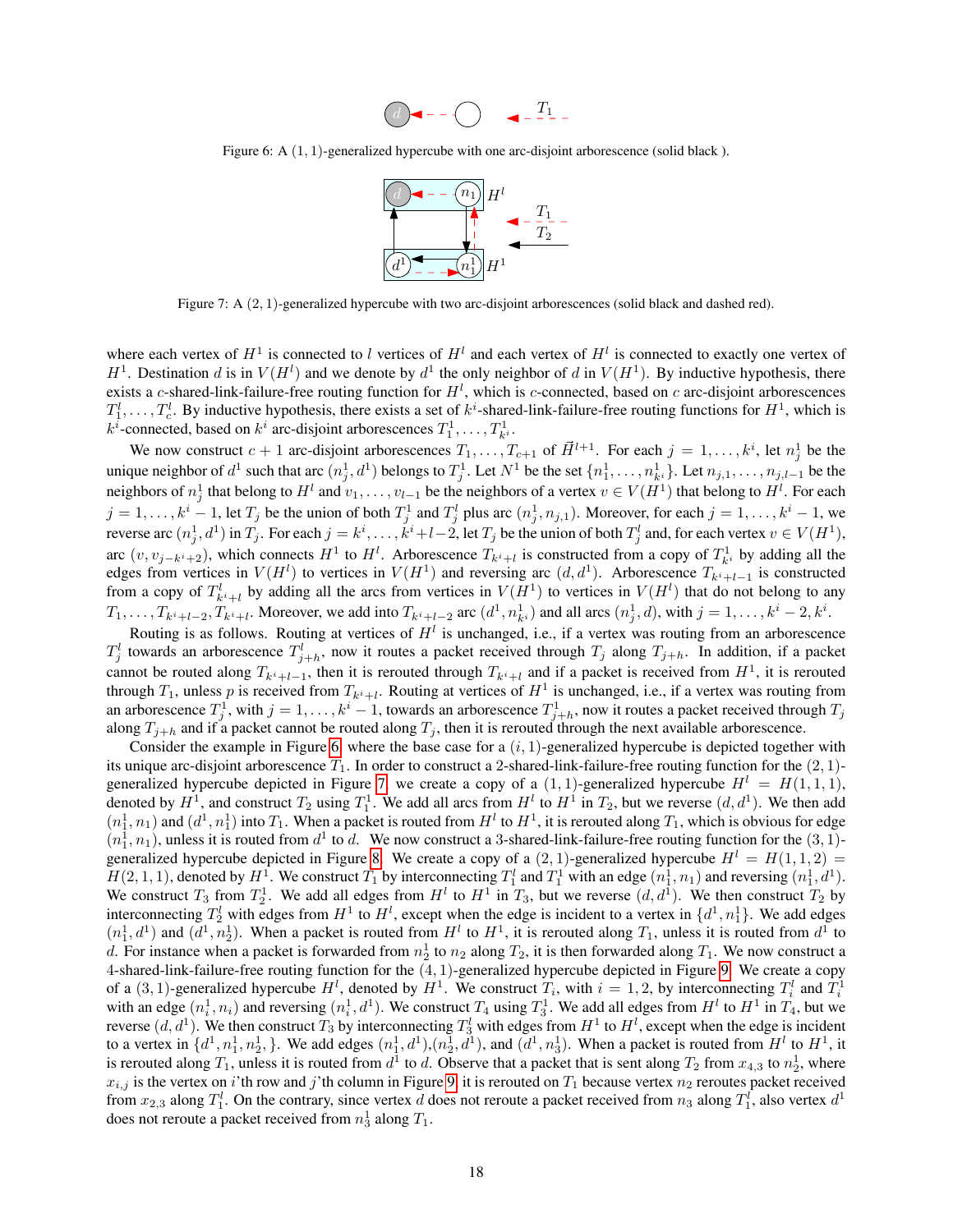Figure 6: A $(1,1)$-generalized hypercube with one arc-disjoint arborescence (solid black ).

Figure 7: A $(2,1)$-generalized hypercube with two arc-disjoint arborescences (solid black and dashed red).

where each vertex of $H^1$ is connected to $l$ vertices of $H^l$ and each vertex of $H^l$ is connected to exactly one vertex of $H^1$. Destination $d$ is in $V(H^l)$ and we denote by $d^1$ the only neighbor of $d$ in $V(H^1)$. By inductive hypothesis, there exists a $c$-shared-link-failure-free routing function for $H^l$, which is $c$-connected, based on $c$ arc-disjoint arborescences $T_1^l, \ldots, T_c^l$. By inductive hypothesis, there exists a set of $k^i$-shared-link-failure-free routing functions for $H^1$, which is $k^i$-connected, based on $k^i$ arc-disjoint arborescences $T_1^1, \ldots, T_{k^i}^1$.

We now construct $c+1$ arc-disjoint arborescences $T_1, \ldots, T_{c+1}$ of $\vec{H}^{l+1}$. For each $j = 1, \ldots, k^i$, let $n_j^1$ be the unique neighbor of $d^1$ such that arc $(n_j^1, d^1)$ belongs to $T_j^1$. Let $N^1$ be the set $\{n_1^1, \ldots, n_{k^i}^1\}$. Let $n_{j,1}, \ldots, n_{j,l-1}$ be the neighbors of $n_j^1$ that belong to $H^l$ and $v_1, \ldots, v_{l-1}$ be the neighbors of a vertex $v \in V(H^1)$ that belong to $H^l$. For each $j = 1, \ldots, k^i - 1$, let $T_j$ be the union of both $T_j^1$ and $T_j^l$ plus arc $(n_j^1, n_{j,1})$. Moreover, for each $j = 1, \ldots, k^i - 1$, we reverse arc $(n_j^1, d^1)$ in $T_j$. For each $j = k^i, \ldots, k^i + l - 2$, let $T_j$ be the union of both $T_j^l$ and, for each vertex $v \in V(H^1)$, arc $(v, v_{j-k^i+2})$, which connects $H^1$ to $H^l$. Arborescence $T_{k^i+l}$ is constructed from a copy of $T_{k^i}^1$ by adding all the edges from vertices in $V(H^l)$ to vertices in $V(H^1)$ and reversing arc $(d, d^1)$. Arborescence $T_{k^i+l-1}$ is constructed from a copy of $T_{k^i+l}^l$ by adding all the arcs from vertices in $V(H^1)$ to vertices in $V(H^l)$ that do not belong to any $T_1, \ldots, T_{k^i+l-2}, T_{k^i+l}$. Moreover, we add into $T_{k^i+l-2}$ arc $(d^1, n_{k^i}^1)$ and all arcs $(n_j^1, d)$, with $j = 1, \ldots, k^i - 2, k^i$.

Routing is as follows. Routing at vertices of $H^l$ is unchanged, i.e., if a vertex was routing from an arborescence $T_j^l$ towards an arborescence $T_{j+h}^l$, now it routes a packet received through $T_j$ along $T_{j+h}$. In addition, if a packet cannot be routed along $T_{k^i+l-1}$, then it is routed through $T_{k^i+l}$ and if a packet is received from $H^1$, it is rerouted through $T_1$, unless $p$ is received from $T_{k^i+l}$. Routing at vertices of $H^1$ is unchanged, i.e., if a vertex was routing from an arborescence $T_j^1$, with $j = 1, \ldots, k^i - 1$, towards an arborescence $T_{j+h}^1$, now it routes a packet received through $T_j$ along $T_{j+h}$ and if a packet cannot be routed along $T_j$, then it is rerouted through the next available arborescence.

Consider the example in Figure 6, where the base case for a $(i,1)$-generalized hypercube is depicted together with its unique arc-disjoint arborescence $T_1$. In order to construct a 2-shared-link-failure-free routing function for the $(2,1)$-generalized hypercube depicted in Figure 7, we create a copy of a $(1,1)$-generalized hypercube $H^l = H(1,1,1)$, denoted by $H^1$, and construct $T_2$ using $T_1^1$. We add all arcs from $H^l$ to $H^1$ in $T_2$, but we reverse $(d, d^1)$. We then add $(n_1^1, n_1)$ and $(d^1, n_1^1)$ into $T_1$. When a packet is routed from $H^l$ to $H^1$, it is rerouted along $T_1$, which is obvious for edge $(n_1^1, n_1)$, unless it is routed from $d^1$ to $d$. We now construct a 3-shared-link-failure-free routing function for the $(3,1)$-generalized hypercube depicted in Figure 8. We create a copy of a $(2,1)$-generalized hypercube $H^l = H(1,1,2) = H(2,1,1)$, denoted by $H^1$. We construct $T_1$ by interconnecting $T_1^l$ and $T_1^1$ with an edge $(n_1^1, n_1)$ and reversing $(n_1^1, d^1)$. We construct $T_3$ from $T_2^1$. We add all edges from $H^l$ to $H^1$ in $T_3$, but we reverse $(d, d^1)$. We then construct $T_2$ by interconnecting $T_2^l$ with edges from $H^1$ to $H^l$, except when the edge is incident to a vertex in $\{d^1, n_1^1\}$. We add edges $(n_1^1, d^1)$ and $(d^1, n_2^1)$. When a packet is routed from $H^l$ to $H^1$, it is rerouted along $T_1$, unless it is routed from $d^1$ to $d$. For instance when a packet is forwarded from $n_2^1$ to $n_2$ along $T_2$, it is then forwarded along $T_1$. We now construct a 4-shared-link-failure-free routing function for the $(4,1)$-generalized hypercube depicted in Figure 9. We create a copy of a $(3,1)$-generalized hypercube $H^l$, denoted by $H^1$. We construct $T_i$, with $i = 1, 2$, by interconnecting $T_i^l$ and $T_i^1$ with an edge $(n_i^1, n_i)$ and reversing $(n_i^1, d^1)$. We construct $T_4$ using $T_3^1$. We add all edges from $H^l$ to $H^1$ in $T_4$, but we reverse $(d, d^1)$. We then construct $T_3$ by interconnecting $T_3^l$ with edges from $H^1$ to $H^l$, except when the edge is incident to a vertex in $\{d^1, n_1^1, n_2^1, \}$. We add edges $(n_1^1, d^1)$,$(n_2^1, d^1)$, and $(d^1, n_3^1)$. When a packet is routed from $H^l$ to $H^1$, it is rerouted along $T_1$, unless it is routed from $d^1$ to $d$. Observe that a packet that is sent along $T_2$ from $x_{4,3}$ to $n_2^1$, where $x_{i,j}$ is the vertex on $i$'th row and $j$'th column in Figure 9, it is rerouted on $T_1$ because vertex $n_2$ reroutes packet received from $x_{2,3}$ along $T_1^l$. On the contrary, since vertex $d$ does not reroute a packet received from $n_3$ along $T_1^l$, also vertex $d^1$ does not reroute a packet received from $n_3^1$ along $T_1$.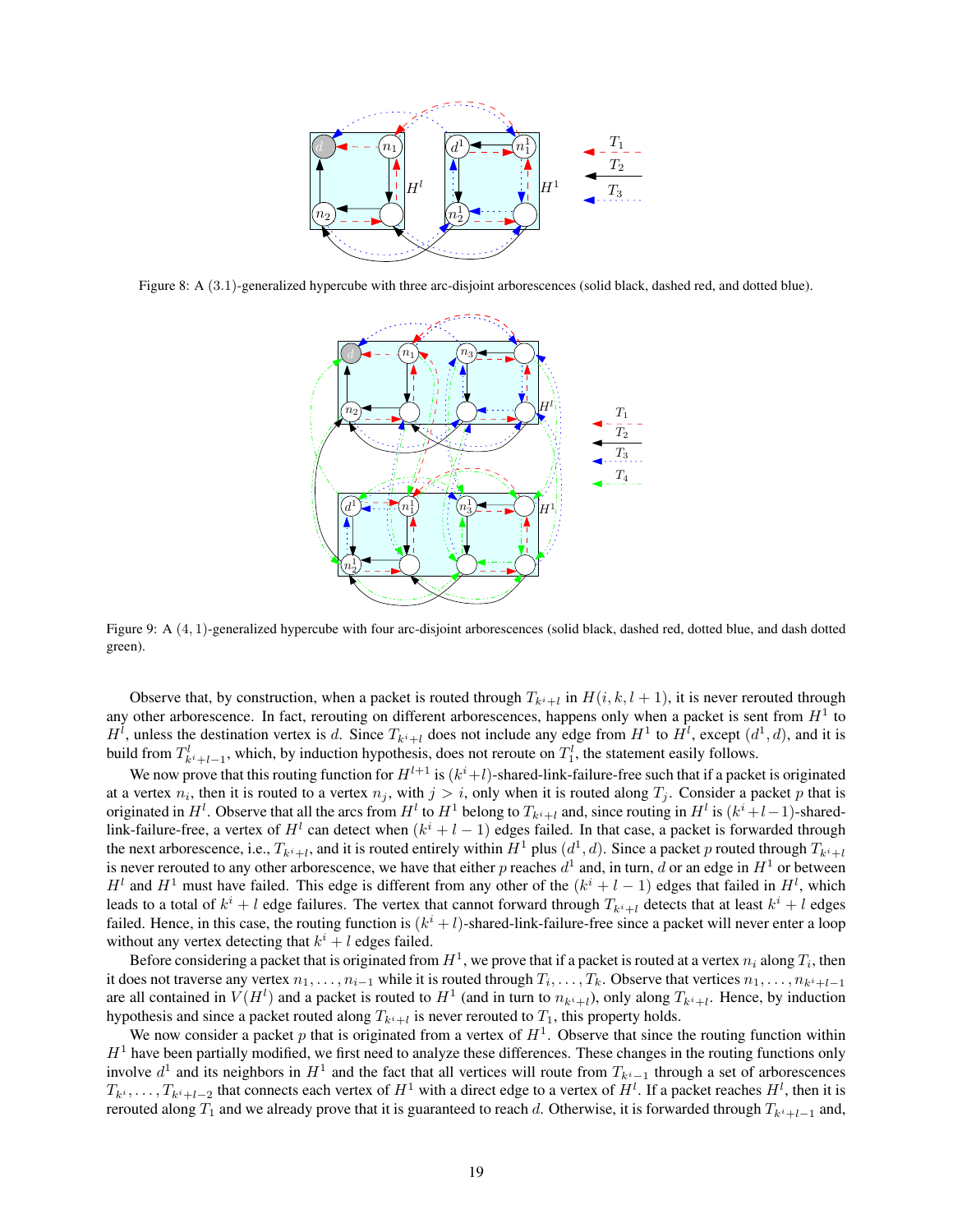Figure 8: A (3.1)-generalized hypercube with three arc-disjoint arborescences (solid black, dashed red, and dotted blue).

Figure 9: A $(4, 1)$-generalized hypercube with four arc-disjoint arborescences (solid black, dashed red, dotted blue, and dash dotted green).

Observe that, by construction, when a packet is routed through $T_{k^i+l}$ in $H(i, k, l+1)$, it is never rerouted through any other arborescence. In fact, rerouting on different arborescences, happens only when a packet is sent from $H^1$ to $H^l$, unless the destination vertex is $d$. Since $T_{k^i+l}$ does not include any edge from $H^1$ to $H^l$, except $(d^1, d)$, and it is build from $T^l_{k^i+l-1}$, which, by induction hypothesis, does not reroute on $T^l_1$, the statement easily follows.

We now prove that this routing function for $H^{l+1}$ is $(k^i+l)$-shared-link-failure-free such that if a packet is originated at a vertex $n_i$, then it is routed to a vertex $n_j$, with $j > i$, only when it is routed along $T_j$. Consider a packet $p$ that is originated in $H^l$. Observe that all the arcs from $H^l$ to $H^1$ belong to $T_{k^i+l}$ and, since routing in $H^l$ is $(k^i+l-1)$-shared-link-failure-free, a vertex of $H^l$ can detect when $(k^i+l-1)$ edges failed. In that case, a packet is forwarded through the next arborescence, i.e., $T_{k^i+l}$, and it is routed entirely within $H^1$ plus $(d^1, d)$. Since a packet $p$ routed through $T_{k^i+l}$ is never rerouted to any other arborescence, we have that either $p$ reaches $d^1$ and, in turn, $d$ or an edge in $H^1$ or between $H^l$ and $H^1$ must have failed. This edge is different from any other of the $(k^i+l-1)$ edges that failed in $H^l$, which leads to a total of $k^i+l$ edge failures. The vertex that cannot forward through $T_{k^i+l}$ detects that at least $k^i+l$ edges failed. Hence, in this case, the routing function is $(k^i+l)$-shared-link-failure-free since a packet will never enter a loop without any vertex detecting that $k^i+l$ edges failed.

Before considering a packet that is originated from $H^1$, we prove that if a packet is routed at a vertex $n_i$ along $T_i$, then it does not traverse any vertex $n_1, \ldots, n_{i-1}$ while it is routed through $T_i, \ldots, T_k$. Observe that vertices $n_1, \ldots, n_{k^i+l-1}$ are all contained in $V(H^l)$ and a packet is routed to $H^1$ (and in turn to $n_{k^i+l}$), only along $T_{k^i+l}$. Hence, by induction hypothesis and since a packet routed along $T_{k^i+l}$ is never rerouted to $T_1$, this property holds.

We now consider a packet $p$ that is originated from a vertex of $H^1$. Observe that since the routing function within $H^1$ have been partially modified, we first need to analyze these differences. These changes in the routing functions only involve $d^1$ and its neighbors in $H^1$ and the fact that all vertices will route from $T_{k^i-1}$ through a set of arborescences $T_{k^i}, \ldots, T_{k^i+l-2}$ that connects each vertex of $H^1$ with a direct edge to a vertex of $H^l$. If a packet reaches $H^l$, then it is rerouted along $T_1$ and we already prove that it is guaranteed to reach $d$. Otherwise, it is forwarded through $T_{k^i+l-1}$ and,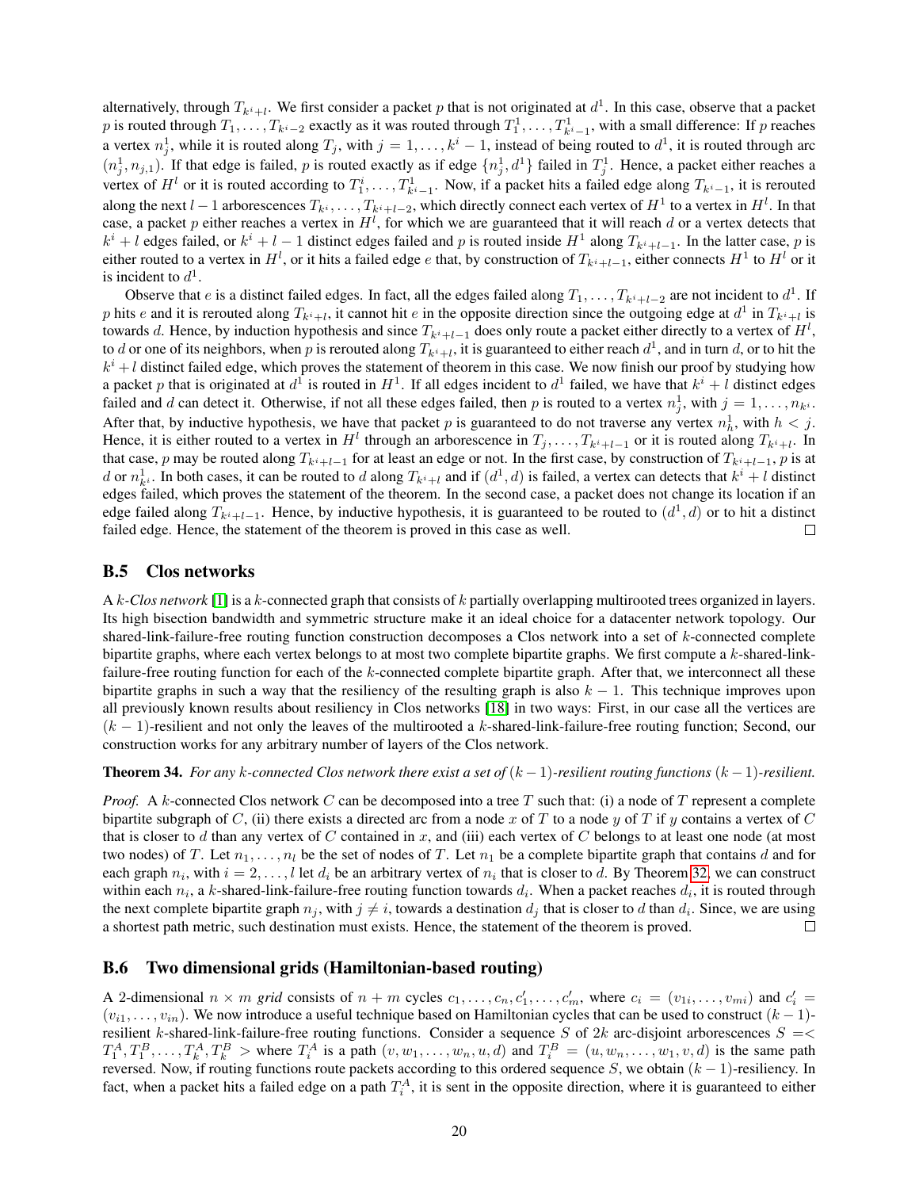alternatively, through $T_{k^i+l}$. We first consider a packet $p$ that is not originated at $d^1$. In this case, observe that a packet $p$ is routed through $T_1, \ldots, T_{k^i-2}$ exactly as it was routed through $T_1^1, \ldots, T_{k^i-1}^1$, with a small difference: If $p$ reaches a vertex $n_j^1$, while it is routed along $T_j$, with $j = 1, \ldots, k^i - 1$, instead of being routed to $d^1$, it is routed through arc $(n_j^1, n_{j,1})$. If that edge is failed, $p$ is routed exactly as if edge $\{n_j^1, d^1\}$ failed in $T_j^1$. Hence, a packet either reaches a vertex of $H^l$ or it is routed according to $T_1^i, \ldots, T_{k^i-1}^1$. Now, if a packet hits a failed edge along $T_{k^i-1}$, it is rerouted along the next $l-1$ arborescences $T_{k^i}, \ldots, T_{k^i+l-2}$, which directly connect each vertex of $H^1$ to a vertex in $H^l$. In that case, a packet $p$ either reaches a vertex in $H^l$, for which we are guaranteed that it will reach $d$ or a vertex detects that $k^i + l$ edges failed, or $k^i + l - 1$ distinct edges failed and $p$ is routed inside $H^1$ along $T_{k^i+l-1}$. In the latter case, $p$ is either routed to a vertex in $H^l$, or it hits a failed edge $e$ that, by construction of $T_{k^i+l-1}$, either connects $H^1$ to $H^l$ or it is incident to $d^1$.

Observe that $e$ is a distinct failed edges. In fact, all the edges failed along $T_1, \ldots, T_{k^i+l-2}$ are not incident to $d^1$. If $p$ hits $e$ and it is rerouted along $T_{k^i+l}$, it cannot hit $e$ in the opposite direction since the outgoing edge at $d^1$ in $T_{k^i+l}$ is towards $d$. Hence, by induction hypothesis and since $T_{k^i+l-1}$ does only route a packet either directly to a vertex of $H^l$, to $d$ or one of its neighbors, when $p$ is rerouted along $T_{k^i+l}$, it is guaranteed to either reach $d^1$, and in turn $d$, or to hit the $k^i + l$ distinct failed edge, which proves the statement of theorem in this case. We now finish our proof by studying how a packet $p$ that is originated at $d^1$ is routed in $H^1$. If all edges incident to $d^1$ failed, we have that $k^i + l$ distinct edges failed and $d$ can detect it. Otherwise, if not all these edges failed, then $p$ is routed to a vertex $n_j^1$, with $j = 1, \ldots, n_{k^i}$. After that, by inductive hypothesis, we have that packet $p$ is guaranteed to do not traverse any vertex $n_h^1$, with $h < j$. Hence, it is either routed to a vertex in $H^l$ through an arborescence in $T_j, \ldots, T_{k^i+l-1}$ or it is routed along $T_{k^i+l}$. In that case, $p$ may be routed along $T_{k^i+l-1}$ for at least an edge or not. In the first case, by construction of $T_{k^i+l-1}$, $p$ is at $d$ or $n_{k^i}^1$. In both cases, it can be routed to $d$ along $T_{k^i+l}$ and if $(d^1, d)$ is failed, a vertex can detects that $k^i + l$ distinct edges failed, which proves the statement of the theorem. In the second case, a packet does not change its location if an edge failed along $T_{k^i+l-1}$. Hence, by inductive hypothesis, it is guaranteed to be routed to $(d^1, d)$ or to hit a distinct failed edge. Hence, the statement of the theorem is proved in this case as well. □

## B.5 Clos networks

A *$k$-Clos network* [1] is a $k$-connected graph that consists of $k$ partially overlapping multirooted trees organized in layers. Its high bisection bandwidth and symmetric structure make it an ideal choice for a datacenter network topology. Our shared-link-failure-free routing function construction decomposes a Clos network into a set of $k$-connected complete bipartite graphs, where each vertex belongs to at most two complete bipartite graphs. We first compute a $k$-shared-link-failure-free routing function for each of the $k$-connected complete bipartite graph. After that, we interconnect all these bipartite graphs in such a way that the resiliency of the resulting graph is also $k-1$. This technique improves upon all previously known results about resiliency in Clos networks [18] in two ways: First, in our case all the vertices are $(k-1)$-resilient and not only the leaves of the multirooted a $k$-shared-link-failure-free routing function; Second, our construction works for any arbitrary number of layers of the Clos network.

**Theorem 34.** *For any $k$-connected Clos network there exist a set of $(k-1)$-resilient routing functions $(k-1)$-resilient.*

*Proof.* A $k$-connected Clos network $C$ can be decomposed into a tree $T$ such that: (i) a node of $T$ represent a complete bipartite subgraph of $C$, (ii) there exists a directed arc from a node $x$ of $T$ to a node $y$ of $T$ if $y$ contains a vertex of $C$ that is closer to $d$ than any vertex of $C$ contained in $x$, and (iii) each vertex of $C$ belongs to at least one node (at most two nodes) of $T$. Let $n_1, \ldots, n_l$ be the set of nodes of $T$. Let $n_1$ be a complete bipartite graph that contains $d$ and for each graph $n_i$, with $i = 2, \ldots, l$ let $d_i$ be an arbitrary vertex of $n_i$ that is closer to $d$. By Theorem 32, we can construct within each $n_i$, a $k$-shared-link-failure-free routing function towards $d_i$. When a packet reaches $d_i$, it is routed through the next complete bipartite graph $n_j$, with $j \neq i$, towards a destination $d_j$ that is closer to $d$ than $d_i$. Since, we are using a shortest path metric, such destination must exists. Hence, the statement of the theorem is proved. □

## B.6 Two dimensional grids (Hamiltonian-based routing)

A 2-dimensional $n \times m$ *grid* consists of $n + m$ cycles $c_1, \ldots, c_n, c'_1, \ldots, c'_m$, where $c_i = (v_{1i}, \ldots, v_{mi})$ and $c'_i = (v_{i1}, \ldots, v_{in})$. We now introduce a useful technique based on Hamiltonian cycles that can be used to construct $(k-1)$-resilient $k$-shared-link-failure-free routing functions. Consider a sequence $S$ of $2k$ arc-disjoint arborescences $S = < T_1^A, T_1^B, \ldots, T_k^A, T_k^B >$ where $T_i^A$ is a path $(v, w_1, \ldots, w_n, u, d)$ and $T_i^B = (u, w_n, \ldots, w_1, v, d)$ is the same path reversed. Now, if routing functions route packets according to this ordered sequence $S$, we obtain $(k-1)$-resiliency. In fact, when a packet hits a failed edge on a path $T_i^A$, it is sent in the opposite direction, where it is guaranteed to either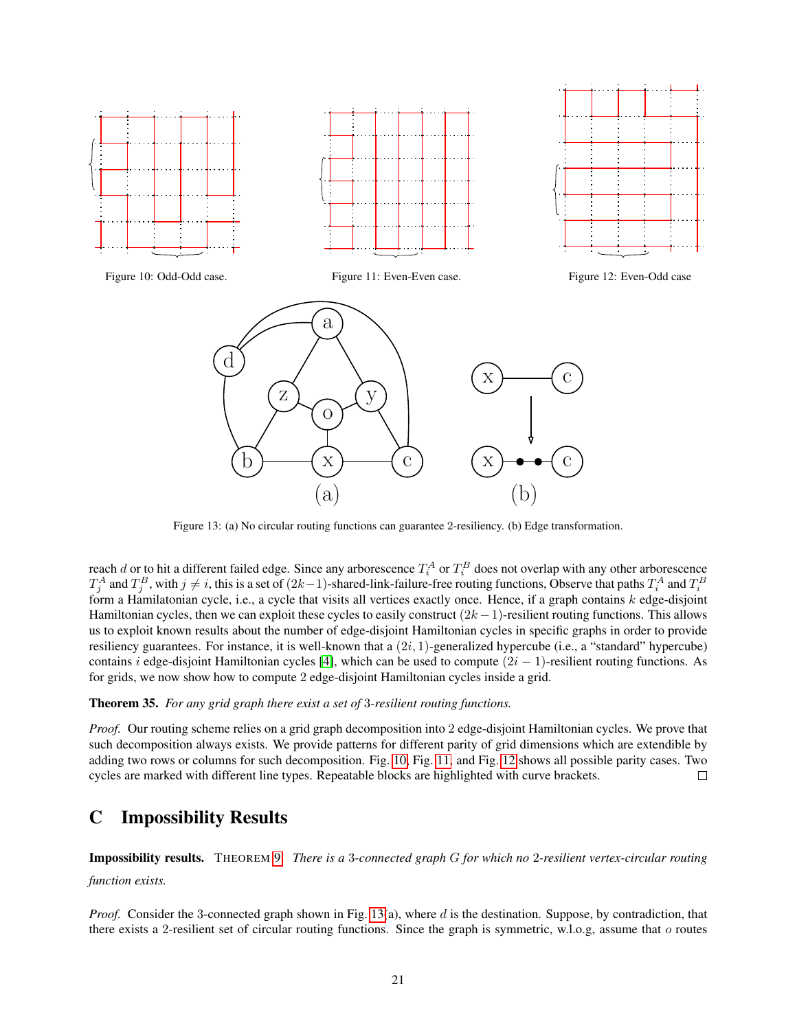Figure 10: Odd-Odd case.

Figure 11: Even-Even case.

Figure 12: Even-Odd case

Figure 13: (a) No circular routing functions can guarantee 2-resiliency. (b) Edge transformation.

reach $d$ or to hit a different failed edge. Since any arborescence $T_i^A$ or $T_i^B$ does not overlap with any other arborescence $T_j^A$ and $T_j^B$, with $j \neq i$, this is a set of $(2k-1)$-shared-link-failure-free routing functions, Observe that paths $T_i^A$ and $T_i^B$ form a Hamilatonian cycle, i.e., a cycle that visits all vertices exactly once. Hence, if a graph contains $k$ edge-disjoint Hamiltonian cycles, then we can exploit these cycles to easily construct $(2k-1)$-resilient routing functions. This allows us to exploit known results about the number of edge-disjoint Hamiltonian cycles in specific graphs in order to provide resiliency guarantees. For instance, it is well-known that a $(2i, 1)$-generalized hypercube (i.e., a "standard" hypercube) contains $i$ edge-disjoint Hamiltonian cycles [4], which can be used to compute $(2i-1)$-resilient routing functions. As for grids, we now show how to compute 2 edge-disjoint Hamiltonian cycles inside a grid.

**Theorem 35.** *For any grid graph there exist a set of 3-resilient routing functions.*

*Proof.* Our routing scheme relies on a grid graph decomposition into 2 edge-disjoint Hamiltonian cycles. We prove that such decomposition always exists. We provide patterns for different parity of grid dimensions which are extendible by adding two rows or columns for such decomposition. Fig. 10, Fig. 11, and Fig. 12 shows all possible parity cases. Two cycles are marked with different line types. Repeatable blocks are highlighted with curve brackets. □

# C Impossibility Results

**Impossibility results.** THEOREM 9. *There is a 3-connected graph $G$ for which no 2-resilient vertex-circular routing function exists.*

*Proof.* Consider the 3-connected graph shown in Fig. 13(a), where $d$ is the destination. Suppose, by contradiction, that there exists a 2-resilient set of circular routing functions. Since the graph is symmetric, w.l.o.g, assume that $o$ routes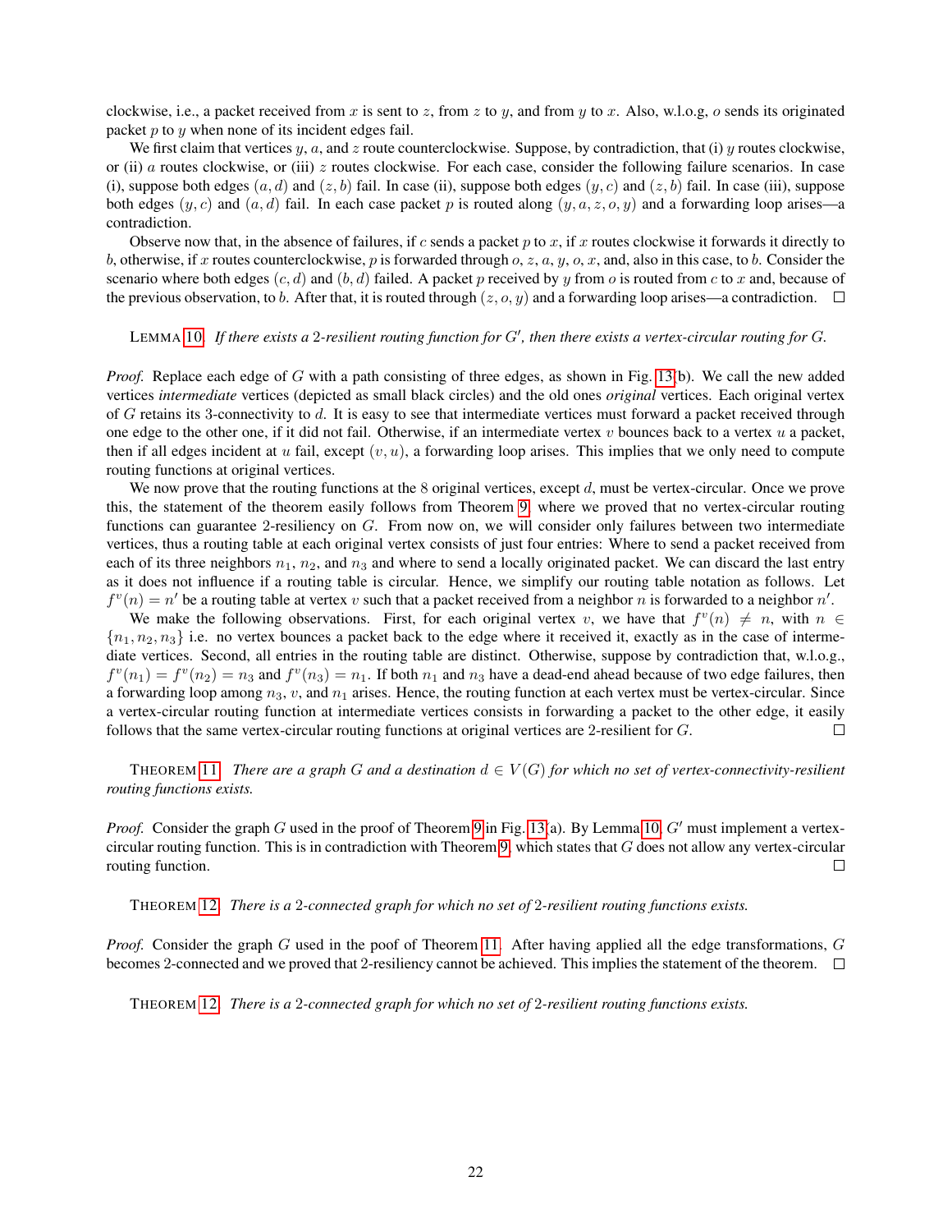clockwise, i.e., a packet received from $x$ is sent to $z$, from $z$ to $y$, and from $y$ to $x$. Also, w.l.o.g, $o$ sends its originated packet $p$ to $y$ when none of its incident edges fail.

We first claim that vertices $y$, $a$, and $z$ route counterclockwise. Suppose, by contradiction, that (i) $y$ routes clockwise, or (ii) $a$ routes clockwise, or (iii) $z$ routes clockwise. For each case, consider the following failure scenarios. In case (i), suppose both edges $(a, d)$ and $(z, b)$ fail. In case (ii), suppose both edges $(y, c)$ and $(z, b)$ fail. In case (iii), suppose both edges $(y, c)$ and $(a, d)$ fail. In each case packet $p$ is routed along $(y, a, z, o, y)$ and a forwarding loop arises—a contradiction.

Observe now that, in the absence of failures, if $c$ sends a packet $p$ to $x$, if $x$ routes clockwise it forwards it directly to $b$, otherwise, if $x$ routes counterclockwise, $p$ is forwarded through $o$, $z$, $a$, $y$, $o$, $x$, and, also in this case, to $b$. Consider the scenario where both edges $(c, d)$ and $(b, d)$ failed. A packet $p$ received by $y$ from $o$ is routed from $c$ to $x$ and, because of the previous observation, to $b$. After that, it is routed through $(z, o, y)$ and a forwarding loop arises—a contradiction. □

LEMMA 10. *If there exists a 2-resilient routing function for $G'$, then there exists a vertex-circular routing for $G$.*

*Proof.* Replace each edge of $G$ with a path consisting of three edges, as shown in Fig. 13(b). We call the new added vertices *intermediate* vertices (depicted as small black circles) and the old ones *original* vertices. Each original vertex of $G$ retains its 3-connectivity to $d$. It is easy to see that intermediate vertices must forward a packet received through one edge to the other one, if it did not fail. Otherwise, if an intermediate vertex $v$ bounces back to a vertex $u$ a packet, then if all edges incident at $u$ fail, except $(v, u)$, a forwarding loop arises. This implies that we only need to compute routing functions at original vertices.

We now prove that the routing functions at the 8 original vertices, except $d$, must be vertex-circular. Once we prove this, the statement of the theorem easily follows from Theorem 9, where we proved that no vertex-circular routing functions can guarantee 2-resiliency on $G$. From now on, we will consider only failures between two intermediate vertices, thus a routing table at each original vertex consists of just four entries: Where to send a packet received from each of its three neighbors $n_1$, $n_2$, and $n_3$ and where to send a locally originated packet. We can discard the last entry as it does not influence if a routing table is circular. Hence, we simplify our routing table notation as follows. Let $f^v(n) = n'$ be a routing table at vertex $v$ such that a packet received from a neighbor $n$ is forwarded to a neighbor $n'$.

We make the following observations. First, for each original vertex $v$, we have that $f^v(n) \neq n$, with $n \in \{n_1, n_2, n_3\}$ i.e. no vertex bounces a packet back to the edge where it received it, exactly as in the case of intermediate vertices. Second, all entries in the routing table are distinct. Otherwise, suppose by contradiction that, w.l.o.g., $f^v(n_1) = f^v(n_2) = n_3$ and $f^v(n_3) = n_1$. If both $n_1$ and $n_3$ have a dead-end ahead because of two edge failures, then a forwarding loop among $n_3$, $v$, and $n_1$ arises. Hence, the routing function at each vertex must be vertex-circular. Since a vertex-circular routing function at intermediate vertices consists in forwarding a packet to the other edge, it easily follows that the same vertex-circular routing functions at original vertices are 2-resilient for $G$. □

THEOREM 11. *There are a graph $G$ and a destination $d \in V(G)$ for which no set of vertex-connectivity-resilient routing functions exists.*

*Proof.* Consider the graph $G$ used in the proof of Theorem 9 in Fig. 13(a). By Lemma 10, $G'$ must implement a vertex-circular routing function. This is in contradiction with Theorem 9, which states that $G$ does not allow any vertex-circular routing function. □

THEOREM 12. *There is a 2-connected graph for which no set of 2-resilient routing functions exists.*

*Proof.* Consider the graph $G$ used in the poof of Theorem 11. After having applied all the edge transformations, $G$ becomes 2-connected and we proved that 2-resiliency cannot be achieved. This implies the statement of the theorem. □

THEOREM 12. *There is a 2-connected graph for which no set of 2-resilient routing functions exists.*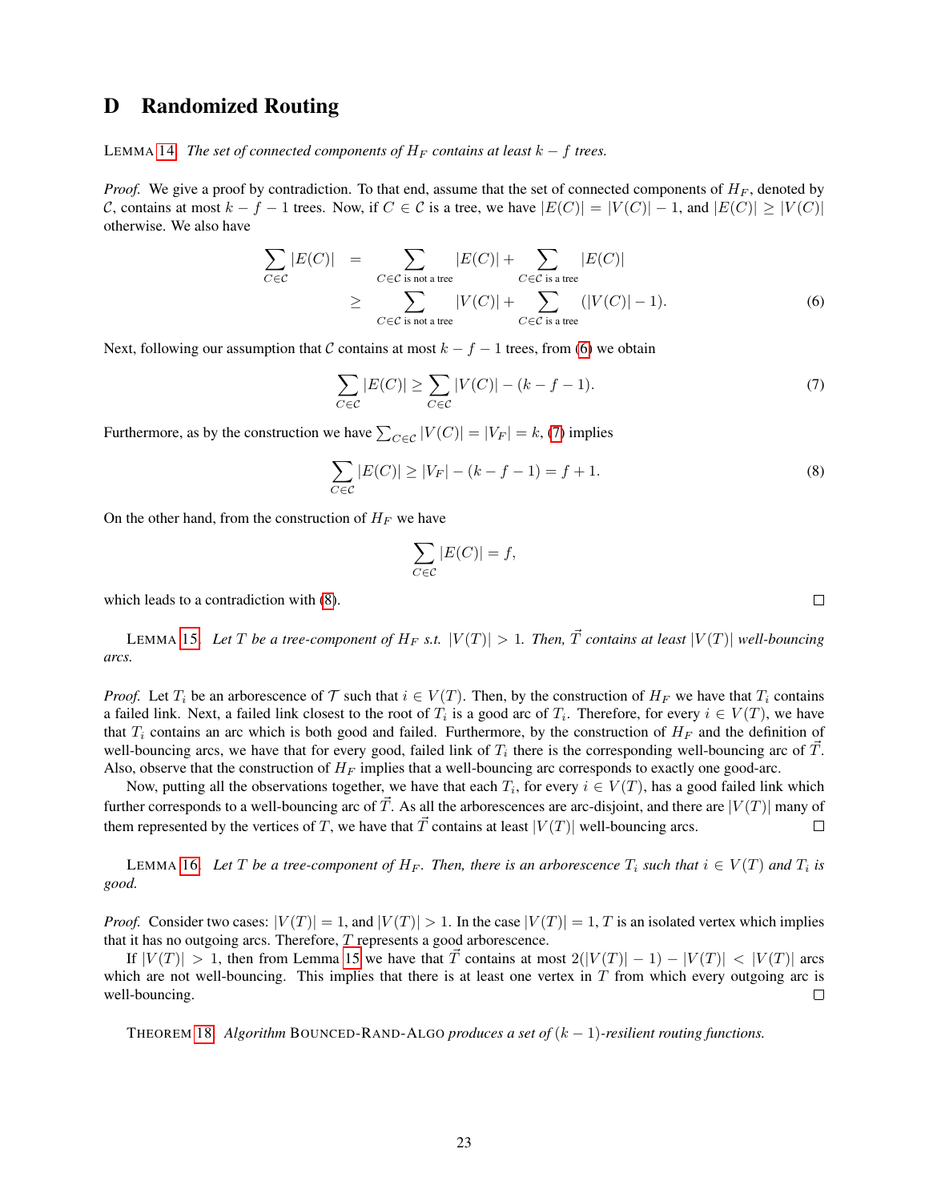# D Randomized Routing

LEMMA 14. *The set of connected components of $H_F$ contains at least $k - f$ trees.*

*Proof.* We give a proof by contradiction. To that end, assume that the set of connected components of $H_F$, denoted by $\mathcal{C}$, contains at most $k - f - 1$ trees. Now, if $C \in \mathcal{C}$ is a tree, we have $|E(C)| = |V(C)| - 1$, and $|E(C)| \geq |V(C)|$ otherwise. We also have

$$\begin{aligned} \sum_{C \in \mathcal{C}} |E(C)| &= \sum_{C \in \mathcal{C} \text{ is not a tree}} |E(C)| + \sum_{C \in \mathcal{C} \text{ is a tree}} |E(C)| \\ &\geq \sum_{C \in \mathcal{C} \text{ is not a tree}} |V(C)| + \sum_{C \in \mathcal{C} \text{ is a tree}} (|V(C)| - 1). \end{aligned} \tag{6}$$

Next, following our assumption that $\mathcal{C}$ contains at most $k - f - 1$ trees, from (6) we obtain

$$\sum_{C \in \mathcal{C}} |E(C)| \geq \sum_{C \in \mathcal{C}} |V(C)| - (k - f - 1). \tag{7}$$

Furthermore, as by the construction we have $\sum_{C \in \mathcal{C}} |V(C)| = |V_F| = k$, (7) implies

$$\sum_{C \in \mathcal{C}} |E(C)| \geq |V_F| - (k - f - 1) = f + 1. \tag{8}$$

On the other hand, from the construction of $H_F$ we have

$$\sum_{C \in \mathcal{C}} |E(C)| = f,$$

which leads to a contradiction with (8). □

LEMMA 15. *Let $T$ be a tree-component of $H_F$ s.t. $|V(T)| > 1$. Then, $\vec{T}$ contains at least $|V(T)|$ well-bouncing arcs.*

*Proof.* Let $T_i$ be an arborescence of $\mathcal{T}$ such that $i \in V(T)$. Then, by the construction of $H_F$ we have that $T_i$ contains a failed link. Next, a failed link closest to the root of $T_i$ is a good arc of $T_i$. Therefore, for every $i \in V(T)$, we have that $T_i$ contains an arc which is both good and failed. Furthermore, by the construction of $H_F$ and the definition of well-bouncing arcs, we have that for every good, failed link of $T_i$ there is the corresponding well-bouncing arc of $\vec{T}$. Also, observe that the construction of $H_F$ implies that a well-bouncing arc corresponds to exactly one good-arc.

Now, putting all the observations together, we have that each $T_i$, for every $i \in V(T)$, has a good failed link which further corresponds to a well-bouncing arc of $\vec{T}$. As all the arborescences are arc-disjoint, and there are $|V(T)|$ many of them represented by the vertices of $T$, we have that $\vec{T}$ contains at least $|V(T)|$ well-bouncing arcs. □

LEMMA 16. *Let $T$ be a tree-component of $H_F$. Then, there is an arborescence $T_i$ such that $i \in V(T)$ and $T_i$ is good.*

*Proof.* Consider two cases: $|V(T)| = 1$, and $|V(T)| > 1$. In the case $|V(T)| = 1$, $T$ is an isolated vertex which implies that it has no outgoing arcs. Therefore, $T$ represents a good arborescence.

If $|V(T)| > 1$, then from Lemma 15 we have that $\vec{T}$ contains at most $2(|V(T)| - 1) - |V(T)| < |V(T)|$ arcs which are not well-bouncing. This implies that there is at least one vertex in $T$ from which every outgoing arc is well-bouncing. □

THEOREM 18. *Algorithm* BOUNCED-RAND-ALGO *produces a set of $(k-1)$-resilient routing functions.*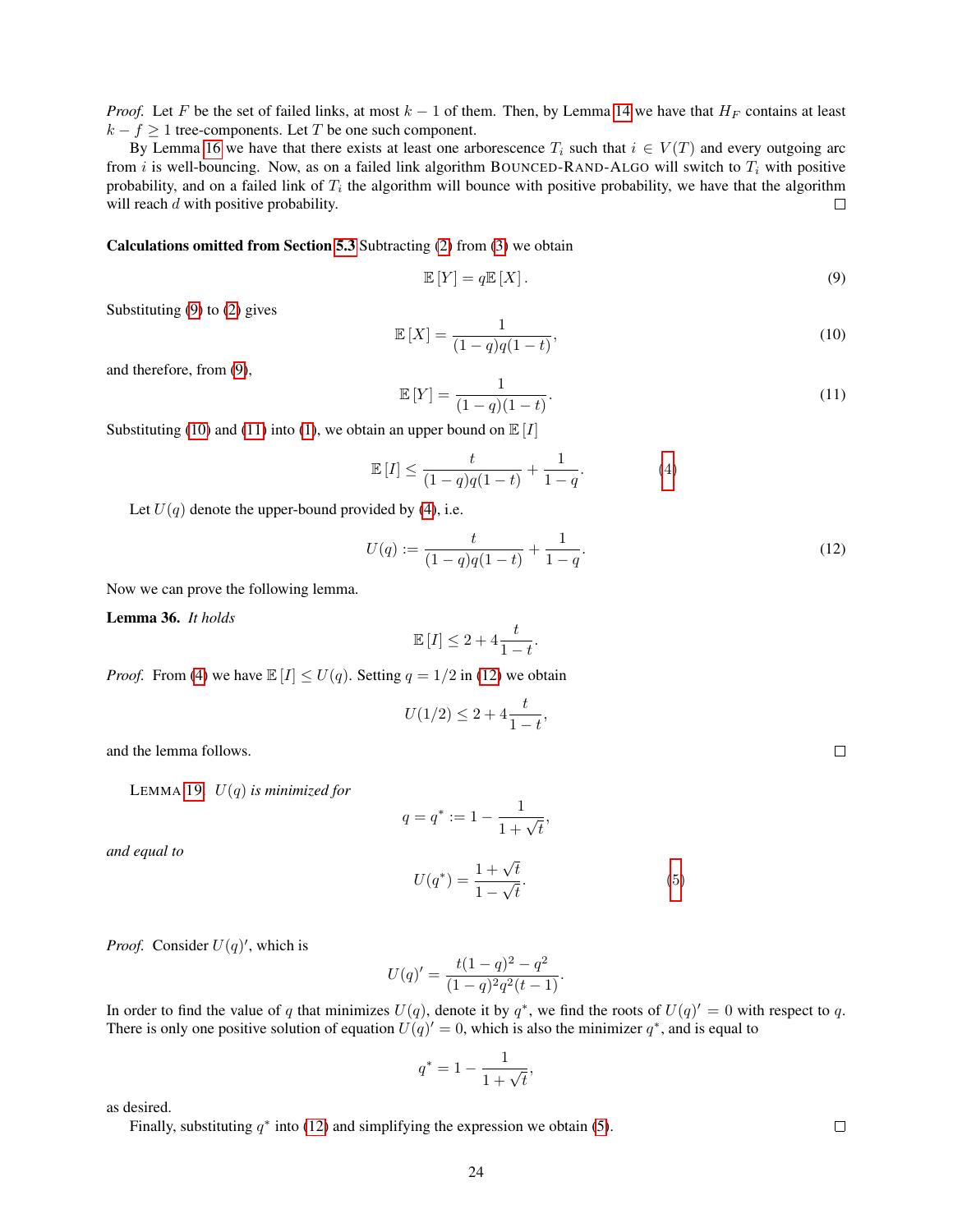*Proof.* Let $F$ be the set of failed links, at most $k-1$ of them. Then, by Lemma 14 we have that $H_F$ contains at least $k - f \geq 1$ tree-components. Let $T$ be one such component.

By Lemma 16 we have that there exists at least one arborescence $T_i$ such that $i \in V(T)$ and every outgoing arc from $i$ is well-bouncing. Now, as on a failed link algorithm BOUNCED-RAND-ALGO will switch to $T_i$ with positive probability, and on a failed link of $T_i$ the algorithm will bounce with positive probability, we have that the algorithm will reach $d$ with positive probability. □

**Calculations omitted from Section 5.3** Subtracting (2) from (3) we obtain

$$\mathbb{E}[Y] = q\mathbb{E}[X]. \tag{9}$$

Substituting (9) to (2) gives

$$\mathbb{E}[X] = \frac{1}{(1-q)q(1-t)}, \tag{10}$$

and therefore, from (9),

$$\mathbb{E}[Y] = \frac{1}{(1-q)(1-t)}. \tag{11}$$

Substituting (10) and (11) into (1), we obtain an upper bound on $\mathbb{E}[I]$

$$\mathbb{E}[I] \leq \frac{t}{(1-q)q(1-t)} + \frac{1}{1-q}. \tag{4}$$

Let $U(q)$ denote the upper-bound provided by (4), i.e.

$$U(q) := \frac{t}{(1-q)q(1-t)} + \frac{1}{1-q}. \tag{12}$$

Now we can prove the following lemma.

**Lemma 36.** *It holds*

$$\mathbb{E}[I] \leq 2 + 4\frac{t}{1-t}.$$

*Proof.* From (4) we have $\mathbb{E}[I] \leq U(q)$. Setting $q = 1/2$ in (12) we obtain

$$U(1/2) \leq 2 + 4\frac{t}{1-t},$$

and the lemma follows. □

LEMMA 19. *$U(q)$ is minimized for*

$$q = q^* := 1 - \frac{1}{1+\sqrt{t}},$$

*and equal to*

$$U(q^*) = \frac{1+\sqrt{t}}{1-\sqrt{t}}. \tag{5}$$

*Proof.* Consider $U(q)'$, which is

$$U(q)' = \frac{t(1-q)^2 - q^2}{(1-q)^2 q^2 (t-1)}.$$

In order to find the value of $q$ that minimizes $U(q)$, denote it by $q^*$, we find the roots of $U(q)' = 0$ with respect to $q$. There is only one positive solution of equation $U(q)' = 0$, which is also the minimizer $q^*$, and is equal to

$$q^* = 1 - \frac{1}{1+\sqrt{t}},$$

as desired.

Finally, substituting $q^*$ into (12) and simplifying the expression we obtain (5). □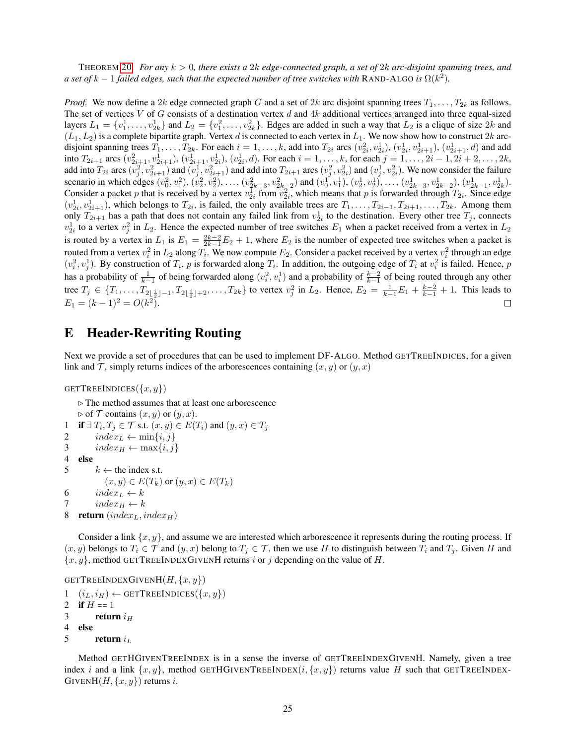THEOREM 20. *For any $k > 0$, there exists a $2k$ edge-connected graph, a set of $2k$ arc-disjoint spanning trees, and a set of $k-1$ failed edges, such that the expected number of tree switches with* RAND-ALGO *is $\Omega(k^2)$.*

*Proof.* We now define a $2k$ edge connected graph $G$ and a set of $2k$ arc disjoint spanning trees $T_1, \ldots, T_{2k}$ as follows. The set of vertices $V$ of $G$ consists of a destination vertex $d$ and $4k$ additional vertices arranged into three equal-sized layers $L_1 = \{v_1^1, \ldots, v_{2k}^1\}$ and $L_2 = \{v_1^2, \ldots, v_{2k}^2\}$. Edges are added in such a way that $L_2$ is a clique of size $2k$ and $(L_1, L_2)$ is a complete bipartite graph. Vertex $d$ is connected to each vertex in $L_1$. We now show how to construct $2k$ arc-disjoint spanning trees $T_1, \ldots, T_{2k}$. For each $i = 1, \ldots, k$, add into $T_{2i}$ arcs $(v_{2i}^2, v_{2i}^1)$, $(v_{2i}^1, v_{2i+1}^1)$, $(v_{2i+1}^1, d)$ and add into $T_{2i+1}$ arcs $(v_{2i+1}^2, v_{2i+1}^1)$, $(v_{2i+1}^1, v_{2i}^1)$, $(v_{2i}^1, d)$. For each $i = 1, \ldots, k$, for each $j = 1, \ldots, 2i-1, 2i+2, \ldots, 2k$, add into $T_{2i}$ arcs $(v_j^2, v_{2i+1}^2)$ and $(v_j^1, v_{2i+1}^2)$ and add into $T_{2i+1}$ arcs $(v_j^2, v_{2i}^2)$ and $(v_j^1, v_{2i}^2)$. We now consider the failure scenario in which edges $(v_0^2, v_1^2)$, $(v_2^2, v_2^2)$, $\ldots$, $(v_{2k-3}^2, v_{2k-2}^2)$ and $(v_0^1, v_1^1)$, $(v_2^1, v_2^1)$, $\ldots$, $(v_{2k-3}^1, v_{2k-2}^1)$, $(v_{2k-1}^1, v_{2k}^1)$. Consider a packet $p$ that is received by a vertex $v_{2i}^1$ from $v_{2i}^2$, which means that $p$ is forwarded through $T_{2i}$. Since edge $(v_{2i}^1, v_{2i+1}^1)$, which belongs to $T_{2i}$, is failed, the only available trees are $T_1, \ldots, T_{2i-1}, T_{2i+1}, \ldots, T_{2k}$. Among them only $T_{2i+1}$ has a path that does not contain any failed link from $v_{2i}^1$ to the destination. Every other tree $T_j$, connects $v_{2i}^1$ to a vertex $v_j^2$ in $L_2$. Hence the expected number of tree switches $E_1$ when a packet received from a vertex in $L_2$ is routed by a vertex in $L_1$ is $E_1 = \frac{2k-2}{2k-1}E_2 + 1$, where $E_2$ is the number of expected tree switches when a packet is routed from a vertex $v_i^2$ in $L_2$ along $T_i$. We now compute $E_2$. Consider a packet received by a vertex $v_i^2$ through an edge $(v_i^2, v_j^1)$. By construction of $T_i$, $p$ is forwarded along $T_i$. In addition, the outgoing edge of $T_i$ at $v_i^2$ is failed. Hence, $p$ has a probability of $\frac{1}{k-1}$ of being forwarded along $(v_i^2, v_i^1)$ and a probability of $\frac{k-2}{k-1}$ of being routed through any other tree $T_j \in \{T_1, \ldots, T_{2\lfloor \frac{i}{2} \rfloor - 1}, T_{2\lfloor \frac{i}{2} \rfloor + 2}, \ldots, T_{2k}\}$ to vertex $v_j^2$ in $L_2$. Hence, $E_2 = \frac{1}{k-1}E_1 + \frac{k-2}{k-1} + 1$. This leads to $E_1 = (k-1)^2 = O(k^2)$. ◻

# E Header-Rewriting Routing

Next we provide a set of procedures that can be used to implement DF-ALGO. Method GETTREEINDICES, for a given link and $\mathcal{T}$, simply returns indices of the arborescences containing $(x, y)$ or $(y, x)$

```
GETTREEINDICES({x, y})
   ▷ The method assumes that at least one arborescence
   ▷ of 𝒯 contains (x, y) or (y, x).
1  if ∃ T_i, T_j ∈ 𝒯 s.t. (x, y) ∈ E(T_i) and (y, x) ∈ T_j
2       index_L ← min{i, j}
3       index_H ← max{i, j}
4  else
5       k ← the index s.t.
            (x, y) ∈ E(T_k) or (y, x) ∈ E(T_k)
6       index_L ← k
7       index_H ← k
8  return (index_L, index_H)
```

Consider a link $\{x, y\}$, and assume we are interested which arborescence it represents during the routing process. If $(x, y)$ belongs to $T_i \in \mathcal{T}$ and $(y, x)$ belong to $T_j \in \mathcal{T}$, then we use $H$ to distinguish between $T_i$ and $T_j$. Given $H$ and $\{x, y\}$, method GETTREEINDEXGIVENH returns $i$ or $j$ depending on the value of $H$.

```
GETTREEINDEXGIVENH(H, {x, y})
1  (i_L, i_H) ← GETTREEINDICES({x, y})
2  if H == 1
3       return i_H
4  else
5       return i_L
```

Method GETHGIVENTREEINDEX is in a sense the inverse of GETTREEINDEXGIVENH. Namely, given a tree index $i$ and a link $\{x, y\}$, method GETHGIVENTREEINDEX$(i, \{x, y\})$ returns value $H$ such that GETTREEINDEX-GIVENH$(H, \{x, y\})$ returns $i$.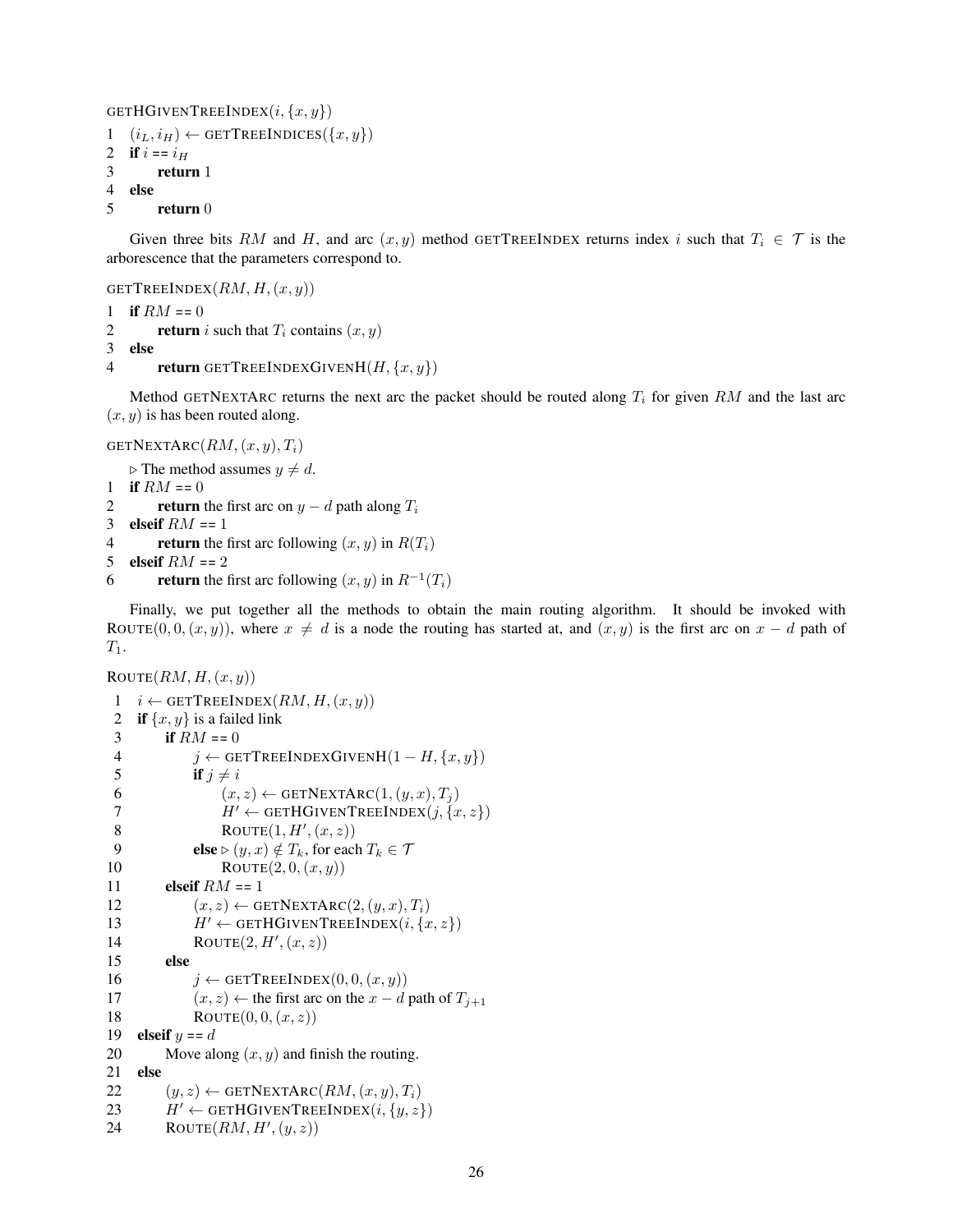```
getHGivenTreeIndex(i, {x, y})
1  (i_L, i_H) ← getTreeIndices({x, y})
2  if i == i_H
3      return 1
4  else
5      return 0
```

Given three bits $RM$ and $H$, and arc $(x, y)$ method GETTREEINDEX returns index $i$ such that $T_i \in \mathcal{T}$ is the arborescence that the parameters correspond to.

```
getTreeIndex(RM, H, (x, y))
1  if RM == 0
2      return i such that T_i contains (x, y)
3  else
4      return getTreeIndexGivenH(H, {x, y})
```

Method GETNEXTARC returns the next arc the packet should be routed along $T_i$ for given $RM$ and the last arc $(x, y)$ is has been routed along.

```
getNextArc(RM, (x, y), T_i)
   ▷ The method assumes y ≠ d.
1  if RM == 0
2      return the first arc on y − d path along T_i
3  elseif RM == 1
4      return the first arc following (x, y) in R(T_i)
5  elseif RM == 2
6      return the first arc following (x, y) in R^{-1}(T_i)
```

Finally, we put together all the methods to obtain the main routing algorithm. It should be invoked with ROUTE$(0, 0, (x, y))$, where $x \neq d$ is a node the routing has started at, and $(x, y)$ is the first arc on $x - d$ path of $T_1$.

```
Route(RM, H, (x, y))
 1  i ← getTreeIndex(RM, H, (x, y))
 2  if {x, y} is a failed link
 3      if RM == 0
 4          j ← getTreeIndexGivenH(1 − H, {x, y})
 5          if j ≠ i
 6              (x, z) ← getNextArc(1, (y, x), T_j)
 7              H' ← getHGivenTreeIndex(j, {x, z})
 8              Route(1, H', (x, z))
 9          else ▷ (y, x) ∉ T_k, for each T_k ∈ 𝒯
10              Route(2, 0, (x, y))
11      elseif RM == 1
12          (x, z) ← getNextArc(2, (y, x), T_i)
13          H' ← getHGivenTreeIndex(i, {x, z})
14          Route(2, H', (x, z))
15      else
16          j ← getTreeIndex(0, 0, (x, y))
17          (x, z) ← the first arc on the x − d path of T_{j+1}
18          Route(0, 0, (x, z))
19  elseif y == d
20      Move along (x, y) and finish the routing.
21  else
22      (y, z) ← getNextArc(RM, (x, y), T_i)
23      H' ← getHGivenTreeIndex(i, {y, z})
24      Route(RM, H', (y, z))
```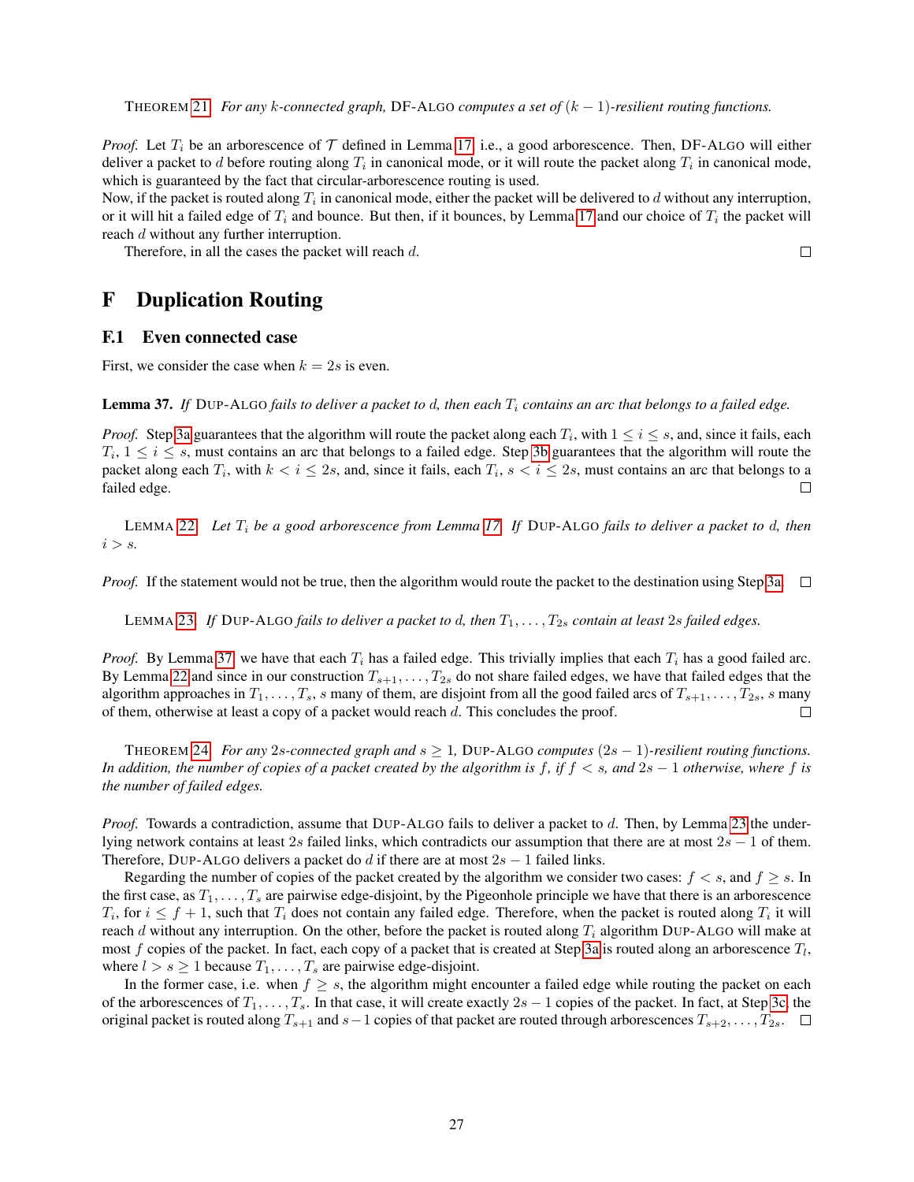THEOREM 21. *For any $k$-connected graph,* DF-ALGO *computes a set of $(k-1)$-resilient routing functions.*

*Proof.* Let $T_i$ be an arborescence of $\mathcal{T}$ defined in Lemma 17, i.e., a good arborescence. Then, DF-ALGO will either deliver a packet to $d$ before routing along $T_i$ in canonical mode, or it will route the packet along $T_i$ in canonical mode, which is guaranteed by the fact that circular-arborescence routing is used.
Now, if the packet is routed along $T_i$ in canonical mode, either the packet will be delivered to $d$ without any interruption, or it will hit a failed edge of $T_i$ and bounce. But then, if it bounces, by Lemma 17 and our choice of $T_i$ the packet will reach $d$ without any further interruption.

Therefore, in all the cases the packet will reach $d$. □

# F Duplication Routing

## F.1 Even connected case

First, we consider the case when $k = 2s$ is even.

**Lemma 37.** *If* DUP-ALGO *fails to deliver a packet to* $d$*, then each $T_i$ contains an arc that belongs to a failed edge.*

*Proof.* Step 3a guarantees that the algorithm will route the packet along each $T_i$, with $1 \leq i \leq s$, and, since it fails, each $T_i$, $1 \leq i \leq s$, must contains an arc that belongs to a failed edge. Step 3b guarantees that the algorithm will route the packet along each $T_i$, with $k < i \leq 2s$, and, since it fails, each $T_i$, $s < i \leq 2s$, must contains an arc that belongs to a failed edge. □

LEMMA 22. *Let $T_i$ be a good arborescence from Lemma 17. If* DUP-ALGO *fails to deliver a packet to $d$, then $i > s$.*

*Proof.* If the statement would not be true, then the algorithm would route the packet to the destination using Step 3a. □

LEMMA 23. *If* DUP-ALGO *fails to deliver a packet to $d$, then $T_1, \ldots, T_{2s}$ contain at least $2s$ failed edges.*

*Proof.* By Lemma 37, we have that each $T_i$ has a failed edge. This trivially implies that each $T_i$ has a good failed arc. By Lemma 22 and since in our construction $T_{s+1}, \ldots, T_{2s}$ do not share failed edges, we have that failed edges that the algorithm approaches in $T_1, \ldots, T_s$, $s$ many of them, are disjoint from all the good failed arcs of $T_{s+1}, \ldots, T_{2s}$, $s$ many of them, otherwise at least a copy of a packet would reach $d$. This concludes the proof. □

THEOREM 24. *For any $2s$-connected graph and $s \geq 1$,* DUP-ALGO *computes $(2s-1)$-resilient routing functions. In addition, the number of copies of a packet created by the algorithm is $f$, if $f < s$, and $2s - 1$ otherwise, where $f$ is the number of failed edges.*

*Proof.* Towards a contradiction, assume that DUP-ALGO fails to deliver a packet to $d$. Then, by Lemma 23 the underlying network contains at least $2s$ failed links, which contradicts our assumption that there are at most $2s - 1$ of them. Therefore, DUP-ALGO delivers a packet do $d$ if there are at most $2s - 1$ failed links.

Regarding the number of copies of the packet created by the algorithm we consider two cases: $f < s$, and $f \geq s$. In the first case, as $T_1, \ldots, T_s$ are pairwise edge-disjoint, by the Pigeonhole principle we have that there is an arborescence $T_i$, for $i \leq f + 1$, such that $T_i$ does not contain any failed edge. Therefore, when the packet is routed along $T_i$ it will reach $d$ without any interruption. On the other, before the packet is routed along $T_i$ algorithm DUP-ALGO will make at most $f$ copies of the packet. In fact, each copy of a packet that is created at Step 3a is routed along an arborescence $T_l$, where $l > s \geq 1$ because $T_1, \ldots, T_s$ are pairwise edge-disjoint.

In the former case, i.e. when $f \geq s$, the algorithm might encounter a failed edge while routing the packet on each of the arborescences of $T_1, \ldots, T_s$. In that case, it will create exactly $2s - 1$ copies of the packet. In fact, at Step 3c, the original packet is routed along $T_{s+1}$ and $s-1$ copies of that packet are routed through arborescences $T_{s+2}, \ldots, T_{2s}$. □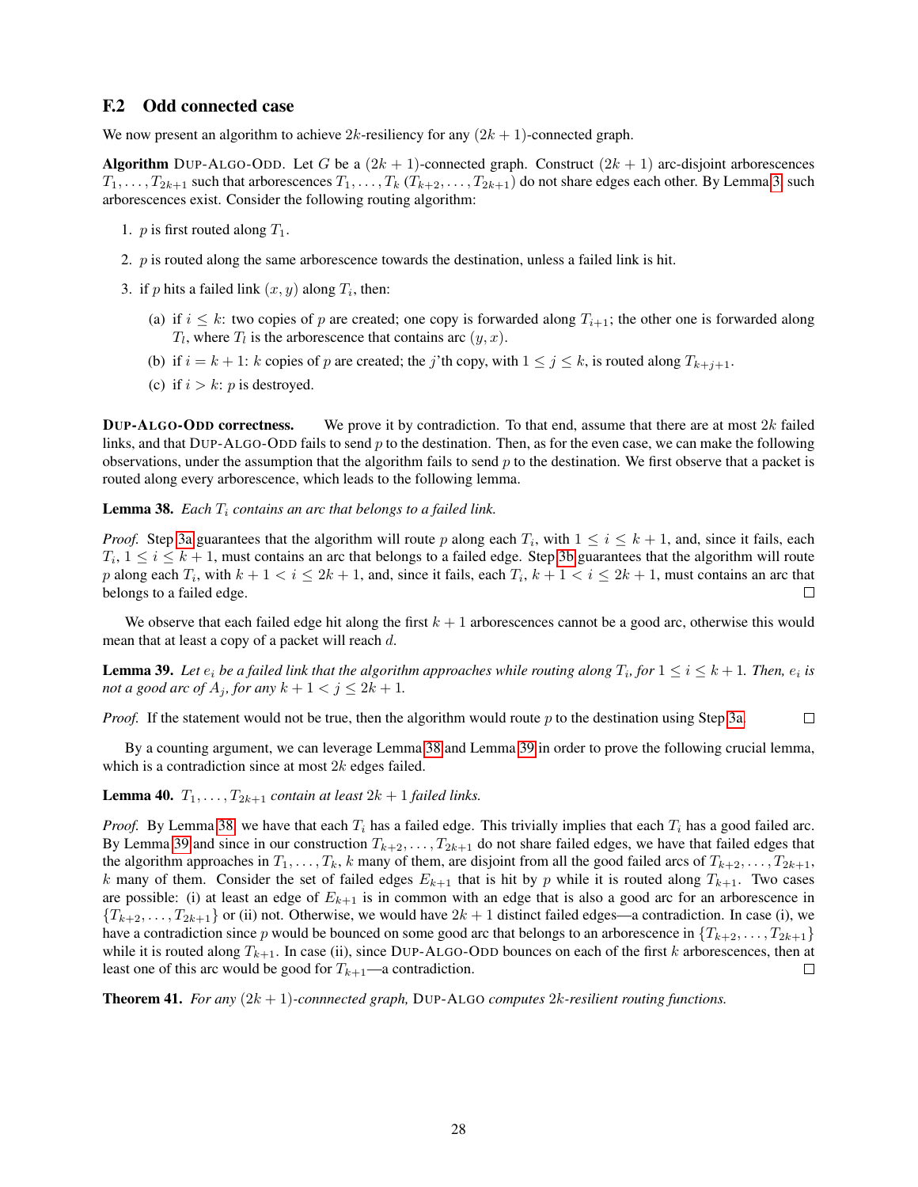## F.2 Odd connected case

We now present an algorithm to achieve $2k$-resiliency for any $(2k+1)$-connected graph.

**Algorithm** DUP-ALGO-ODD. Let $G$ be a $(2k+1)$-connected graph. Construct $(2k+1)$ arc-disjoint arborescences $T_1, \ldots, T_{2k+1}$ such that arborescences $T_1, \ldots, T_k$ ($T_{k+2}, \ldots, T_{2k+1}$) do not share edges each other. By Lemma 3 such arborescences exist. Consider the following routing algorithm:

1. $p$ is first routed along $T_1$.
2. $p$ is routed along the same arborescence towards the destination, unless a failed link is hit.
3. if $p$ hits a failed link $(x, y)$ along $T_i$, then:
   (a) if $i \leq k$: two copies of $p$ are created; one copy is forwarded along $T_{i+1}$; the other one is forwarded along $T_l$, where $T_l$ is the arborescence that contains arc $(y, x)$.
   (b) if $i = k+1$: $k$ copies of $p$ are created; the $j$'th copy, with $1 \leq j \leq k$, is routed along $T_{k+j+1}$.
   (c) if $i > k$: $p$ is destroyed.

**DUP-ALGO-ODD correctness.** We prove it by contradiction. To that end, assume that there are at most $2k$ failed links, and that DUP-ALGO-ODD fails to send $p$ to the destination. Then, as for the even case, we can make the following observations, under the assumption that the algorithm fails to send $p$ to the destination. We first observe that a packet is routed along every arborescence, which leads to the following lemma.

**Lemma 38.** *Each $T_i$ contains an arc that belongs to a failed link.*

*Proof.* Step 3a guarantees that the algorithm will route $p$ along each $T_i$, with $1 \leq i \leq k+1$, and, since it fails, each $T_i$, $1 \leq i \leq k+1$, must contains an arc that belongs to a failed edge. Step 3b guarantees that the algorithm will route $p$ along each $T_i$, with $k+1 < i \leq 2k+1$, and, since it fails, each $T_i$, $k+1 < i \leq 2k+1$, must contains an arc that belongs to a failed edge. □

We observe that each failed edge hit along the first $k+1$ arborescences cannot be a good arc, otherwise this would mean that at least a copy of a packet will reach $d$.

**Lemma 39.** *Let $e_i$ be a failed link that the algorithm approaches while routing along $T_i$, for $1 \leq i \leq k+1$. Then, $e_i$ is not a good arc of $A_j$, for any $k+1 < j \leq 2k+1$.*

*Proof.* If the statement would not be true, then the algorithm would route $p$ to the destination using Step 3a. □

By a counting argument, we can leverage Lemma 38 and Lemma 39 in order to prove the following crucial lemma, which is a contradiction since at most $2k$ edges failed.

**Lemma 40.** *$T_1, \ldots, T_{2k+1}$ contain at least $2k+1$ failed links.*

*Proof.* By Lemma 38, we have that each $T_i$ has a failed edge. This trivially implies that each $T_i$ has a good failed arc. By Lemma 39 and since in our construction $T_{k+2}, \ldots, T_{2k+1}$ do not share failed edges, we have that failed edges that the algorithm approaches in $T_1, \ldots, T_k$, $k$ many of them, are disjoint from all the good failed arcs of $T_{k+2}, \ldots, T_{2k+1}$, $k$ many of them. Consider the set of failed edges $E_{k+1}$ that is hit by $p$ while it is routed along $T_{k+1}$. Two cases are possible: (i) at least an edge of $E_{k+1}$ is in common with an edge that is also a good arc for an arborescence in $\{T_{k+2}, \ldots, T_{2k+1}\}$ or (ii) not. Otherwise, we would have $2k+1$ distinct failed edges—a contradiction. In case (i), we have a contradiction since $p$ would be bounced on some good arc that belongs to an arborescence in $\{T_{k+2}, \ldots, T_{2k+1}\}$ while it is routed along $T_{k+1}$. In case (ii), since DUP-ALGO-ODD bounces on each of the first $k$ arborescences, then at least one of this arc would be good for $T_{k+1}$—a contradiction. □

**Theorem 41.** *For any $(2k+1)$-connnected graph,* DUP-ALGO *computes $2k$-resilient routing functions.*